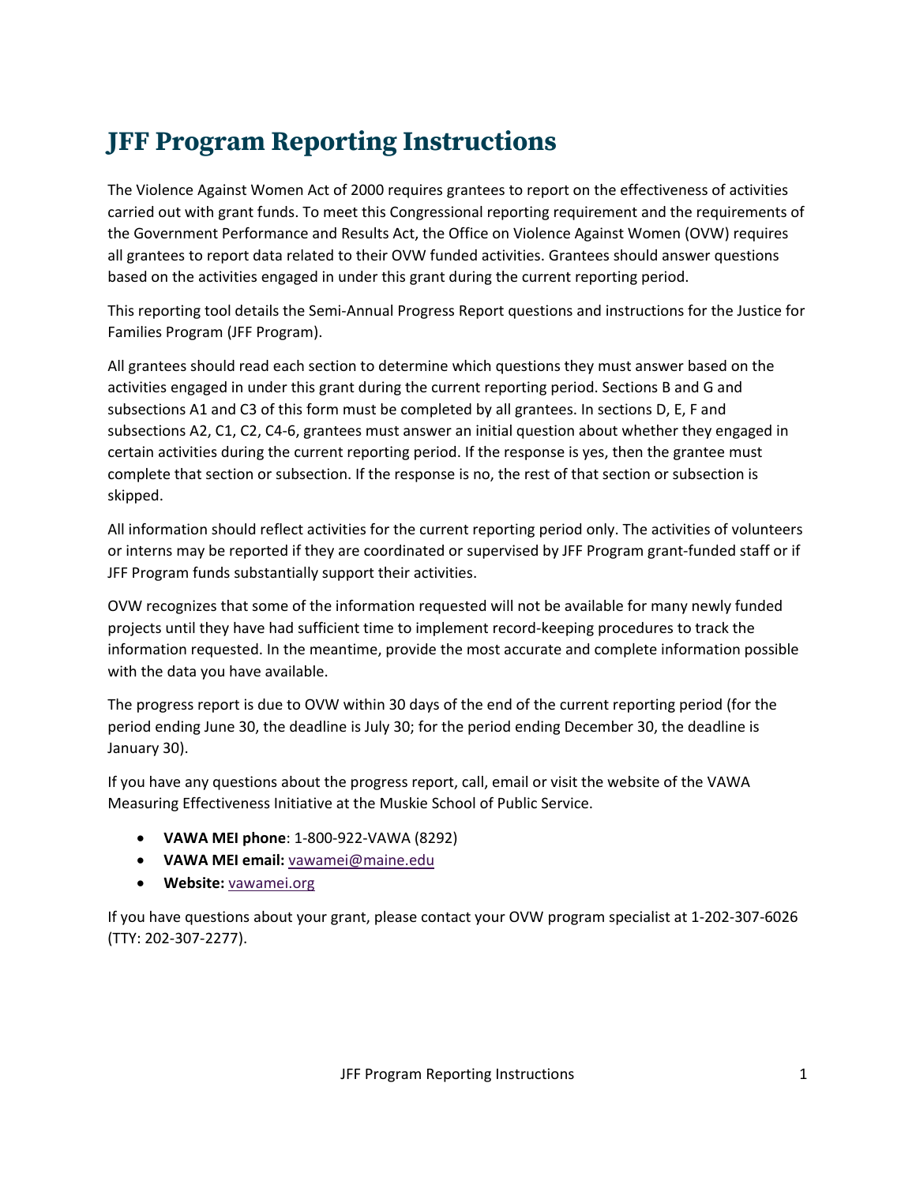# JFF Program Reporting Instructions

The Violence Against Women Act of 2000 requires grantees to report on the effectiveness of activities carried out with grant funds. To meet this Congressional reporting requirement and the requirements of the Government Performance and Results Act, the Office on Violence Against Women (OVW) requires all grantees to report data related to their OVW funded activities. Grantees should answer questions based on the activities engaged in under this grant during the current reporting period.

This reporting tool details the Semi-Annual Progress Report questions and instructions for the Justice for Families Program (JFF Program).

All grantees should read each section to determine which questions they must answer based on the activities engaged in under this grant during the current reporting period. Sections B and G and subsections A1 and C3 of this form must be completed by all grantees. In sections D, E, F and subsections A2, C1, C2, C4-6, grantees must answer an initial question about whether they engaged in certain activities during the current reporting period. If the response is yes, then the grantee must complete that section or subsection. If the response is no, the rest of that section or subsection is skipped.

All information should reflect activities for the current reporting period only. The activities of volunteers or interns may be reported if they are coordinated or supervised by JFF Program grant-funded staff or if JFF Program funds substantially support their activities.

OVW recognizes that some of the information requested will not be available for many newly funded projects until they have had sufficient time to implement record-keeping procedures to track the information requested. In the meantime, provide the most accurate and complete information possible with the data you have available.

The progress report is due to OVW within 30 days of the end of the current reporting period (for the period ending June 30, the deadline is July 30; for the period ending December 30, the deadline is January 30).

If you have any questions about the progress report, call, email or visit the website of the VAWA Measuring Effectiveness Initiative at the Muskie School of Public Service.

- **VAWA MEI phone**: 1-800-922-VAWA (8292)
- **VAWA MEI email:** vawamei@maine.edu
- **Website:** vawamei.org

If you have questions about your grant, please contact your OVW program specialist at 1-202-307-6026 (TTY: 202-307-2277).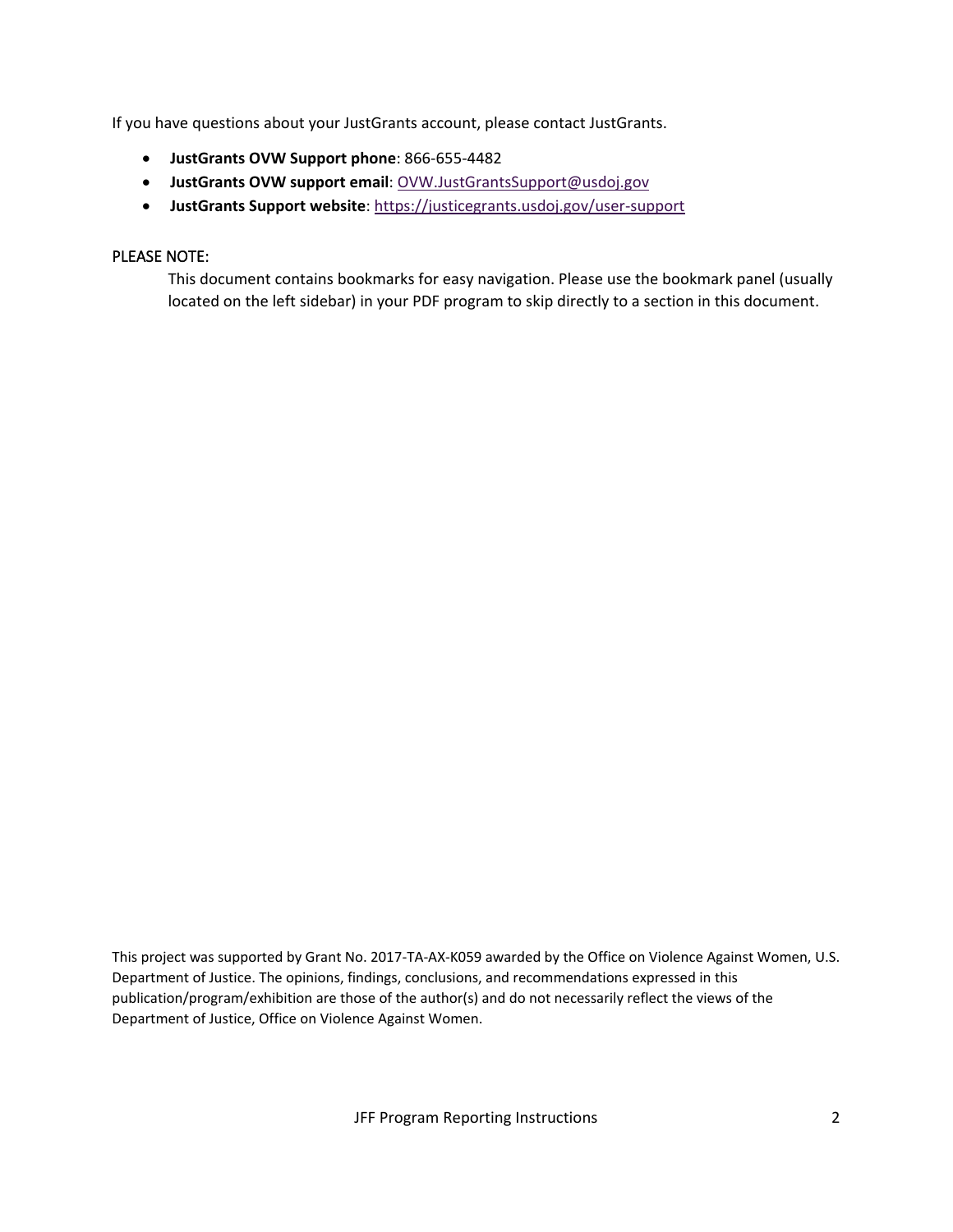If you have questions about your JustGrants account, please contact JustGrants.

- **JustGrants OVW Support phone**: 866-655-4482
- **JustGrants OVW support email**: OVW.JustGrantsSupport@usdoj.gov
- **JustGrants Support website**: https://justicegrants.usdoj.gov/user-support

## PLEASE NOTE:

This document contains bookmarks for easy navigation. Please use the bookmark panel (usually located on the left sidebar) in your PDF program to skip directly to a section in this document.

This project was supported by Grant No. 2017-TA-AX-K059 awarded by the Office on Violence Against Women, U.S. Department of Justice. The opinions, findings, conclusions, and recommendations expressed in this publication/program/exhibition are those of the author(s) and do not necessarily reflect the views of the Department of Justice, Office on Violence Against Women.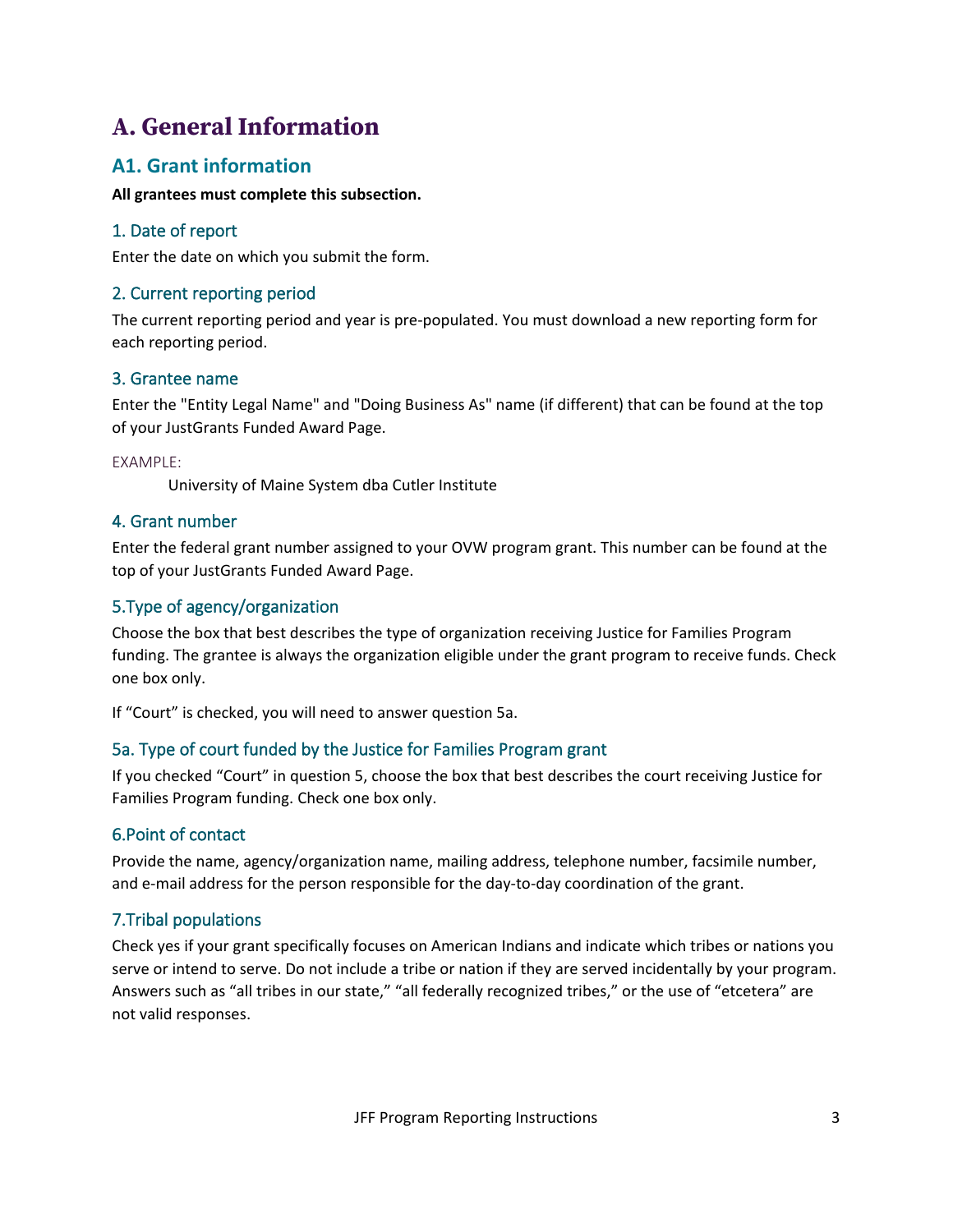# A. General Information

## A1. Grant information

**All grantees must complete this subsection.**

### 1. Date of report

Enter the date on which you submit the form.

### 2. Current reporting period

The current reporting period and year is pre-populated. You must download a new reporting form for each reporting period.

### 3. Grantee name

Enter the "Entity Legal Name" and "Doing Business As" name (if different) that can be found at the top of your JustGrants Funded Award Page.

EXAMPLE:

> University of Maine System dba Cutler Institute

### 4. Grant number

Enter the federal grant number assigned to your OVW program grant. This number can be found at the top of your JustGrants Funded Award Page.

### 5.Type of agency/organization

Choose the box that best describes the type of organization receiving Justice for Families Program funding. The grantee is always the organization eligible under the grant program to receive funds. Check one box only.

If "Court" is checked, you will need to answer question 5a.

### 5a. Type of court funded by the Justice for Families Program grant

If you checked "Court" in question 5, choose the box that best describes the court receiving Justice for Families Program funding. Check one box only.

### 6.Point of contact

Provide the name, agency/organization name, mailing address, telephone number, facsimile number, and e-mail address for the person responsible for the day-to-day coordination of the grant.

### 7.Tribal populations

Check yes if your grant specifically focuses on American Indians and indicate which tribes or nations you serve or intend to serve. Do not include a tribe or nation if they are served incidentally by your program. Answers such as "all tribes in our state," "all federally recognized tribes," or the use of "etcetera" are not valid responses.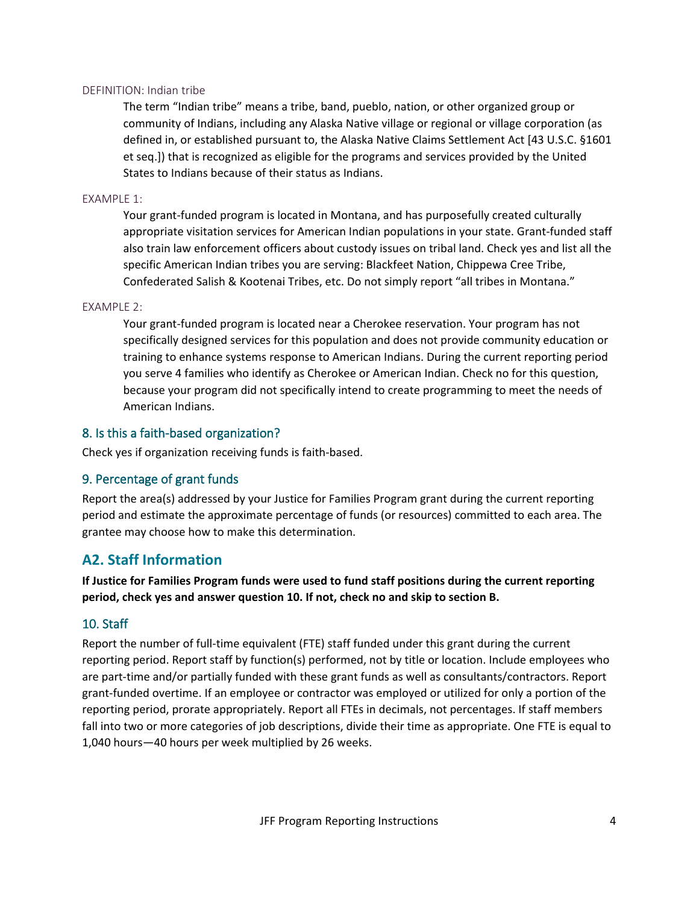DEFINITION: Indian tribe

The term "Indian tribe" means a tribe, band, pueblo, nation, or other organized group or community of Indians, including any Alaska Native village or regional or village corporation (as defined in, or established pursuant to, the Alaska Native Claims Settlement Act [43 U.S.C. §1601 et seq.]) that is recognized as eligible for the programs and services provided by the United States to Indians because of their status as Indians.

EXAMPLE 1:

Your grant-funded program is located in Montana, and has purposefully created culturally appropriate visitation services for American Indian populations in your state. Grant-funded staff also train law enforcement officers about custody issues on tribal land. Check yes and list all the specific American Indian tribes you are serving: Blackfeet Nation, Chippewa Cree Tribe, Confederated Salish & Kootenai Tribes, etc. Do not simply report "all tribes in Montana."

EXAMPLE 2:

Your grant-funded program is located near a Cherokee reservation. Your program has not specifically designed services for this population and does not provide community education or training to enhance systems response to American Indians. During the current reporting period you serve 4 families who identify as Cherokee or American Indian. Check no for this question, because your program did not specifically intend to create programming to meet the needs of American Indians.

### 8. Is this a faith-based organization?

Check yes if organization receiving funds is faith-based.

### 9. Percentage of grant funds

Report the area(s) addressed by your Justice for Families Program grant during the current reporting period and estimate the approximate percentage of funds (or resources) committed to each area. The grantee may choose how to make this determination.

## A2. Staff Information

**If Justice for Families Program funds were used to fund staff positions during the current reporting period, check yes and answer question 10. If not, check no and skip to section B.**

### 10. Staff

Report the number of full-time equivalent (FTE) staff funded under this grant during the current reporting period. Report staff by function(s) performed, not by title or location. Include employees who are part-time and/or partially funded with these grant funds as well as consultants/contractors. Report grant-funded overtime. If an employee or contractor was employed or utilized for only a portion of the reporting period, prorate appropriately. Report all FTEs in decimals, not percentages. If staff members fall into two or more categories of job descriptions, divide their time as appropriate. One FTE is equal to 1,040 hours—40 hours per week multiplied by 26 weeks.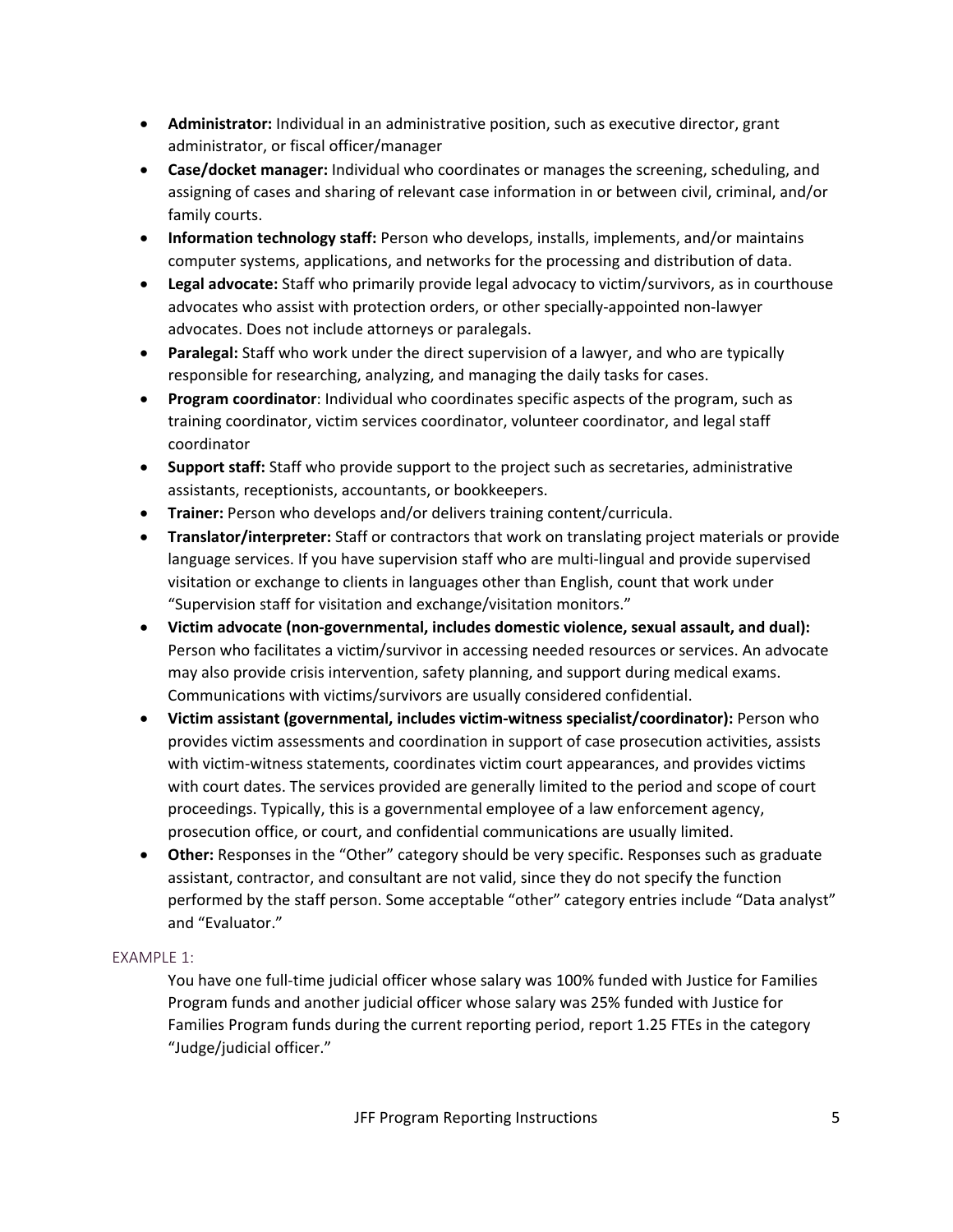- **Administrator:** Individual in an administrative position, such as executive director, grant administrator, or fiscal officer/manager
- **Case/docket manager:** Individual who coordinates or manages the screening, scheduling, and assigning of cases and sharing of relevant case information in or between civil, criminal, and/or family courts.
- **Information technology staff:** Person who develops, installs, implements, and/or maintains computer systems, applications, and networks for the processing and distribution of data.
- **Legal advocate:** Staff who primarily provide legal advocacy to victim/survivors, as in courthouse advocates who assist with protection orders, or other specially-appointed non-lawyer advocates. Does not include attorneys or paralegals.
- **Paralegal:** Staff who work under the direct supervision of a lawyer, and who are typically responsible for researching, analyzing, and managing the daily tasks for cases.
- **Program coordinator**: Individual who coordinates specific aspects of the program, such as training coordinator, victim services coordinator, volunteer coordinator, and legal staff coordinator
- **Support staff:** Staff who provide support to the project such as secretaries, administrative assistants, receptionists, accountants, or bookkeepers.
- **Trainer:** Person who develops and/or delivers training content/curricula.
- **Translator/interpreter:** Staff or contractors that work on translating project materials or provide language services. If you have supervision staff who are multi-lingual and provide supervised visitation or exchange to clients in languages other than English, count that work under "Supervision staff for visitation and exchange/visitation monitors."
- **Victim advocate (non-governmental, includes domestic violence, sexual assault, and dual):** Person who facilitates a victim/survivor in accessing needed resources or services. An advocate may also provide crisis intervention, safety planning, and support during medical exams. Communications with victims/survivors are usually considered confidential.
- **Victim assistant (governmental, includes victim-witness specialist/coordinator):** Person who provides victim assessments and coordination in support of case prosecution activities, assists with victim-witness statements, coordinates victim court appearances, and provides victims with court dates. The services provided are generally limited to the period and scope of court proceedings. Typically, this is a governmental employee of a law enforcement agency, prosecution office, or court, and confidential communications are usually limited.
- **Other:** Responses in the "Other" category should be very specific. Responses such as graduate assistant, contractor, and consultant are not valid, since they do not specify the function performed by the staff person. Some acceptable "other" category entries include "Data analyst" and "Evaluator."

#### EXAMPLE 1:

You have one full-time judicial officer whose salary was 100% funded with Justice for Families Program funds and another judicial officer whose salary was 25% funded with Justice for Families Program funds during the current reporting period, report 1.25 FTEs in the category "Judge/judicial officer."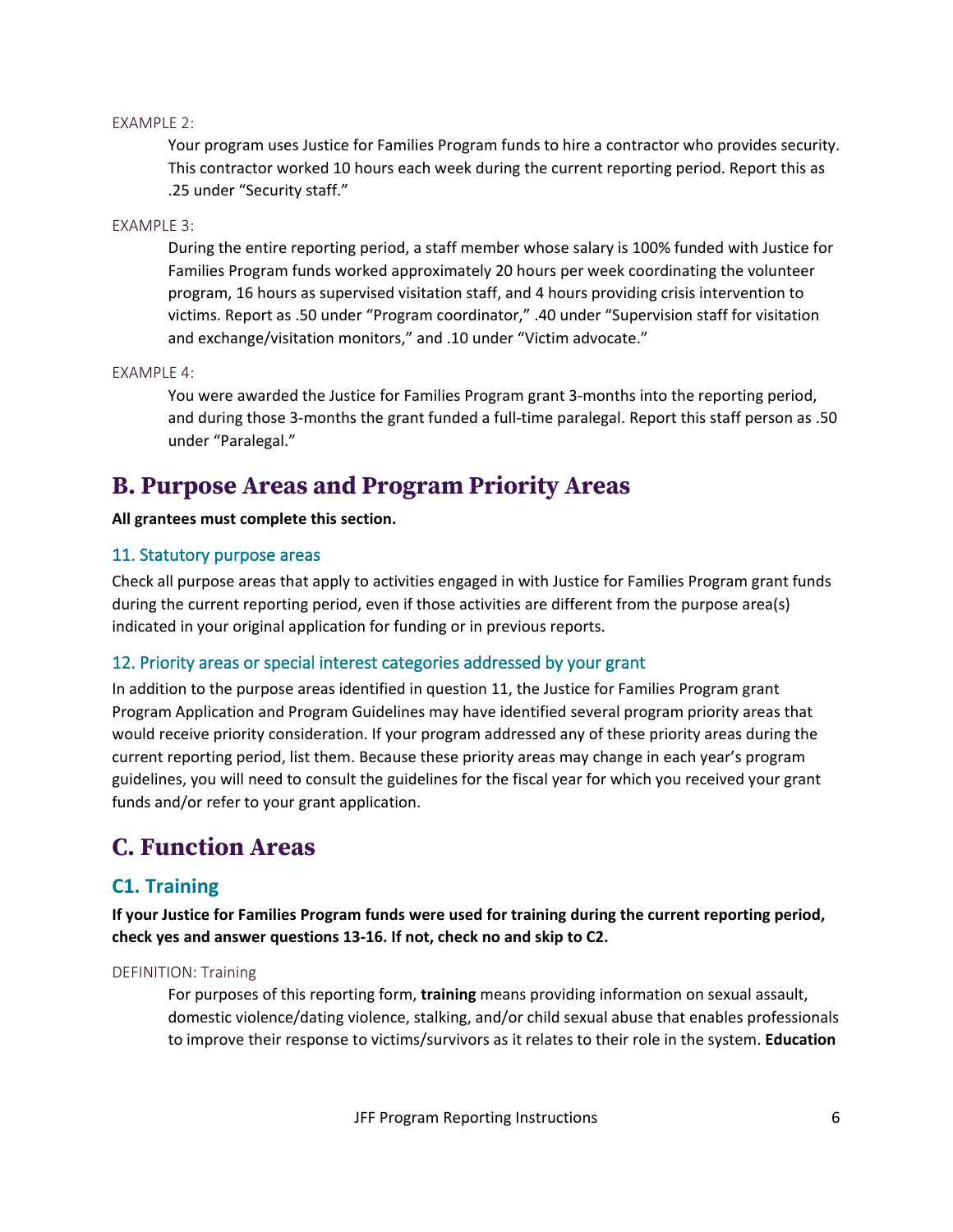EXAMPLE 2:

Your program uses Justice for Families Program funds to hire a contractor who provides security. This contractor worked 10 hours each week during the current reporting period. Report this as .25 under "Security staff."

EXAMPLE 3:

During the entire reporting period, a staff member whose salary is 100% funded with Justice for Families Program funds worked approximately 20 hours per week coordinating the volunteer program, 16 hours as supervised visitation staff, and 4 hours providing crisis intervention to victims. Report as .50 under "Program coordinator," .40 under "Supervision staff for visitation and exchange/visitation monitors," and .10 under "Victim advocate."

EXAMPLE 4:

You were awarded the Justice for Families Program grant 3-months into the reporting period, and during those 3-months the grant funded a full-time paralegal. Report this staff person as .50 under "Paralegal."

# B. Purpose Areas and Program Priority Areas

**All grantees must complete this section.**

### 11. Statutory purpose areas

Check all purpose areas that apply to activities engaged in with Justice for Families Program grant funds during the current reporting period, even if those activities are different from the purpose area(s) indicated in your original application for funding or in previous reports.

### 12. Priority areas or special interest categories addressed by your grant

In addition to the purpose areas identified in question 11, the Justice for Families Program grant Program Application and Program Guidelines may have identified several program priority areas that would receive priority consideration. If your program addressed any of these priority areas during the current reporting period, list them. Because these priority areas may change in each year's program guidelines, you will need to consult the guidelines for the fiscal year for which you received your grant funds and/or refer to your grant application.

# C. Function Areas

## C1. Training

**If your Justice for Families Program funds were used for training during the current reporting period, check yes and answer questions 13-16. If not, check no and skip to C2.**

DEFINITION: Training

For purposes of this reporting form, **training** means providing information on sexual assault, domestic violence/dating violence, stalking, and/or child sexual abuse that enables professionals to improve their response to victims/survivors as it relates to their role in the system. **Education**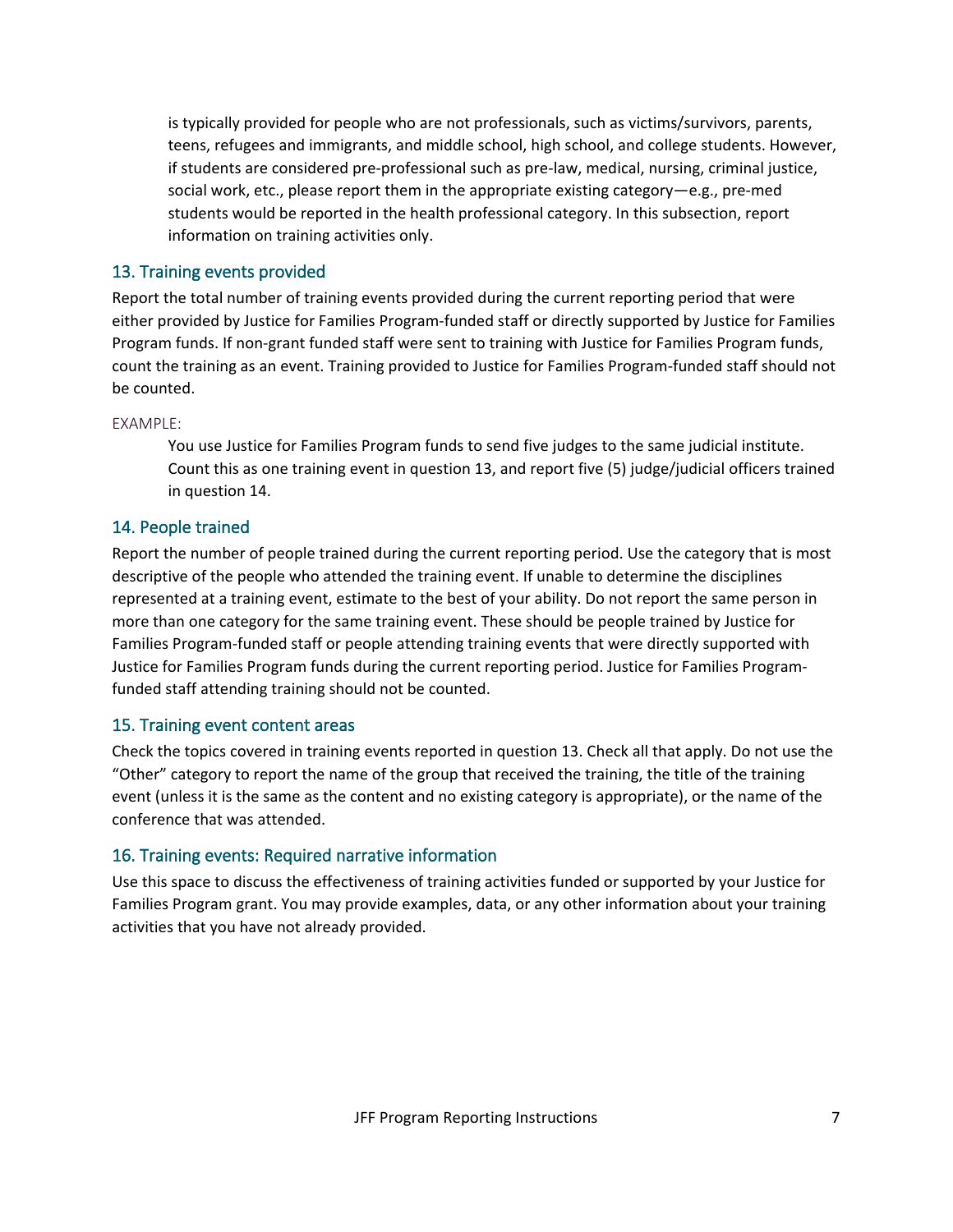is typically provided for people who are not professionals, such as victims/survivors, parents, teens, refugees and immigrants, and middle school, high school, and college students. However, if students are considered pre-professional such as pre-law, medical, nursing, criminal justice, social work, etc., please report them in the appropriate existing category—e.g., pre-med students would be reported in the health professional category. In this subsection, report information on training activities only.

### 13. Training events provided

Report the total number of training events provided during the current reporting period that were either provided by Justice for Families Program-funded staff or directly supported by Justice for Families Program funds. If non-grant funded staff were sent to training with Justice for Families Program funds, count the training as an event. Training provided to Justice for Families Program-funded staff should not be counted.

EXAMPLE:

> You use Justice for Families Program funds to send five judges to the same judicial institute. Count this as one training event in question 13, and report five (5) judge/judicial officers trained in question 14.

### 14. People trained

Report the number of people trained during the current reporting period. Use the category that is most descriptive of the people who attended the training event. If unable to determine the disciplines represented at a training event, estimate to the best of your ability. Do not report the same person in more than one category for the same training event. These should be people trained by Justice for Families Program-funded staff or people attending training events that were directly supported with Justice for Families Program funds during the current reporting period. Justice for Families Program-funded staff attending training should not be counted.

### 15. Training event content areas

Check the topics covered in training events reported in question 13. Check all that apply. Do not use the "Other" category to report the name of the group that received the training, the title of the training event (unless it is the same as the content and no existing category is appropriate), or the name of the conference that was attended.

### 16. Training events: Required narrative information

Use this space to discuss the effectiveness of training activities funded or supported by your Justice for Families Program grant. You may provide examples, data, or any other information about your training activities that you have not already provided.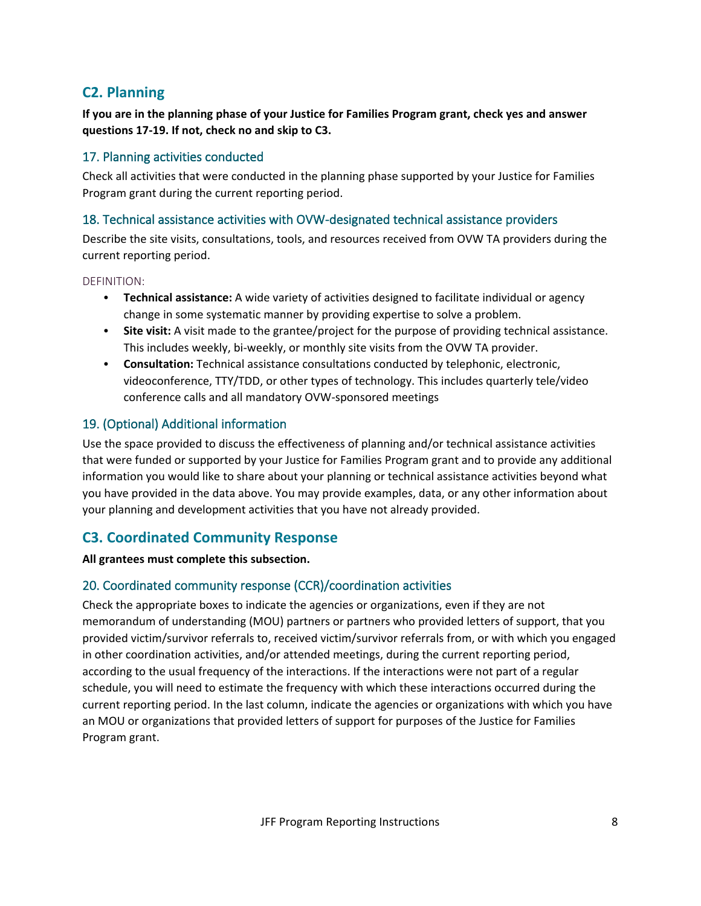## C2. Planning

**If you are in the planning phase of your Justice for Families Program grant, check yes and answer questions 17-19. If not, check no and skip to C3.**

### 17. Planning activities conducted

Check all activities that were conducted in the planning phase supported by your Justice for Families Program grant during the current reporting period.

### 18. Technical assistance activities with OVW-designated technical assistance providers

Describe the site visits, consultations, tools, and resources received from OVW TA providers during the current reporting period.

DEFINITION:

- **Technical assistance:** A wide variety of activities designed to facilitate individual or agency change in some systematic manner by providing expertise to solve a problem.
- **Site visit:** A visit made to the grantee/project for the purpose of providing technical assistance. This includes weekly, bi-weekly, or monthly site visits from the OVW TA provider.
- **Consultation:** Technical assistance consultations conducted by telephonic, electronic, videoconference, TTY/TDD, or other types of technology. This includes quarterly tele/video conference calls and all mandatory OVW-sponsored meetings

### 19. (Optional) Additional information

Use the space provided to discuss the effectiveness of planning and/or technical assistance activities that were funded or supported by your Justice for Families Program grant and to provide any additional information you would like to share about your planning or technical assistance activities beyond what you have provided in the data above. You may provide examples, data, or any other information about your planning and development activities that you have not already provided.

## C3. Coordinated Community Response

**All grantees must complete this subsection.**

### 20. Coordinated community response (CCR)/coordination activities

Check the appropriate boxes to indicate the agencies or organizations, even if they are not memorandum of understanding (MOU) partners or partners who provided letters of support, that you provided victim/survivor referrals to, received victim/survivor referrals from, or with which you engaged in other coordination activities, and/or attended meetings, during the current reporting period, according to the usual frequency of the interactions. If the interactions were not part of a regular schedule, you will need to estimate the frequency with which these interactions occurred during the current reporting period. In the last column, indicate the agencies or organizations with which you have an MOU or organizations that provided letters of support for purposes of the Justice for Families Program grant.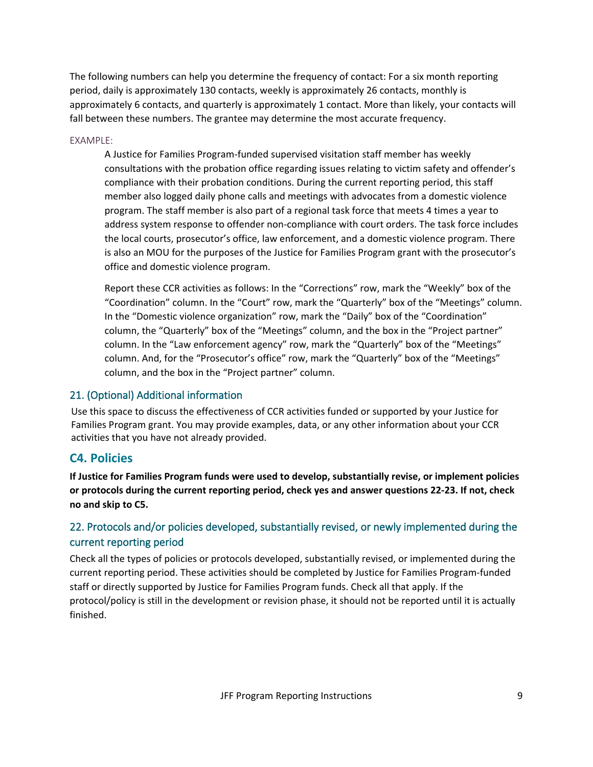The following numbers can help you determine the frequency of contact: For a six month reporting period, daily is approximately 130 contacts, weekly is approximately 26 contacts, monthly is approximately 6 contacts, and quarterly is approximately 1 contact. More than likely, your contacts will fall between these numbers. The grantee may determine the most accurate frequency.

EXAMPLE:

> A Justice for Families Program-funded supervised visitation staff member has weekly consultations with the probation office regarding issues relating to victim safety and offender's compliance with their probation conditions. During the current reporting period, this staff member also logged daily phone calls and meetings with advocates from a domestic violence program. The staff member is also part of a regional task force that meets 4 times a year to address system response to offender non-compliance with court orders. The task force includes the local courts, prosecutor's office, law enforcement, and a domestic violence program. There is also an MOU for the purposes of the Justice for Families Program grant with the prosecutor's office and domestic violence program.
>
> Report these CCR activities as follows: In the "Corrections" row, mark the "Weekly" box of the "Coordination" column. In the "Court" row, mark the "Quarterly" box of the "Meetings" column. In the "Domestic violence organization" row, mark the "Daily" box of the "Coordination" column, the "Quarterly" box of the "Meetings" column, and the box in the "Project partner" column. In the "Law enforcement agency" row, mark the "Quarterly" box of the "Meetings" column. And, for the "Prosecutor's office" row, mark the "Quarterly" box of the "Meetings" column, and the box in the "Project partner" column.

### 21. (Optional) Additional information

Use this space to discuss the effectiveness of CCR activities funded or supported by your Justice for Families Program grant. You may provide examples, data, or any other information about your CCR activities that you have not already provided.

## C4. Policies

**If Justice for Families Program funds were used to develop, substantially revise, or implement policies or protocols during the current reporting period, check yes and answer questions 22-23. If not, check no and skip to C5.**

### 22. Protocols and/or policies developed, substantially revised, or newly implemented during the current reporting period

Check all the types of policies or protocols developed, substantially revised, or implemented during the current reporting period. These activities should be completed by Justice for Families Program-funded staff or directly supported by Justice for Families Program funds. Check all that apply. If the protocol/policy is still in the development or revision phase, it should not be reported until it is actually finished.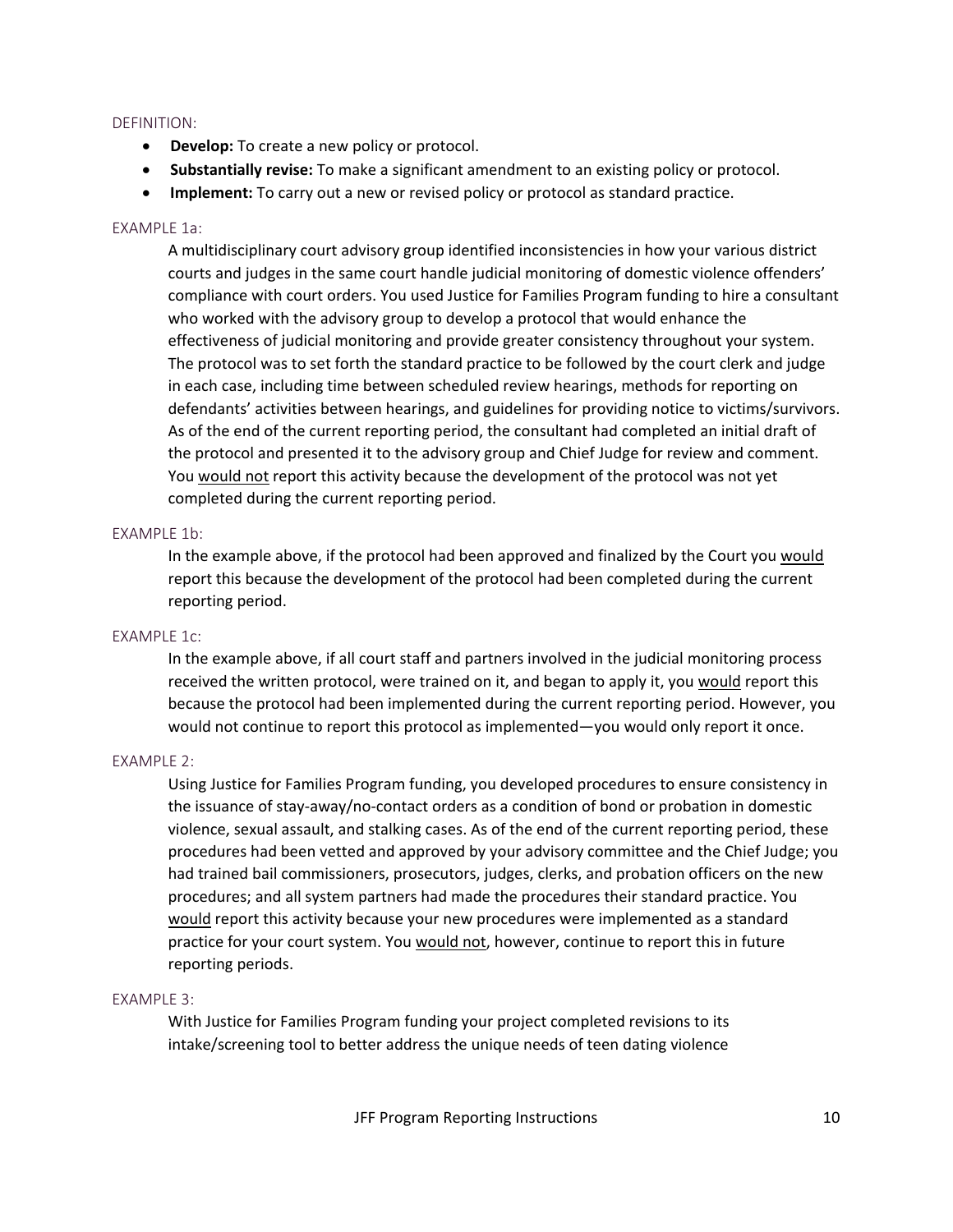DEFINITION:

- **Develop:** To create a new policy or protocol.
- **Substantially revise:** To make a significant amendment to an existing policy or protocol.
- **Implement:** To carry out a new or revised policy or protocol as standard practice.

EXAMPLE 1a:

A multidisciplinary court advisory group identified inconsistencies in how your various district courts and judges in the same court handle judicial monitoring of domestic violence offenders' compliance with court orders. You used Justice for Families Program funding to hire a consultant who worked with the advisory group to develop a protocol that would enhance the effectiveness of judicial monitoring and provide greater consistency throughout your system. The protocol was to set forth the standard practice to be followed by the court clerk and judge in each case, including time between scheduled review hearings, methods for reporting on defendants' activities between hearings, and guidelines for providing notice to victims/survivors. As of the end of the current reporting period, the consultant had completed an initial draft of the protocol and presented it to the advisory group and Chief Judge for review and comment. You <u>would not</u> report this activity because the development of the protocol was not yet completed during the current reporting period.

EXAMPLE 1b:

In the example above, if the protocol had been approved and finalized by the Court you <u>would</u> report this because the development of the protocol had been completed during the current reporting period.

EXAMPLE 1c:

In the example above, if all court staff and partners involved in the judicial monitoring process received the written protocol, were trained on it, and began to apply it, you <u>would</u> report this because the protocol had been implemented during the current reporting period. However, you would not continue to report this protocol as implemented—you would only report it once.

EXAMPLE 2:

Using Justice for Families Program funding, you developed procedures to ensure consistency in the issuance of stay-away/no-contact orders as a condition of bond or probation in domestic violence, sexual assault, and stalking cases. As of the end of the current reporting period, these procedures had been vetted and approved by your advisory committee and the Chief Judge; you had trained bail commissioners, prosecutors, judges, clerks, and probation officers on the new procedures; and all system partners had made the procedures their standard practice. You <u>would</u> report this activity because your new procedures were implemented as a standard practice for your court system. You <u>would not</u>, however, continue to report this in future reporting periods.

EXAMPLE 3:

With Justice for Families Program funding your project completed revisions to its intake/screening tool to better address the unique needs of teen dating violence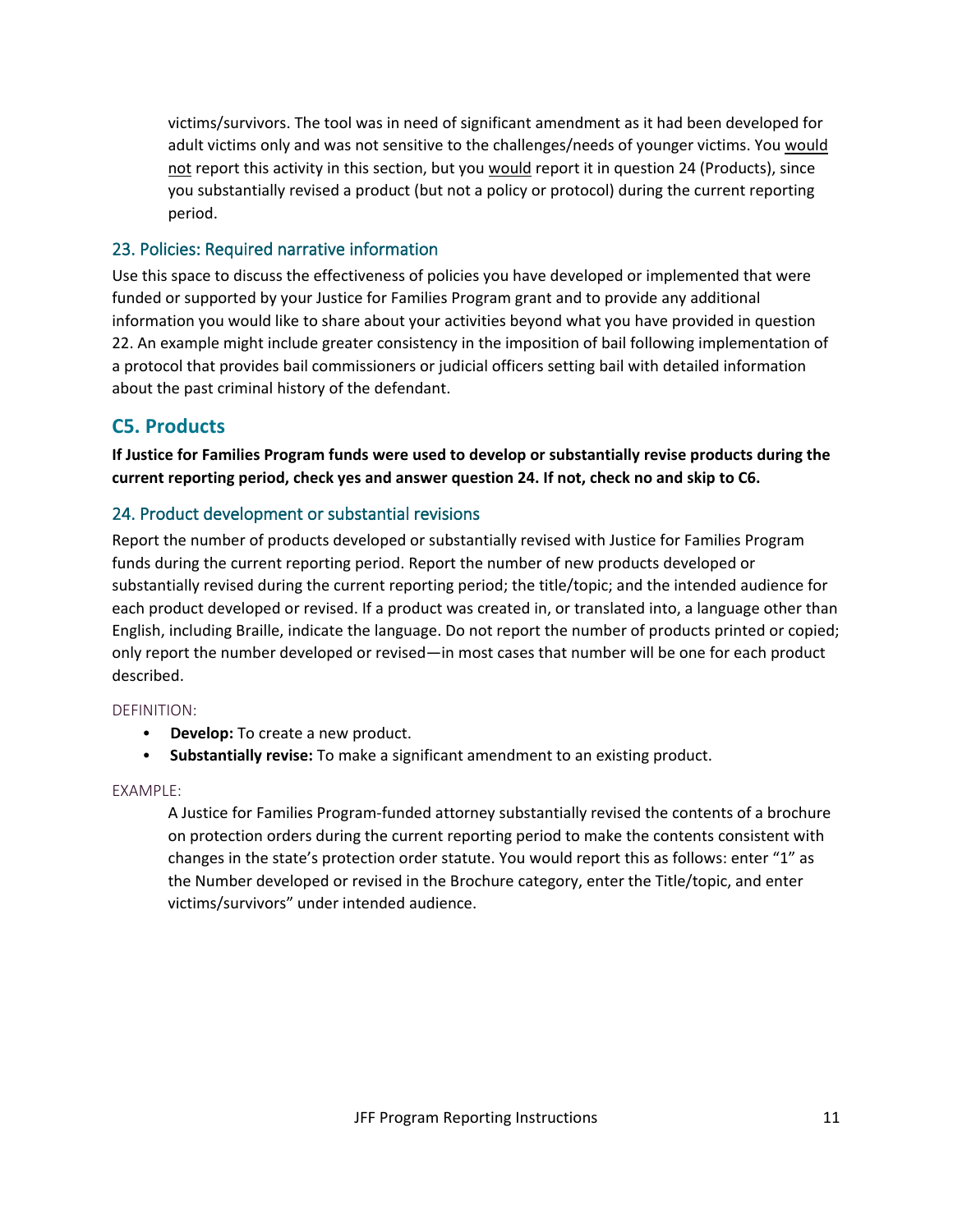victims/survivors. The tool was in need of significant amendment as it had been developed for adult victims only and was not sensitive to the challenges/needs of younger victims. You would not report this activity in this section, but you would report it in question 24 (Products), since you substantially revised a product (but not a policy or protocol) during the current reporting period.

### 23. Policies: Required narrative information

Use this space to discuss the effectiveness of policies you have developed or implemented that were funded or supported by your Justice for Families Program grant and to provide any additional information you would like to share about your activities beyond what you have provided in question 22. An example might include greater consistency in the imposition of bail following implementation of a protocol that provides bail commissioners or judicial officers setting bail with detailed information about the past criminal history of the defendant.

## C5. Products

**If Justice for Families Program funds were used to develop or substantially revise products during the current reporting period, check yes and answer question 24. If not, check no and skip to C6.**

### 24. Product development or substantial revisions

Report the number of products developed or substantially revised with Justice for Families Program funds during the current reporting period. Report the number of new products developed or substantially revised during the current reporting period; the title/topic; and the intended audience for each product developed or revised. If a product was created in, or translated into, a language other than English, including Braille, indicate the language. Do not report the number of products printed or copied; only report the number developed or revised—in most cases that number will be one for each product described.

DEFINITION:

- **Develop:** To create a new product.
- **Substantially revise:** To make a significant amendment to an existing product.

EXAMPLE:

A Justice for Families Program-funded attorney substantially revised the contents of a brochure on protection orders during the current reporting period to make the contents consistent with changes in the state's protection order statute. You would report this as follows: enter "1" as the Number developed or revised in the Brochure category, enter the Title/topic, and enter victims/survivors" under intended audience.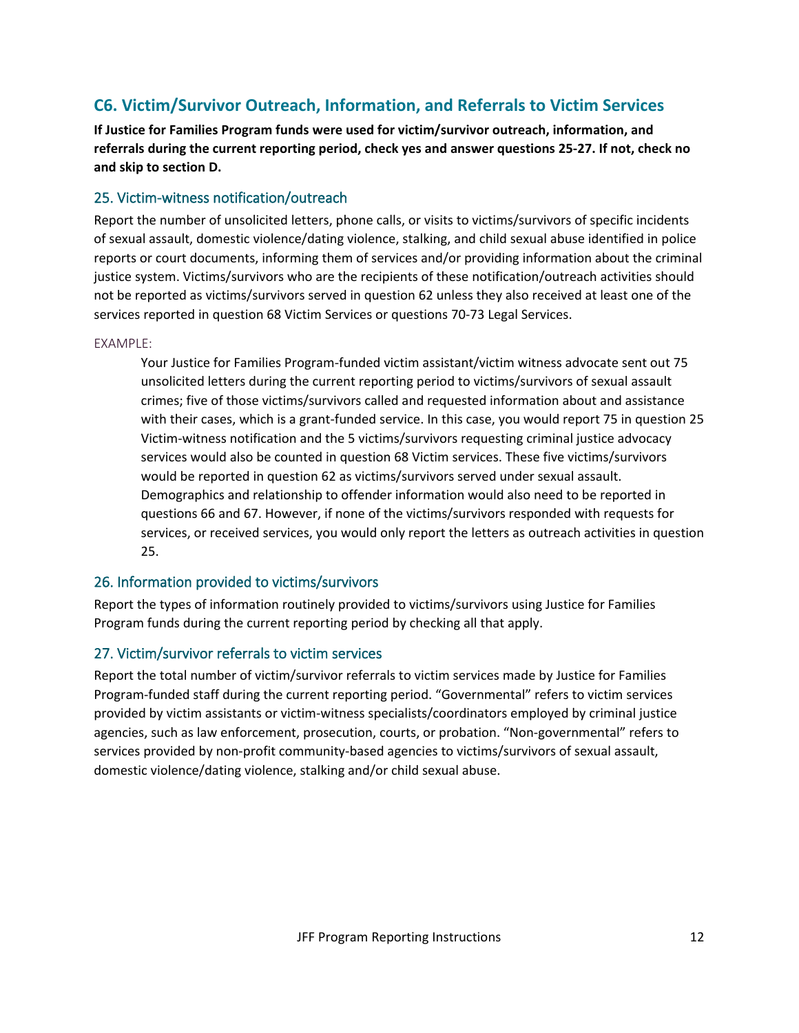## C6. Victim/Survivor Outreach, Information, and Referrals to Victim Services

**If Justice for Families Program funds were used for victim/survivor outreach, information, and referrals during the current reporting period, check yes and answer questions 25-27. If not, check no and skip to section D.**

### 25. Victim-witness notification/outreach

Report the number of unsolicited letters, phone calls, or visits to victims/survivors of specific incidents of sexual assault, domestic violence/dating violence, stalking, and child sexual abuse identified in police reports or court documents, informing them of services and/or providing information about the criminal justice system. Victims/survivors who are the recipients of these notification/outreach activities should not be reported as victims/survivors served in question 62 unless they also received at least one of the services reported in question 68 Victim Services or questions 70-73 Legal Services.

EXAMPLE:

> Your Justice for Families Program-funded victim assistant/victim witness advocate sent out 75 unsolicited letters during the current reporting period to victims/survivors of sexual assault crimes; five of those victims/survivors called and requested information about and assistance with their cases, which is a grant-funded service. In this case, you would report 75 in question 25 Victim-witness notification and the 5 victims/survivors requesting criminal justice advocacy services would also be counted in question 68 Victim services. These five victims/survivors would be reported in question 62 as victims/survivors served under sexual assault. Demographics and relationship to offender information would also need to be reported in questions 66 and 67. However, if none of the victims/survivors responded with requests for services, or received services, you would only report the letters as outreach activities in question 25.

### 26. Information provided to victims/survivors

Report the types of information routinely provided to victims/survivors using Justice for Families Program funds during the current reporting period by checking all that apply.

### 27. Victim/survivor referrals to victim services

Report the total number of victim/survivor referrals to victim services made by Justice for Families Program-funded staff during the current reporting period. "Governmental" refers to victim services provided by victim assistants or victim-witness specialists/coordinators employed by criminal justice agencies, such as law enforcement, prosecution, courts, or probation. "Non-governmental" refers to services provided by non-profit community-based agencies to victims/survivors of sexual assault, domestic violence/dating violence, stalking and/or child sexual abuse.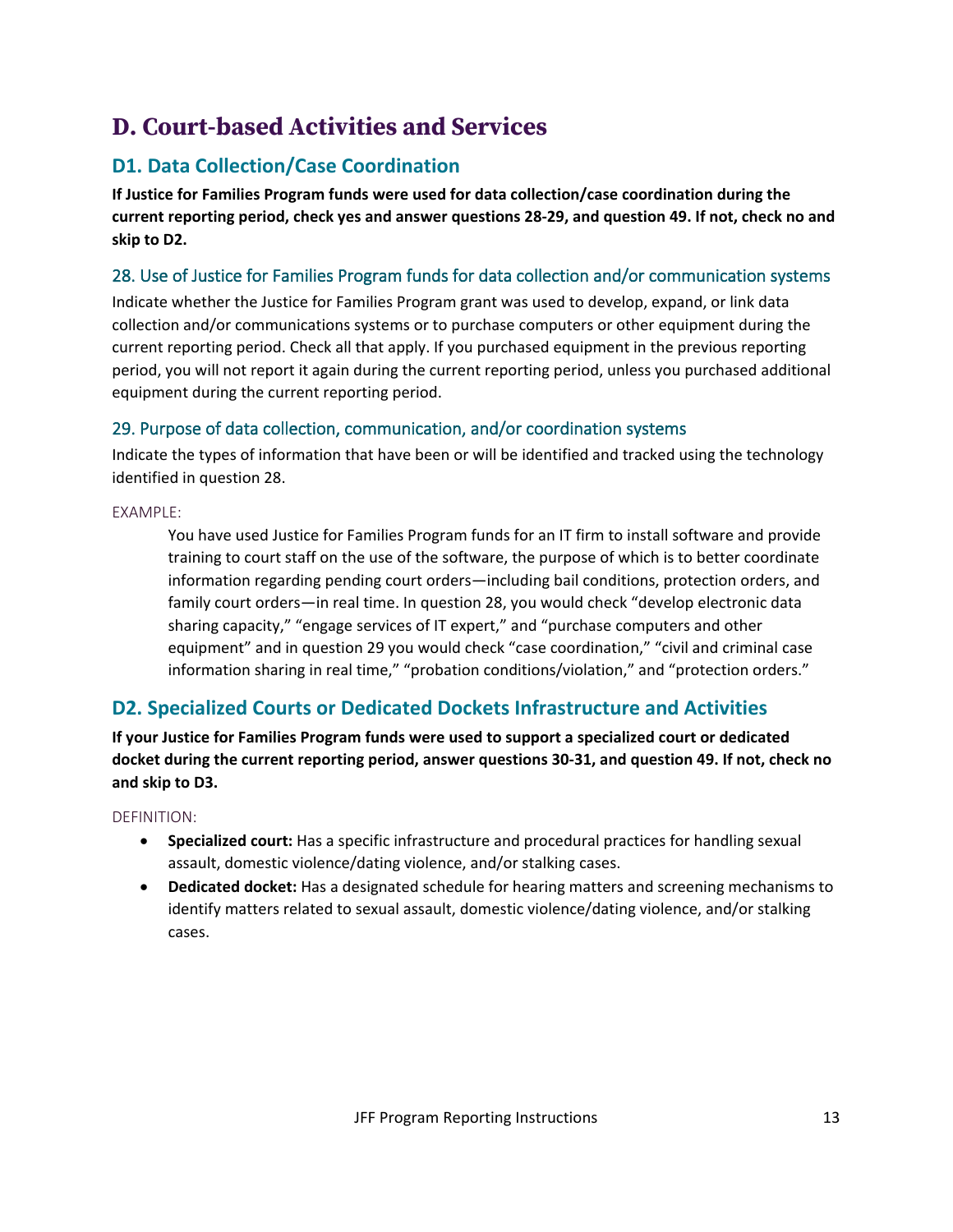# D. Court-based Activities and Services

## D1. Data Collection/Case Coordination

**If Justice for Families Program funds were used for data collection/case coordination during the current reporting period, check yes and answer questions 28-29, and question 49. If not, check no and skip to D2.**

### 28. Use of Justice for Families Program funds for data collection and/or communication systems

Indicate whether the Justice for Families Program grant was used to develop, expand, or link data collection and/or communications systems or to purchase computers or other equipment during the current reporting period. Check all that apply. If you purchased equipment in the previous reporting period, you will not report it again during the current reporting period, unless you purchased additional equipment during the current reporting period.

### 29. Purpose of data collection, communication, and/or coordination systems

Indicate the types of information that have been or will be identified and tracked using the technology identified in question 28.

EXAMPLE:

> You have used Justice for Families Program funds for an IT firm to install software and provide training to court staff on the use of the software, the purpose of which is to better coordinate information regarding pending court orders—including bail conditions, protection orders, and family court orders—in real time. In question 28, you would check "develop electronic data sharing capacity," "engage services of IT expert," and "purchase computers and other equipment" and in question 29 you would check "case coordination," "civil and criminal case information sharing in real time," "probation conditions/violation," and "protection orders."

## D2. Specialized Courts or Dedicated Dockets Infrastructure and Activities

**If your Justice for Families Program funds were used to support a specialized court or dedicated docket during the current reporting period, answer questions 30-31, and question 49. If not, check no and skip to D3.**

DEFINITION:

- **Specialized court:** Has a specific infrastructure and procedural practices for handling sexual assault, domestic violence/dating violence, and/or stalking cases.
- **Dedicated docket:** Has a designated schedule for hearing matters and screening mechanisms to identify matters related to sexual assault, domestic violence/dating violence, and/or stalking cases.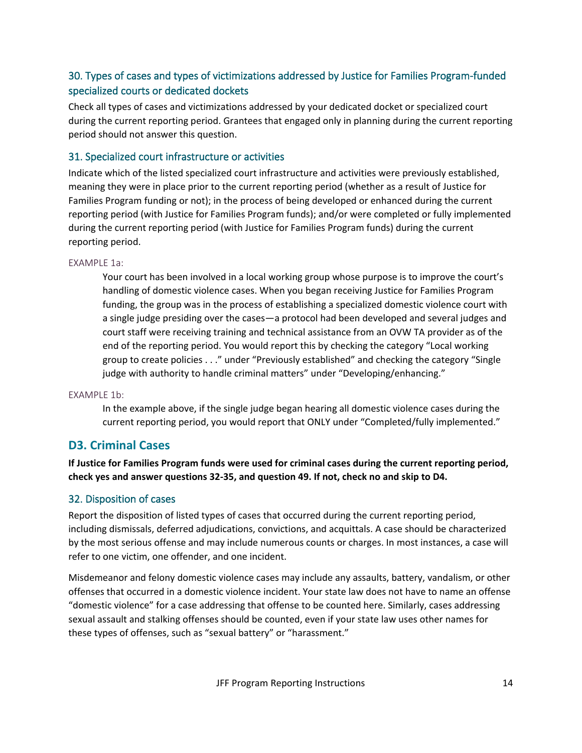### 30. Types of cases and types of victimizations addressed by Justice for Families Program-funded specialized courts or dedicated dockets

Check all types of cases and victimizations addressed by your dedicated docket or specialized court during the current reporting period. Grantees that engaged only in planning during the current reporting period should not answer this question.

### 31. Specialized court infrastructure or activities

Indicate which of the listed specialized court infrastructure and activities were previously established, meaning they were in place prior to the current reporting period (whether as a result of Justice for Families Program funding or not); in the process of being developed or enhanced during the current reporting period (with Justice for Families Program funds); and/or were completed or fully implemented during the current reporting period (with Justice for Families Program funds) during the current reporting period.

EXAMPLE 1a:

> Your court has been involved in a local working group whose purpose is to improve the court's handling of domestic violence cases. When you began receiving Justice for Families Program funding, the group was in the process of establishing a specialized domestic violence court with a single judge presiding over the cases—a protocol had been developed and several judges and court staff were receiving training and technical assistance from an OVW TA provider as of the end of the reporting period. You would report this by checking the category "Local working group to create policies . . ." under "Previously established" and checking the category "Single judge with authority to handle criminal matters" under "Developing/enhancing."

EXAMPLE 1b:

> In the example above, if the single judge began hearing all domestic violence cases during the current reporting period, you would report that ONLY under "Completed/fully implemented."

## D3. Criminal Cases

**If Justice for Families Program funds were used for criminal cases during the current reporting period, check yes and answer questions 32-35, and question 49. If not, check no and skip to D4.**

### 32. Disposition of cases

Report the disposition of listed types of cases that occurred during the current reporting period, including dismissals, deferred adjudications, convictions, and acquittals. A case should be characterized by the most serious offense and may include numerous counts or charges. In most instances, a case will refer to one victim, one offender, and one incident.

Misdemeanor and felony domestic violence cases may include any assaults, battery, vandalism, or other offenses that occurred in a domestic violence incident. Your state law does not have to name an offense "domestic violence" for a case addressing that offense to be counted here. Similarly, cases addressing sexual assault and stalking offenses should be counted, even if your state law uses other names for these types of offenses, such as "sexual battery" or "harassment."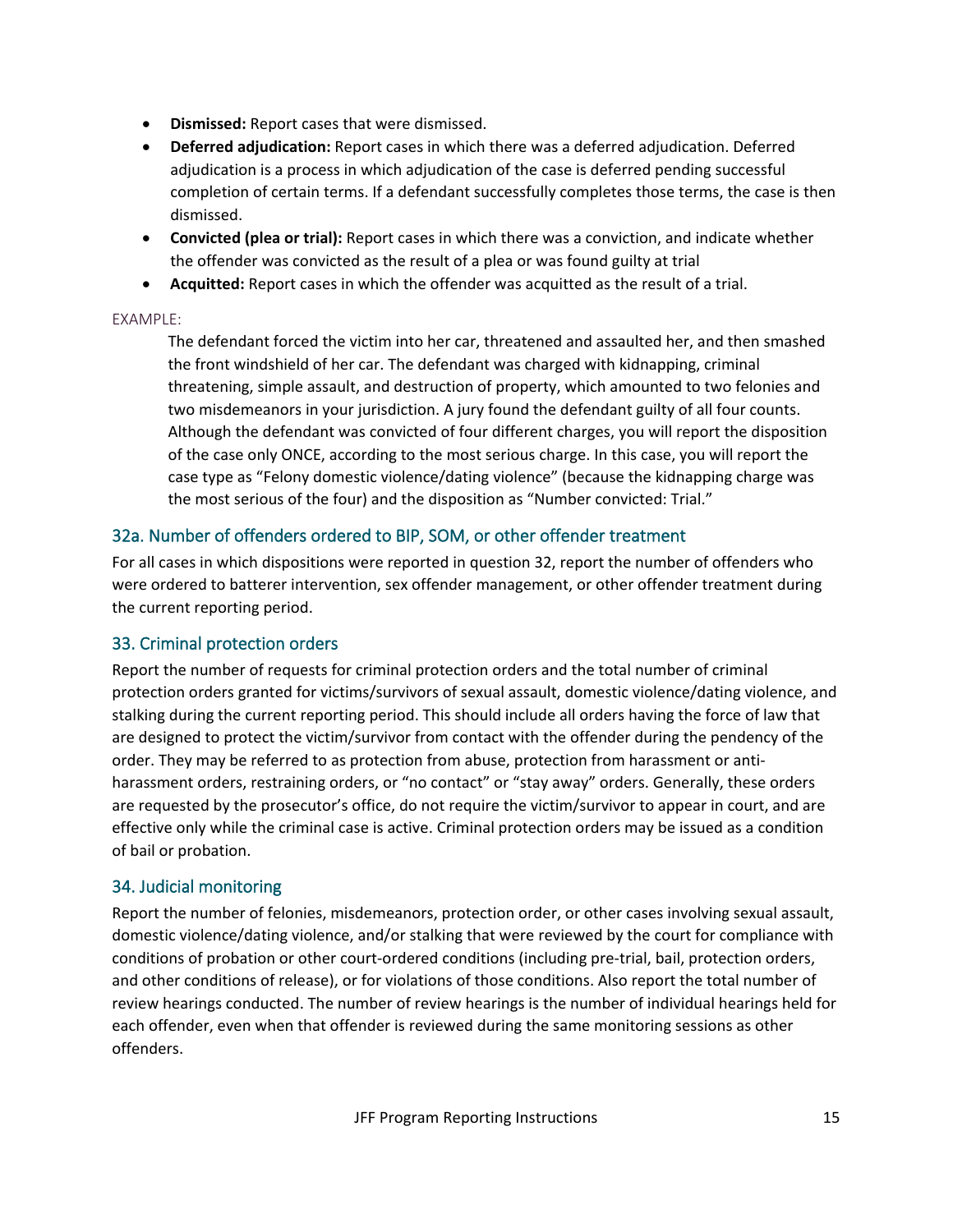- **Dismissed:** Report cases that were dismissed.
- **Deferred adjudication:** Report cases in which there was a deferred adjudication. Deferred adjudication is a process in which adjudication of the case is deferred pending successful completion of certain terms. If a defendant successfully completes those terms, the case is then dismissed.
- **Convicted (plea or trial):** Report cases in which there was a conviction, and indicate whether the offender was convicted as the result of a plea or was found guilty at trial
- **Acquitted:** Report cases in which the offender was acquitted as the result of a trial.

EXAMPLE:

> The defendant forced the victim into her car, threatened and assaulted her, and then smashed the front windshield of her car. The defendant was charged with kidnapping, criminal threatening, simple assault, and destruction of property, which amounted to two felonies and two misdemeanors in your jurisdiction. A jury found the defendant guilty of all four counts. Although the defendant was convicted of four different charges, you will report the disposition of the case only ONCE, according to the most serious charge. In this case, you will report the case type as "Felony domestic violence/dating violence" (because the kidnapping charge was the most serious of the four) and the disposition as "Number convicted: Trial."

## 32a. Number of offenders ordered to BIP, SOM, or other offender treatment

For all cases in which dispositions were reported in question 32, report the number of offenders who were ordered to batterer intervention, sex offender management, or other offender treatment during the current reporting period.

## 33. Criminal protection orders

Report the number of requests for criminal protection orders and the total number of criminal protection orders granted for victims/survivors of sexual assault, domestic violence/dating violence, and stalking during the current reporting period. This should include all orders having the force of law that are designed to protect the victim/survivor from contact with the offender during the pendency of the order. They may be referred to as protection from abuse, protection from harassment or anti-harassment orders, restraining orders, or "no contact" or "stay away" orders. Generally, these orders are requested by the prosecutor's office, do not require the victim/survivor to appear in court, and are effective only while the criminal case is active. Criminal protection orders may be issued as a condition of bail or probation.

## 34. Judicial monitoring

Report the number of felonies, misdemeanors, protection order, or other cases involving sexual assault, domestic violence/dating violence, and/or stalking that were reviewed by the court for compliance with conditions of probation or other court-ordered conditions (including pre-trial, bail, protection orders, and other conditions of release), or for violations of those conditions. Also report the total number of review hearings conducted. The number of review hearings is the number of individual hearings held for each offender, even when that offender is reviewed during the same monitoring sessions as other offenders.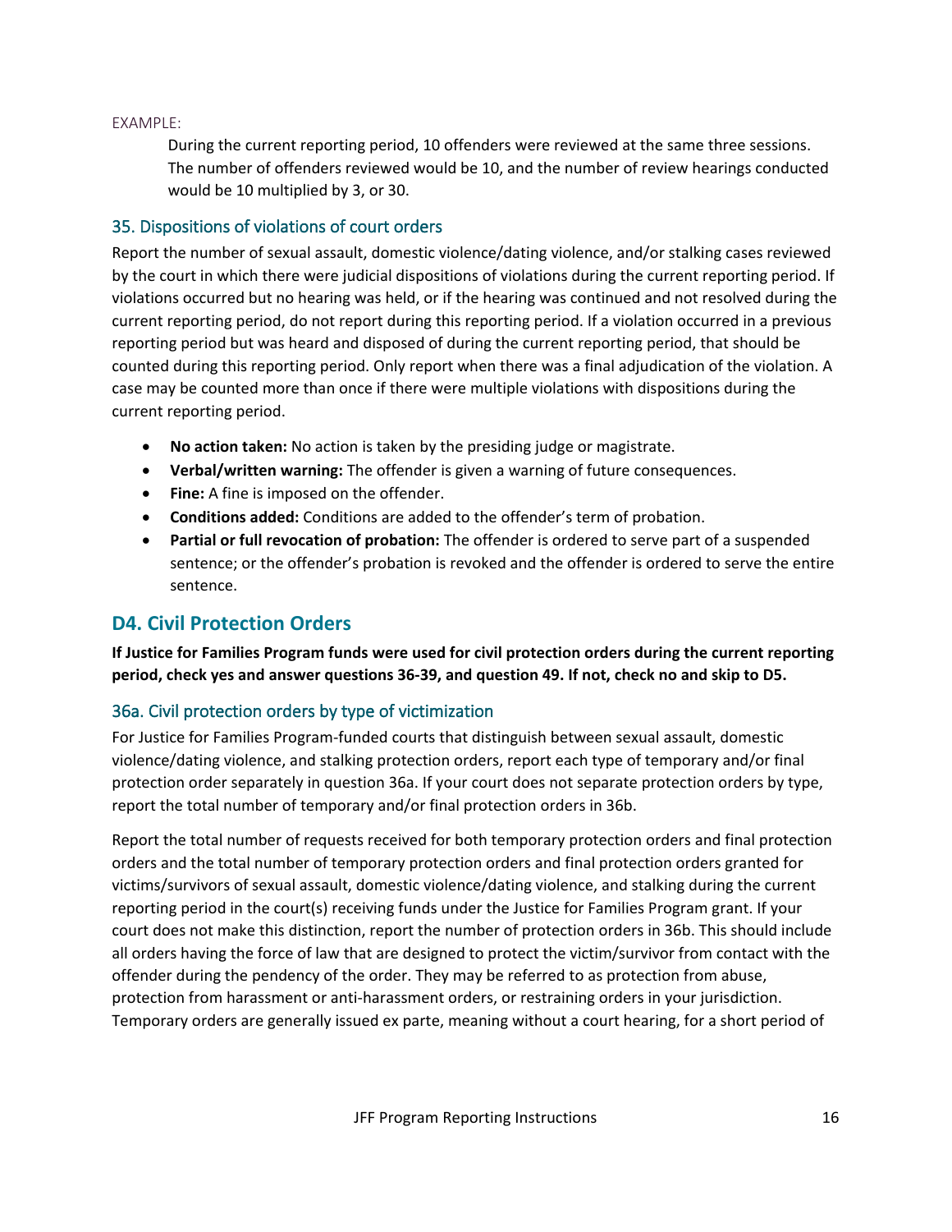EXAMPLE:

> During the current reporting period, 10 offenders were reviewed at the same three sessions. The number of offenders reviewed would be 10, and the number of review hearings conducted would be 10 multiplied by 3, or 30.

### 35. Dispositions of violations of court orders

Report the number of sexual assault, domestic violence/dating violence, and/or stalking cases reviewed by the court in which there were judicial dispositions of violations during the current reporting period. If violations occurred but no hearing was held, or if the hearing was continued and not resolved during the current reporting period, do not report during this reporting period. If a violation occurred in a previous reporting period but was heard and disposed of during the current reporting period, that should be counted during this reporting period. Only report when there was a final adjudication of the violation. A case may be counted more than once if there were multiple violations with dispositions during the current reporting period.

- **No action taken:** No action is taken by the presiding judge or magistrate.
- **Verbal/written warning:** The offender is given a warning of future consequences.
- **Fine:** A fine is imposed on the offender.
- **Conditions added:** Conditions are added to the offender's term of probation.
- **Partial or full revocation of probation:** The offender is ordered to serve part of a suspended sentence; or the offender's probation is revoked and the offender is ordered to serve the entire sentence.

## D4. Civil Protection Orders

**If Justice for Families Program funds were used for civil protection orders during the current reporting period, check yes and answer questions 36-39, and question 49. If not, check no and skip to D5.**

### 36a. Civil protection orders by type of victimization

For Justice for Families Program-funded courts that distinguish between sexual assault, domestic violence/dating violence, and stalking protection orders, report each type of temporary and/or final protection order separately in question 36a. If your court does not separate protection orders by type, report the total number of temporary and/or final protection orders in 36b.

Report the total number of requests received for both temporary protection orders and final protection orders and the total number of temporary protection orders and final protection orders granted for victims/survivors of sexual assault, domestic violence/dating violence, and stalking during the current reporting period in the court(s) receiving funds under the Justice for Families Program grant. If your court does not make this distinction, report the number of protection orders in 36b. This should include all orders having the force of law that are designed to protect the victim/survivor from contact with the offender during the pendency of the order. They may be referred to as protection from abuse, protection from harassment or anti-harassment orders, or restraining orders in your jurisdiction. Temporary orders are generally issued ex parte, meaning without a court hearing, for a short period of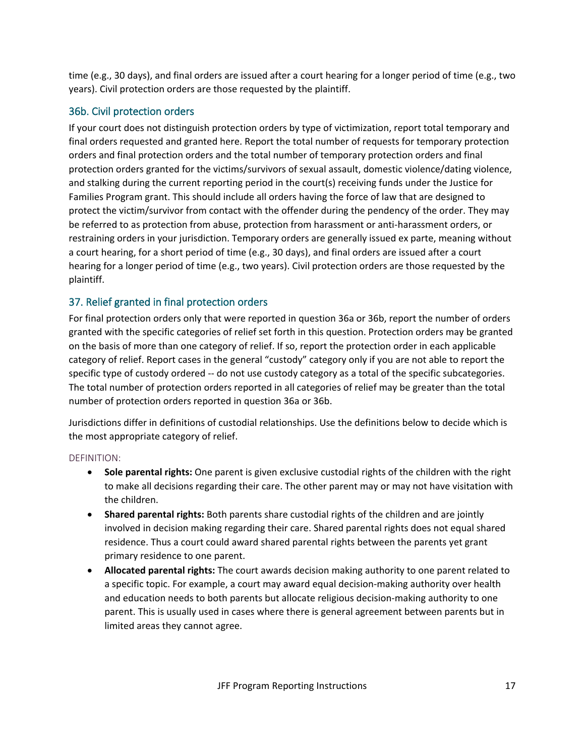time (e.g., 30 days), and final orders are issued after a court hearing for a longer period of time (e.g., two years). Civil protection orders are those requested by the plaintiff.

### 36b. Civil protection orders

If your court does not distinguish protection orders by type of victimization, report total temporary and final orders requested and granted here. Report the total number of requests for temporary protection orders and final protection orders and the total number of temporary protection orders and final protection orders granted for the victims/survivors of sexual assault, domestic violence/dating violence, and stalking during the current reporting period in the court(s) receiving funds under the Justice for Families Program grant. This should include all orders having the force of law that are designed to protect the victim/survivor from contact with the offender during the pendency of the order. They may be referred to as protection from abuse, protection from harassment or anti-harassment orders, or restraining orders in your jurisdiction. Temporary orders are generally issued ex parte, meaning without a court hearing, for a short period of time (e.g., 30 days), and final orders are issued after a court hearing for a longer period of time (e.g., two years). Civil protection orders are those requested by the plaintiff.

### 37. Relief granted in final protection orders

For final protection orders only that were reported in question 36a or 36b, report the number of orders granted with the specific categories of relief set forth in this question. Protection orders may be granted on the basis of more than one category of relief. If so, report the protection order in each applicable category of relief. Report cases in the general "custody" category only if you are not able to report the specific type of custody ordered -- do not use custody category as a total of the specific subcategories. The total number of protection orders reported in all categories of relief may be greater than the total number of protection orders reported in question 36a or 36b.

Jurisdictions differ in definitions of custodial relationships. Use the definitions below to decide which is the most appropriate category of relief.

DEFINITION:

- **Sole parental rights:** One parent is given exclusive custodial rights of the children with the right to make all decisions regarding their care. The other parent may or may not have visitation with the children.
- **Shared parental rights:** Both parents share custodial rights of the children and are jointly involved in decision making regarding their care. Shared parental rights does not equal shared residence. Thus a court could award shared parental rights between the parents yet grant primary residence to one parent.
- **Allocated parental rights:** The court awards decision making authority to one parent related to a specific topic. For example, a court may award equal decision-making authority over health and education needs to both parents but allocate religious decision-making authority to one parent. This is usually used in cases where there is general agreement between parents but in limited areas they cannot agree.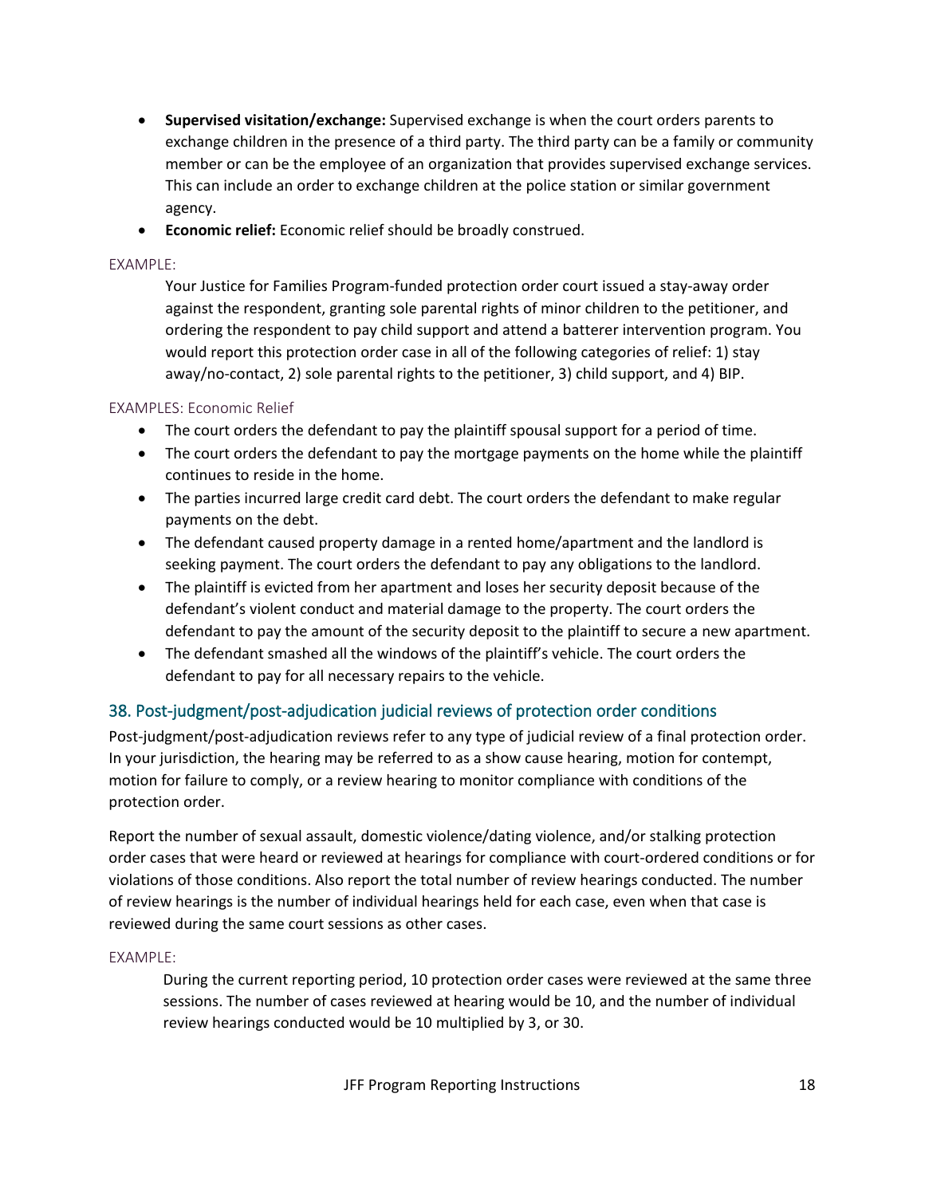- **Supervised visitation/exchange:** Supervised exchange is when the court orders parents to exchange children in the presence of a third party. The third party can be a family or community member or can be the employee of an organization that provides supervised exchange services. This can include an order to exchange children at the police station or similar government agency.
- **Economic relief:** Economic relief should be broadly construed.

EXAMPLE:

> Your Justice for Families Program-funded protection order court issued a stay-away order against the respondent, granting sole parental rights of minor children to the petitioner, and ordering the respondent to pay child support and attend a batterer intervention program. You would report this protection order case in all of the following categories of relief: 1) stay away/no-contact, 2) sole parental rights to the petitioner, 3) child support, and 4) BIP.

EXAMPLES: Economic Relief

- The court orders the defendant to pay the plaintiff spousal support for a period of time.
- The court orders the defendant to pay the mortgage payments on the home while the plaintiff continues to reside in the home.
- The parties incurred large credit card debt. The court orders the defendant to make regular payments on the debt.
- The defendant caused property damage in a rented home/apartment and the landlord is seeking payment. The court orders the defendant to pay any obligations to the landlord.
- The plaintiff is evicted from her apartment and loses her security deposit because of the defendant's violent conduct and material damage to the property. The court orders the defendant to pay the amount of the security deposit to the plaintiff to secure a new apartment.
- The defendant smashed all the windows of the plaintiff's vehicle. The court orders the defendant to pay for all necessary repairs to the vehicle.

## 38. Post-judgment/post-adjudication judicial reviews of protection order conditions

Post-judgment/post-adjudication reviews refer to any type of judicial review of a final protection order. In your jurisdiction, the hearing may be referred to as a show cause hearing, motion for contempt, motion for failure to comply, or a review hearing to monitor compliance with conditions of the protection order.

Report the number of sexual assault, domestic violence/dating violence, and/or stalking protection order cases that were heard or reviewed at hearings for compliance with court-ordered conditions or for violations of those conditions. Also report the total number of review hearings conducted. The number of review hearings is the number of individual hearings held for each case, even when that case is reviewed during the same court sessions as other cases.

EXAMPLE:

> During the current reporting period, 10 protection order cases were reviewed at the same three sessions. The number of cases reviewed at hearing would be 10, and the number of individual review hearings conducted would be 10 multiplied by 3, or 30.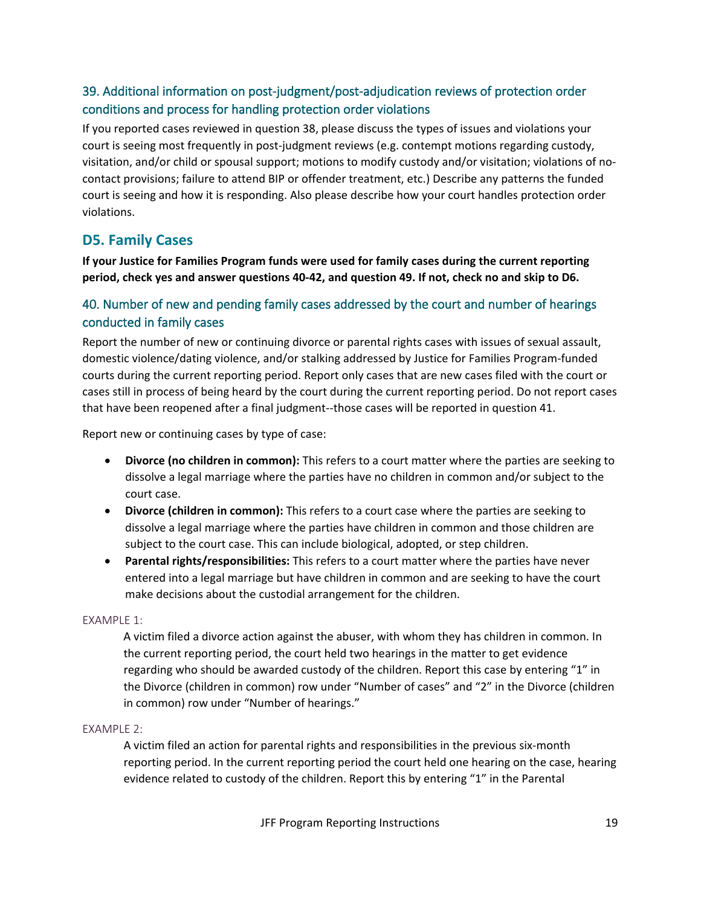### 39. Additional information on post-judgment/post-adjudication reviews of protection order conditions and process for handling protection order violations

If you reported cases reviewed in question 38, please discuss the types of issues and violations your court is seeing most frequently in post-judgment reviews (e.g. contempt motions regarding custody, visitation, and/or child or spousal support; motions to modify custody and/or visitation; violations of no-contact provisions; failure to attend BIP or offender treatment, etc.) Describe any patterns the funded court is seeing and how it is responding. Also please describe how your court handles protection order violations.

## D5. Family Cases

**If your Justice for Families Program funds were used for family cases during the current reporting period, check yes and answer questions 40-42, and question 49. If not, check no and skip to D6.**

### 40. Number of new and pending family cases addressed by the court and number of hearings conducted in family cases

Report the number of new or continuing divorce or parental rights cases with issues of sexual assault, domestic violence/dating violence, and/or stalking addressed by Justice for Families Program-funded courts during the current reporting period. Report only cases that are new cases filed with the court or cases still in process of being heard by the court during the current reporting period. Do not report cases that have been reopened after a final judgment--those cases will be reported in question 41.

Report new or continuing cases by type of case:

- **Divorce (no children in common):** This refers to a court matter where the parties are seeking to dissolve a legal marriage where the parties have no children in common and/or subject to the court case.
- **Divorce (children in common):** This refers to a court case where the parties are seeking to dissolve a legal marriage where the parties have children in common and those children are subject to the court case. This can include biological, adopted, or step children.
- **Parental rights/responsibilities:** This refers to a court matter where the parties have never entered into a legal marriage but have children in common and are seeking to have the court make decisions about the custodial arrangement for the children.

EXAMPLE 1:

> A victim filed a divorce action against the abuser, with whom they has children in common. In the current reporting period, the court held two hearings in the matter to get evidence regarding who should be awarded custody of the children. Report this case by entering “1” in the Divorce (children in common) row under “Number of cases” and “2” in the Divorce (children in common) row under “Number of hearings.”

EXAMPLE 2:

> A victim filed an action for parental rights and responsibilities in the previous six-month reporting period. In the current reporting period the court held one hearing on the case, hearing evidence related to custody of the children. Report this by entering “1” in the Parental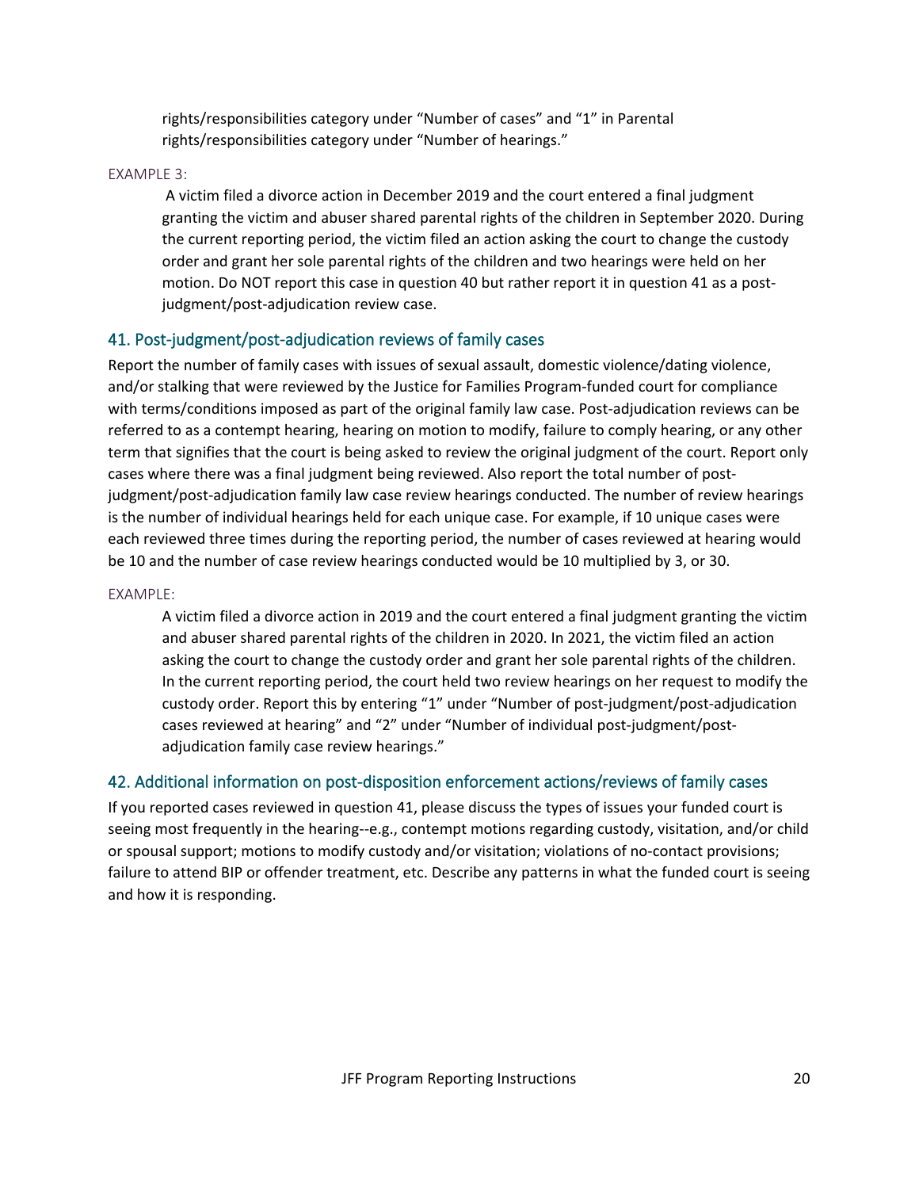rights/responsibilities category under "Number of cases" and "1" in Parental rights/responsibilities category under "Number of hearings."

EXAMPLE 3:

A victim filed a divorce action in December 2019 and the court entered a final judgment granting the victim and abuser shared parental rights of the children in September 2020. During the current reporting period, the victim filed an action asking the court to change the custody order and grant her sole parental rights of the children and two hearings were held on her motion. Do NOT report this case in question 40 but rather report it in question 41 as a post-judgment/post-adjudication review case.

## 41. Post-judgment/post-adjudication reviews of family cases

Report the number of family cases with issues of sexual assault, domestic violence/dating violence, and/or stalking that were reviewed by the Justice for Families Program-funded court for compliance with terms/conditions imposed as part of the original family law case. Post-adjudication reviews can be referred to as a contempt hearing, hearing on motion to modify, failure to comply hearing, or any other term that signifies that the court is being asked to review the original judgment of the court. Report only cases where there was a final judgment being reviewed. Also report the total number of post-judgment/post-adjudication family law case review hearings conducted. The number of review hearings is the number of individual hearings held for each unique case. For example, if 10 unique cases were each reviewed three times during the reporting period, the number of cases reviewed at hearing would be 10 and the number of case review hearings conducted would be 10 multiplied by 3, or 30.

EXAMPLE:

A victim filed a divorce action in 2019 and the court entered a final judgment granting the victim and abuser shared parental rights of the children in 2020. In 2021, the victim filed an action asking the court to change the custody order and grant her sole parental rights of the children. In the current reporting period, the court held two review hearings on her request to modify the custody order. Report this by entering "1" under "Number of post-judgment/post-adjudication cases reviewed at hearing" and "2" under "Number of individual post-judgment/post-adjudication family case review hearings."

## 42. Additional information on post-disposition enforcement actions/reviews of family cases

If you reported cases reviewed in question 41, please discuss the types of issues your funded court is seeing most frequently in the hearing--e.g., contempt motions regarding custody, visitation, and/or child or spousal support; motions to modify custody and/or visitation; violations of no-contact provisions; failure to attend BIP or offender treatment, etc. Describe any patterns in what the funded court is seeing and how it is responding.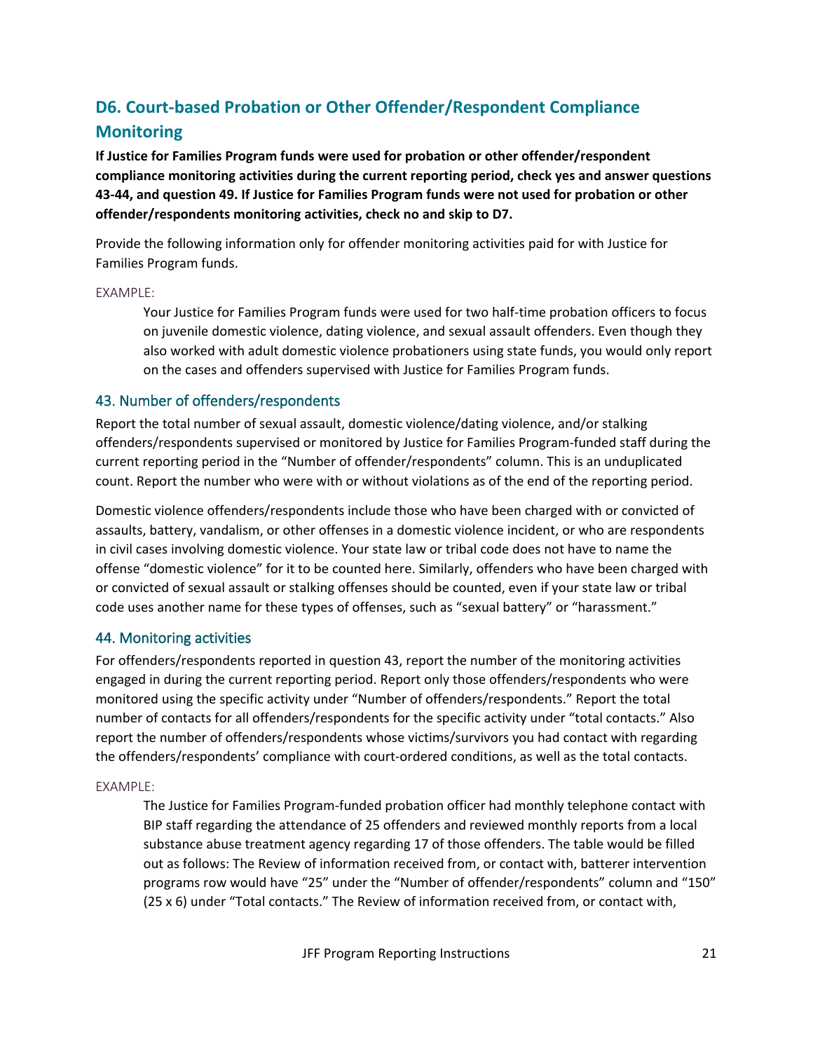## D6. Court-based Probation or Other Offender/Respondent Compliance Monitoring

**If Justice for Families Program funds were used for probation or other offender/respondent compliance monitoring activities during the current reporting period, check yes and answer questions 43-44, and question 49. If Justice for Families Program funds were not used for probation or other offender/respondents monitoring activities, check no and skip to D7.**

Provide the following information only for offender monitoring activities paid for with Justice for Families Program funds.

EXAMPLE:

> Your Justice for Families Program funds were used for two half-time probation officers to focus on juvenile domestic violence, dating violence, and sexual assault offenders. Even though they also worked with adult domestic violence probationers using state funds, you would only report on the cases and offenders supervised with Justice for Families Program funds.

### 43. Number of offenders/respondents

Report the total number of sexual assault, domestic violence/dating violence, and/or stalking offenders/respondents supervised or monitored by Justice for Families Program-funded staff during the current reporting period in the "Number of offender/respondents" column. This is an unduplicated count. Report the number who were with or without violations as of the end of the reporting period.

Domestic violence offenders/respondents include those who have been charged with or convicted of assaults, battery, vandalism, or other offenses in a domestic violence incident, or who are respondents in civil cases involving domestic violence. Your state law or tribal code does not have to name the offense "domestic violence" for it to be counted here. Similarly, offenders who have been charged with or convicted of sexual assault or stalking offenses should be counted, even if your state law or tribal code uses another name for these types of offenses, such as "sexual battery" or "harassment."

### 44. Monitoring activities

For offenders/respondents reported in question 43, report the number of the monitoring activities engaged in during the current reporting period. Report only those offenders/respondents who were monitored using the specific activity under "Number of offenders/respondents." Report the total number of contacts for all offenders/respondents for the specific activity under "total contacts." Also report the number of offenders/respondents whose victims/survivors you had contact with regarding the offenders/respondents' compliance with court-ordered conditions, as well as the total contacts.

EXAMPLE:

> The Justice for Families Program-funded probation officer had monthly telephone contact with BIP staff regarding the attendance of 25 offenders and reviewed monthly reports from a local substance abuse treatment agency regarding 17 of those offenders. The table would be filled out as follows: The Review of information received from, or contact with, batterer intervention programs row would have "25" under the "Number of offender/respondents" column and "150" (25 x 6) under "Total contacts." The Review of information received from, or contact with,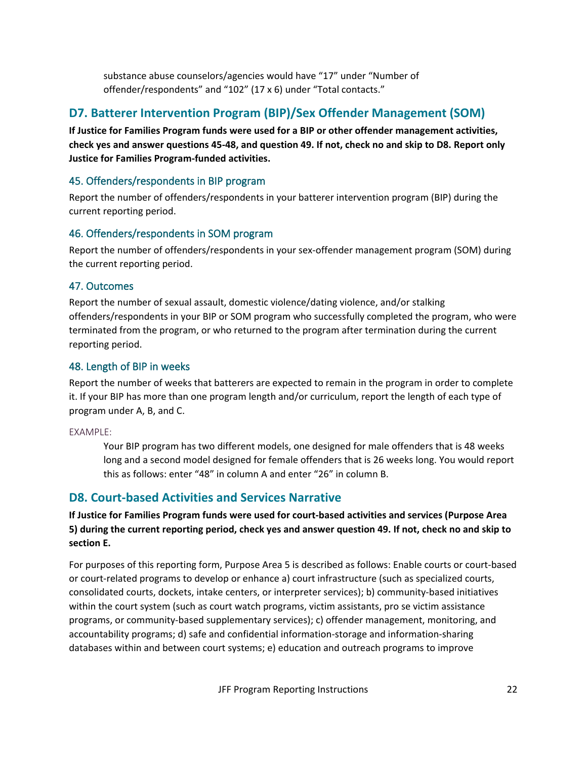substance abuse counselors/agencies would have "17" under "Number of offender/respondents" and "102" (17 x 6) under "Total contacts."

## D7. Batterer Intervention Program (BIP)/Sex Offender Management (SOM)

**If Justice for Families Program funds were used for a BIP or other offender management activities, check yes and answer questions 45-48, and question 49. If not, check no and skip to D8. Report only Justice for Families Program-funded activities.**

### 45. Offenders/respondents in BIP program

Report the number of offenders/respondents in your batterer intervention program (BIP) during the current reporting period.

### 46. Offenders/respondents in SOM program

Report the number of offenders/respondents in your sex-offender management program (SOM) during the current reporting period.

### 47. Outcomes

Report the number of sexual assault, domestic violence/dating violence, and/or stalking offenders/respondents in your BIP or SOM program who successfully completed the program, who were terminated from the program, or who returned to the program after termination during the current reporting period.

### 48. Length of BIP in weeks

Report the number of weeks that batterers are expected to remain in the program in order to complete it. If your BIP has more than one program length and/or curriculum, report the length of each type of program under A, B, and C.

EXAMPLE:

Your BIP program has two different models, one designed for male offenders that is 48 weeks long and a second model designed for female offenders that is 26 weeks long. You would report this as follows: enter "48" in column A and enter "26" in column B.

## D8. Court-based Activities and Services Narrative

**If Justice for Families Program funds were used for court-based activities and services (Purpose Area 5) during the current reporting period, check yes and answer question 49. If not, check no and skip to section E.**

For purposes of this reporting form, Purpose Area 5 is described as follows: Enable courts or court-based or court-related programs to develop or enhance a) court infrastructure (such as specialized courts, consolidated courts, dockets, intake centers, or interpreter services); b) community-based initiatives within the court system (such as court watch programs, victim assistants, pro se victim assistance programs, or community-based supplementary services); c) offender management, monitoring, and accountability programs; d) safe and confidential information-storage and information-sharing databases within and between court systems; e) education and outreach programs to improve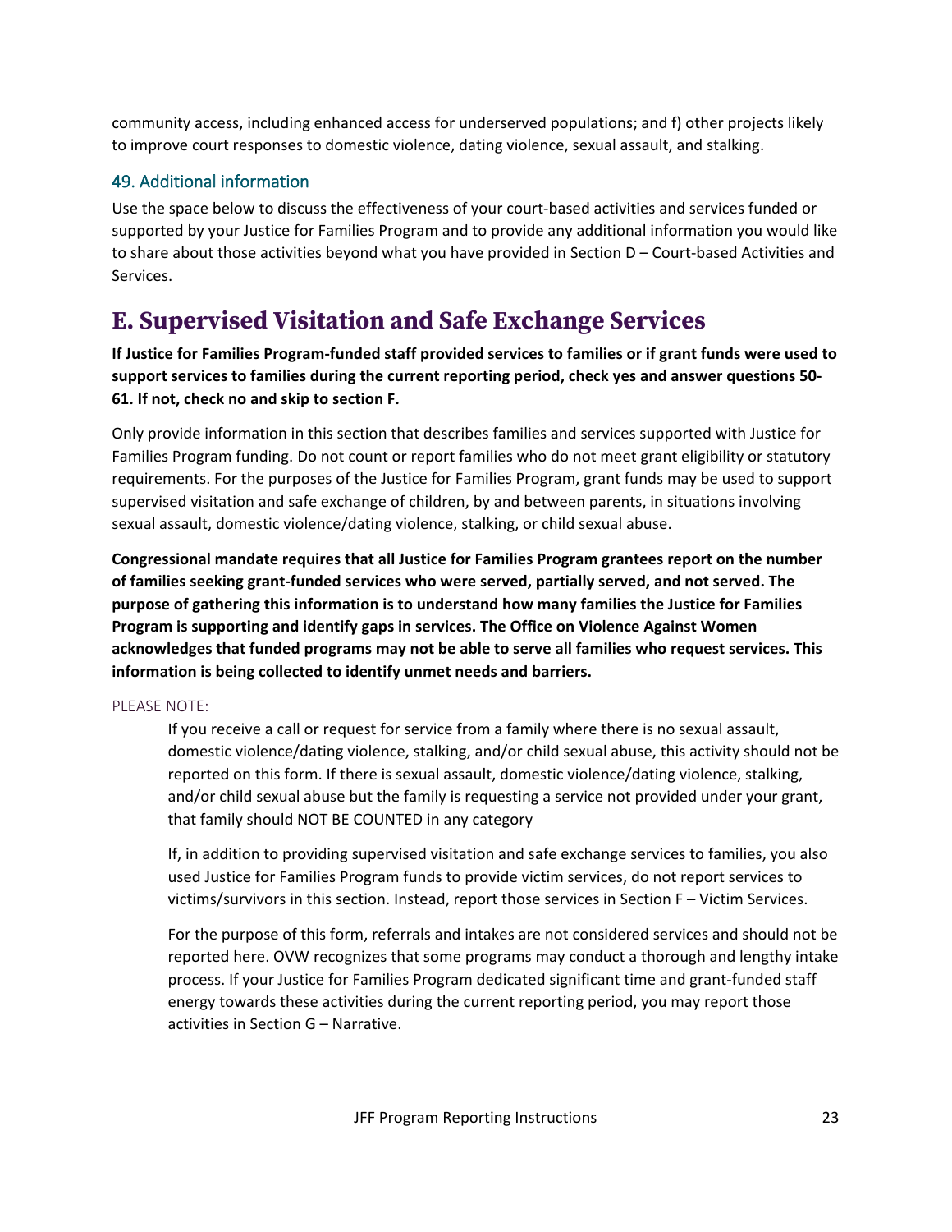community access, including enhanced access for underserved populations; and f) other projects likely to improve court responses to domestic violence, dating violence, sexual assault, and stalking.

### 49. Additional information

Use the space below to discuss the effectiveness of your court-based activities and services funded or supported by your Justice for Families Program and to provide any additional information you would like to share about those activities beyond what you have provided in Section D – Court-based Activities and Services.

## E. Supervised Visitation and Safe Exchange Services

**If Justice for Families Program-funded staff provided services to families or if grant funds were used to support services to families during the current reporting period, check yes and answer questions 50-61. If not, check no and skip to section F.**

Only provide information in this section that describes families and services supported with Justice for Families Program funding. Do not count or report families who do not meet grant eligibility or statutory requirements. For the purposes of the Justice for Families Program, grant funds may be used to support supervised visitation and safe exchange of children, by and between parents, in situations involving sexual assault, domestic violence/dating violence, stalking, or child sexual abuse.

**Congressional mandate requires that all Justice for Families Program grantees report on the number of families seeking grant-funded services who were served, partially served, and not served. The purpose of gathering this information is to understand how many families the Justice for Families Program is supporting and identify gaps in services. The Office on Violence Against Women acknowledges that funded programs may not be able to serve all families who request services. This information is being collected to identify unmet needs and barriers.**

PLEASE NOTE:

> If you receive a call or request for service from a family where there is no sexual assault, domestic violence/dating violence, stalking, and/or child sexual abuse, this activity should not be reported on this form. If there is sexual assault, domestic violence/dating violence, stalking, and/or child sexual abuse but the family is requesting a service not provided under your grant, that family should NOT BE COUNTED in any category
>
> If, in addition to providing supervised visitation and safe exchange services to families, you also used Justice for Families Program funds to provide victim services, do not report services to victims/survivors in this section. Instead, report those services in Section F – Victim Services.
>
> For the purpose of this form, referrals and intakes are not considered services and should not be reported here. OVW recognizes that some programs may conduct a thorough and lengthy intake process. If your Justice for Families Program dedicated significant time and grant-funded staff energy towards these activities during the current reporting period, you may report those activities in Section G – Narrative.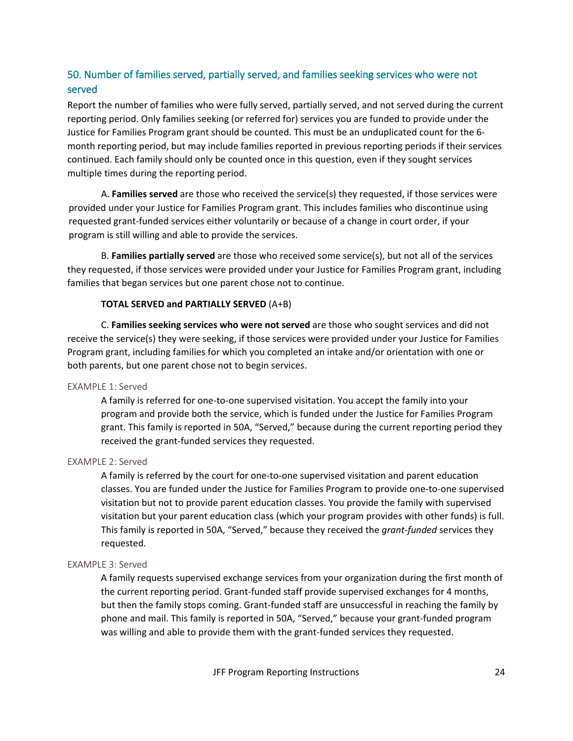## 50. Number of families served, partially served, and families seeking services who were not served

Report the number of families who were fully served, partially served, and not served during the current reporting period. Only families seeking (or referred for) services you are funded to provide under the Justice for Families Program grant should be counted. This must be an unduplicated count for the 6-month reporting period, but may include families reported in previous reporting periods if their services continued. Each family should only be counted once in this question, even if they sought services multiple times during the reporting period.

A. **Families served** are those who received the service(s) they requested, if those services were provided under your Justice for Families Program grant. This includes families who discontinue using requested grant-funded services either voluntarily or because of a change in court order, if your program is still willing and able to provide the services.

B. **Families partially served** are those who received some service(s), but not all of the services they requested, if those services were provided under your Justice for Families Program grant, including families that began services but one parent chose not to continue.

**TOTAL SERVED and PARTIALLY SERVED** (A+B)

C. **Families seeking services who were not served** are those who sought services and did not receive the service(s) they were seeking, if those services were provided under your Justice for Families Program grant, including families for which you completed an intake and/or orientation with one or both parents, but one parent chose not to begin services.

### EXAMPLE 1: Served

A family is referred for one-to-one supervised visitation. You accept the family into your program and provide both the service, which is funded under the Justice for Families Program grant. This family is reported in 50A, "Served," because during the current reporting period they received the grant-funded services they requested.

### EXAMPLE 2: Served

A family is referred by the court for one-to-one supervised visitation and parent education classes. You are funded under the Justice for Families Program to provide one-to-one supervised visitation but not to provide parent education classes. You provide the family with supervised visitation but your parent education class (which your program provides with other funds) is full. This family is reported in 50A, "Served," because they received the *grant-funded* services they requested.

### EXAMPLE 3: Served

A family requests supervised exchange services from your organization during the first month of the current reporting period. Grant-funded staff provide supervised exchanges for 4 months, but then the family stops coming. Grant-funded staff are unsuccessful in reaching the family by phone and mail. This family is reported in 50A, "Served," because your grant-funded program was willing and able to provide them with the grant-funded services they requested.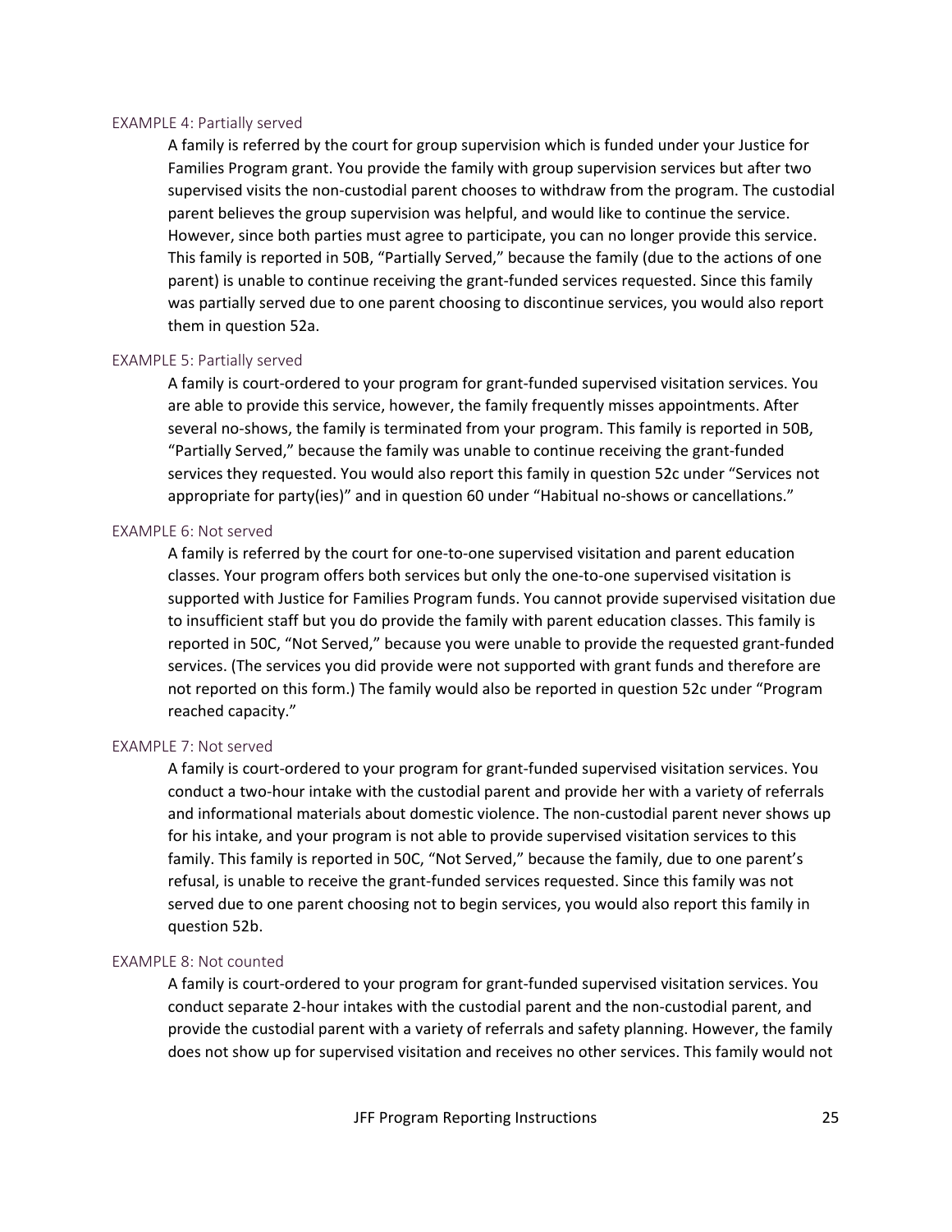#### EXAMPLE 4: Partially served

A family is referred by the court for group supervision which is funded under your Justice for Families Program grant. You provide the family with group supervision services but after two supervised visits the non-custodial parent chooses to withdraw from the program. The custodial parent believes the group supervision was helpful, and would like to continue the service. However, since both parties must agree to participate, you can no longer provide this service. This family is reported in 50B, "Partially Served," because the family (due to the actions of one parent) is unable to continue receiving the grant-funded services requested. Since this family was partially served due to one parent choosing to discontinue services, you would also report them in question 52a.

#### EXAMPLE 5: Partially served

A family is court-ordered to your program for grant-funded supervised visitation services. You are able to provide this service, however, the family frequently misses appointments. After several no-shows, the family is terminated from your program. This family is reported in 50B, "Partially Served," because the family was unable to continue receiving the grant-funded services they requested. You would also report this family in question 52c under "Services not appropriate for party(ies)" and in question 60 under "Habitual no-shows or cancellations."

#### EXAMPLE 6: Not served

A family is referred by the court for one-to-one supervised visitation and parent education classes. Your program offers both services but only the one-to-one supervised visitation is supported with Justice for Families Program funds. You cannot provide supervised visitation due to insufficient staff but you do provide the family with parent education classes. This family is reported in 50C, "Not Served," because you were unable to provide the requested grant-funded services. (The services you did provide were not supported with grant funds and therefore are not reported on this form.) The family would also be reported in question 52c under "Program reached capacity."

#### EXAMPLE 7: Not served

A family is court-ordered to your program for grant-funded supervised visitation services. You conduct a two-hour intake with the custodial parent and provide her with a variety of referrals and informational materials about domestic violence. The non-custodial parent never shows up for his intake, and your program is not able to provide supervised visitation services to this family. This family is reported in 50C, "Not Served," because the family, due to one parent's refusal, is unable to receive the grant-funded services requested. Since this family was not served due to one parent choosing not to begin services, you would also report this family in question 52b.

#### EXAMPLE 8: Not counted

A family is court-ordered to your program for grant-funded supervised visitation services. You conduct separate 2-hour intakes with the custodial parent and the non-custodial parent, and provide the custodial parent with a variety of referrals and safety planning. However, the family does not show up for supervised visitation and receives no other services. This family would not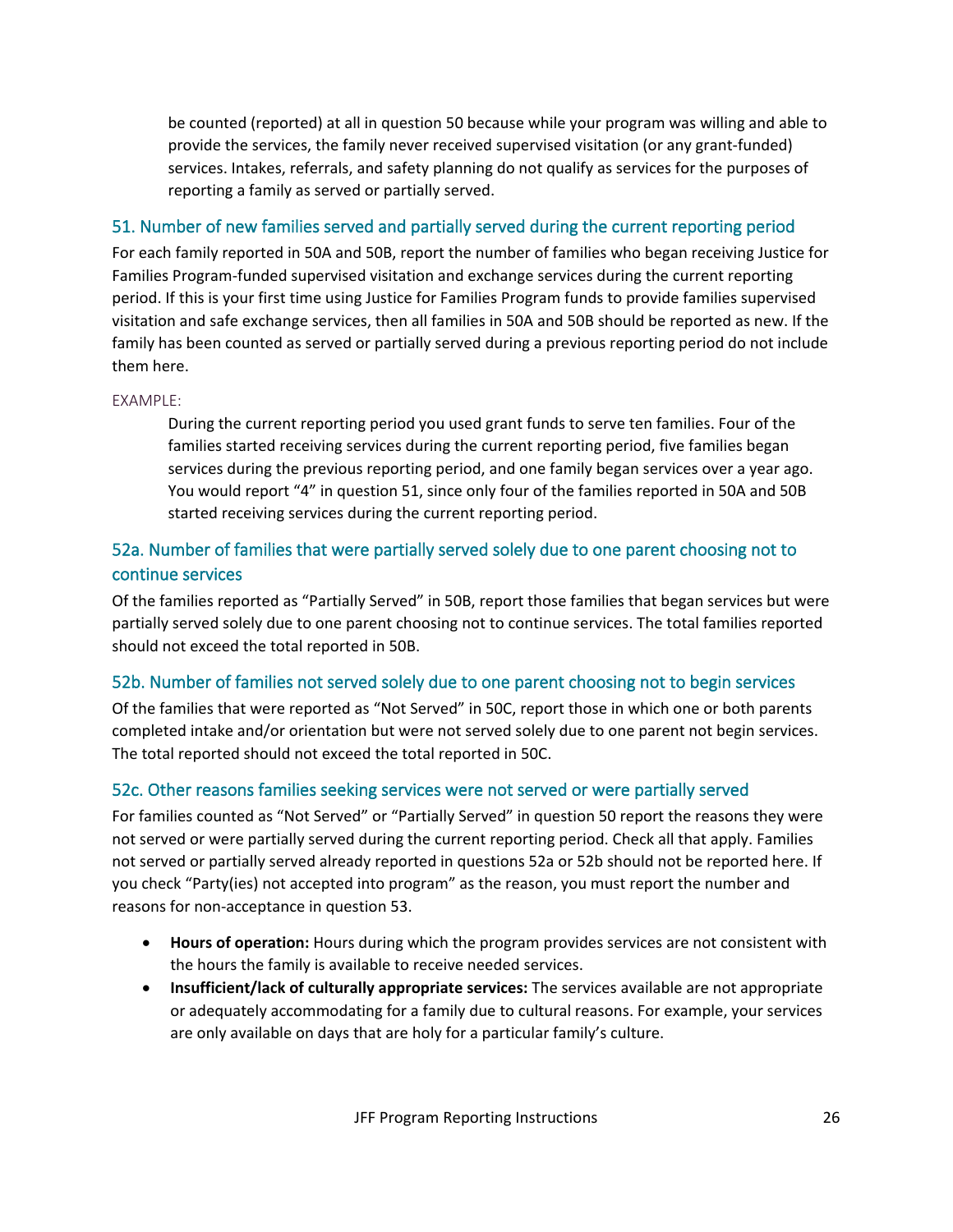be counted (reported) at all in question 50 because while your program was willing and able to provide the services, the family never received supervised visitation (or any grant-funded) services. Intakes, referrals, and safety planning do not qualify as services for the purposes of reporting a family as served or partially served.

### 51. Number of new families served and partially served during the current reporting period

For each family reported in 50A and 50B, report the number of families who began receiving Justice for Families Program-funded supervised visitation and exchange services during the current reporting period. If this is your first time using Justice for Families Program funds to provide families supervised visitation and safe exchange services, then all families in 50A and 50B should be reported as new. If the family has been counted as served or partially served during a previous reporting period do not include them here.

EXAMPLE:

> During the current reporting period you used grant funds to serve ten families. Four of the families started receiving services during the current reporting period, five families began services during the previous reporting period, and one family began services over a year ago. You would report "4" in question 51, since only four of the families reported in 50A and 50B started receiving services during the current reporting period.

### 52a. Number of families that were partially served solely due to one parent choosing not to continue services

Of the families reported as "Partially Served" in 50B, report those families that began services but were partially served solely due to one parent choosing not to continue services. The total families reported should not exceed the total reported in 50B.

### 52b. Number of families not served solely due to one parent choosing not to begin services

Of the families that were reported as "Not Served" in 50C, report those in which one or both parents completed intake and/or orientation but were not served solely due to one parent not begin services. The total reported should not exceed the total reported in 50C.

### 52c. Other reasons families seeking services were not served or were partially served

For families counted as "Not Served" or "Partially Served" in question 50 report the reasons they were not served or were partially served during the current reporting period. Check all that apply. Families not served or partially served already reported in questions 52a or 52b should not be reported here. If you check "Party(ies) not accepted into program" as the reason, you must report the number and reasons for non-acceptance in question 53.

- **Hours of operation:** Hours during which the program provides services are not consistent with the hours the family is available to receive needed services.
- **Insufficient/lack of culturally appropriate services:** The services available are not appropriate or adequately accommodating for a family due to cultural reasons. For example, your services are only available on days that are holy for a particular family's culture.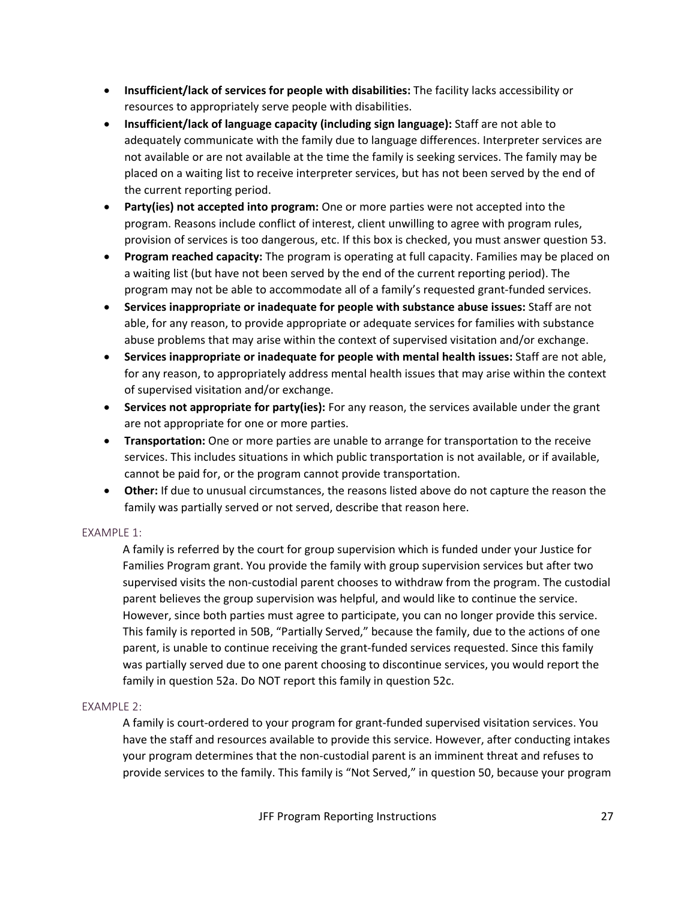- **Insufficient/lack of services for people with disabilities:** The facility lacks accessibility or resources to appropriately serve people with disabilities.
- **Insufficient/lack of language capacity (including sign language):** Staff are not able to adequately communicate with the family due to language differences. Interpreter services are not available or are not available at the time the family is seeking services. The family may be placed on a waiting list to receive interpreter services, but has not been served by the end of the current reporting period.
- **Party(ies) not accepted into program:** One or more parties were not accepted into the program. Reasons include conflict of interest, client unwilling to agree with program rules, provision of services is too dangerous, etc. If this box is checked, you must answer question 53.
- **Program reached capacity:** The program is operating at full capacity. Families may be placed on a waiting list (but have not been served by the end of the current reporting period). The program may not be able to accommodate all of a family's requested grant-funded services.
- **Services inappropriate or inadequate for people with substance abuse issues:** Staff are not able, for any reason, to provide appropriate or adequate services for families with substance abuse problems that may arise within the context of supervised visitation and/or exchange.
- **Services inappropriate or inadequate for people with mental health issues:** Staff are not able, for any reason, to appropriately address mental health issues that may arise within the context of supervised visitation and/or exchange.
- **Services not appropriate for party(ies):** For any reason, the services available under the grant are not appropriate for one or more parties.
- **Transportation:** One or more parties are unable to arrange for transportation to the receive services. This includes situations in which public transportation is not available, or if available, cannot be paid for, or the program cannot provide transportation.
- **Other:** If due to unusual circumstances, the reasons listed above do not capture the reason the family was partially served or not served, describe that reason here.

EXAMPLE 1:

A family is referred by the court for group supervision which is funded under your Justice for Families Program grant. You provide the family with group supervision services but after two supervised visits the non-custodial parent chooses to withdraw from the program. The custodial parent believes the group supervision was helpful, and would like to continue the service. However, since both parties must agree to participate, you can no longer provide this service. This family is reported in 50B, "Partially Served," because the family, due to the actions of one parent, is unable to continue receiving the grant-funded services requested. Since this family was partially served due to one parent choosing to discontinue services, you would report the family in question 52a. Do NOT report this family in question 52c.

EXAMPLE 2:

A family is court-ordered to your program for grant-funded supervised visitation services. You have the staff and resources available to provide this service. However, after conducting intakes your program determines that the non-custodial parent is an imminent threat and refuses to provide services to the family. This family is "Not Served," in question 50, because your program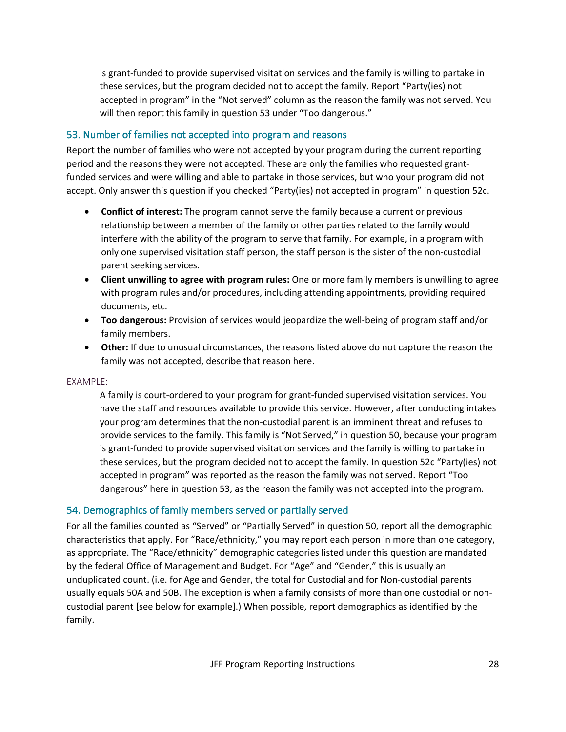is grant-funded to provide supervised visitation services and the family is willing to partake in these services, but the program decided not to accept the family. Report "Party(ies) not accepted in program" in the "Not served" column as the reason the family was not served. You will then report this family in question 53 under "Too dangerous."

## 53. Number of families not accepted into program and reasons

Report the number of families who were not accepted by your program during the current reporting period and the reasons they were not accepted. These are only the families who requested grant-funded services and were willing and able to partake in those services, but who your program did not accept. Only answer this question if you checked "Party(ies) not accepted in program" in question 52c.

- **Conflict of interest:** The program cannot serve the family because a current or previous relationship between a member of the family or other parties related to the family would interfere with the ability of the program to serve that family. For example, in a program with only one supervised visitation staff person, the staff person is the sister of the non-custodial parent seeking services.
- **Client unwilling to agree with program rules:** One or more family members is unwilling to agree with program rules and/or procedures, including attending appointments, providing required documents, etc.
- **Too dangerous:** Provision of services would jeopardize the well-being of program staff and/or family members.
- **Other:** If due to unusual circumstances, the reasons listed above do not capture the reason the family was not accepted, describe that reason here.

EXAMPLE:

A family is court-ordered to your program for grant-funded supervised visitation services. You have the staff and resources available to provide this service. However, after conducting intakes your program determines that the non-custodial parent is an imminent threat and refuses to provide services to the family. This family is "Not Served," in question 50, because your program is grant-funded to provide supervised visitation services and the family is willing to partake in these services, but the program decided not to accept the family. In question 52c "Party(ies) not accepted in program" was reported as the reason the family was not served. Report "Too dangerous" here in question 53, as the reason the family was not accepted into the program.

## 54. Demographics of family members served or partially served

For all the families counted as "Served" or "Partially Served" in question 50, report all the demographic characteristics that apply. For "Race/ethnicity," you may report each person in more than one category, as appropriate. The "Race/ethnicity" demographic categories listed under this question are mandated by the federal Office of Management and Budget. For "Age" and "Gender," this is usually an unduplicated count. (i.e. for Age and Gender, the total for Custodial and for Non-custodial parents usually equals 50A and 50B. The exception is when a family consists of more than one custodial or non-custodial parent [see below for example].) When possible, report demographics as identified by the family.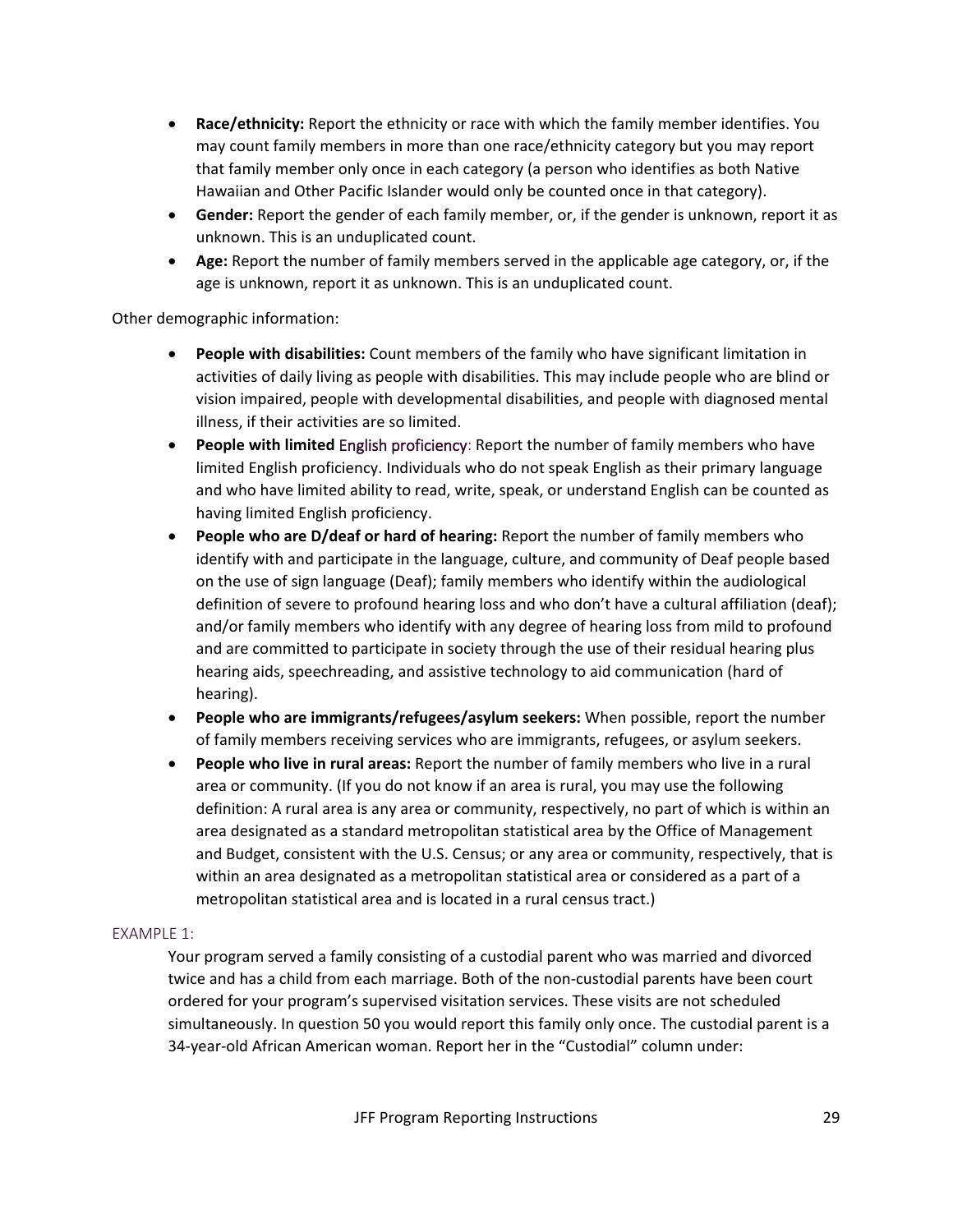- **Race/ethnicity:** Report the ethnicity or race with which the family member identifies. You may count family members in more than one race/ethnicity category but you may report that family member only once in each category (a person who identifies as both Native Hawaiian and Other Pacific Islander would only be counted once in that category).
- **Gender:** Report the gender of each family member, or, if the gender is unknown, report it as unknown. This is an unduplicated count.
- **Age:** Report the number of family members served in the applicable age category, or, if the age is unknown, report it as unknown. This is an unduplicated count.

Other demographic information:

- **People with disabilities:** Count members of the family who have significant limitation in activities of daily living as people with disabilities. This may include people who are blind or vision impaired, people with developmental disabilities, and people with diagnosed mental illness, if their activities are so limited.
- **People with limited** English proficiency: Report the number of family members who have limited English proficiency. Individuals who do not speak English as their primary language and who have limited ability to read, write, speak, or understand English can be counted as having limited English proficiency.
- **People who are D/deaf or hard of hearing:** Report the number of family members who identify with and participate in the language, culture, and community of Deaf people based on the use of sign language (Deaf); family members who identify within the audiological definition of severe to profound hearing loss and who don't have a cultural affiliation (deaf); and/or family members who identify with any degree of hearing loss from mild to profound and are committed to participate in society through the use of their residual hearing plus hearing aids, speechreading, and assistive technology to aid communication (hard of hearing).
- **People who are immigrants/refugees/asylum seekers:** When possible, report the number of family members receiving services who are immigrants, refugees, or asylum seekers.
- **People who live in rural areas:** Report the number of family members who live in a rural area or community. (If you do not know if an area is rural, you may use the following definition: A rural area is any area or community, respectively, no part of which is within an area designated as a standard metropolitan statistical area by the Office of Management and Budget, consistent with the U.S. Census; or any area or community, respectively, that is within an area designated as a metropolitan statistical area or considered as a part of a metropolitan statistical area and is located in a rural census tract.)

EXAMPLE 1:

Your program served a family consisting of a custodial parent who was married and divorced twice and has a child from each marriage. Both of the non-custodial parents have been court ordered for your program's supervised visitation services. These visits are not scheduled simultaneously. In question 50 you would report this family only once. The custodial parent is a 34-year-old African American woman. Report her in the "Custodial" column under: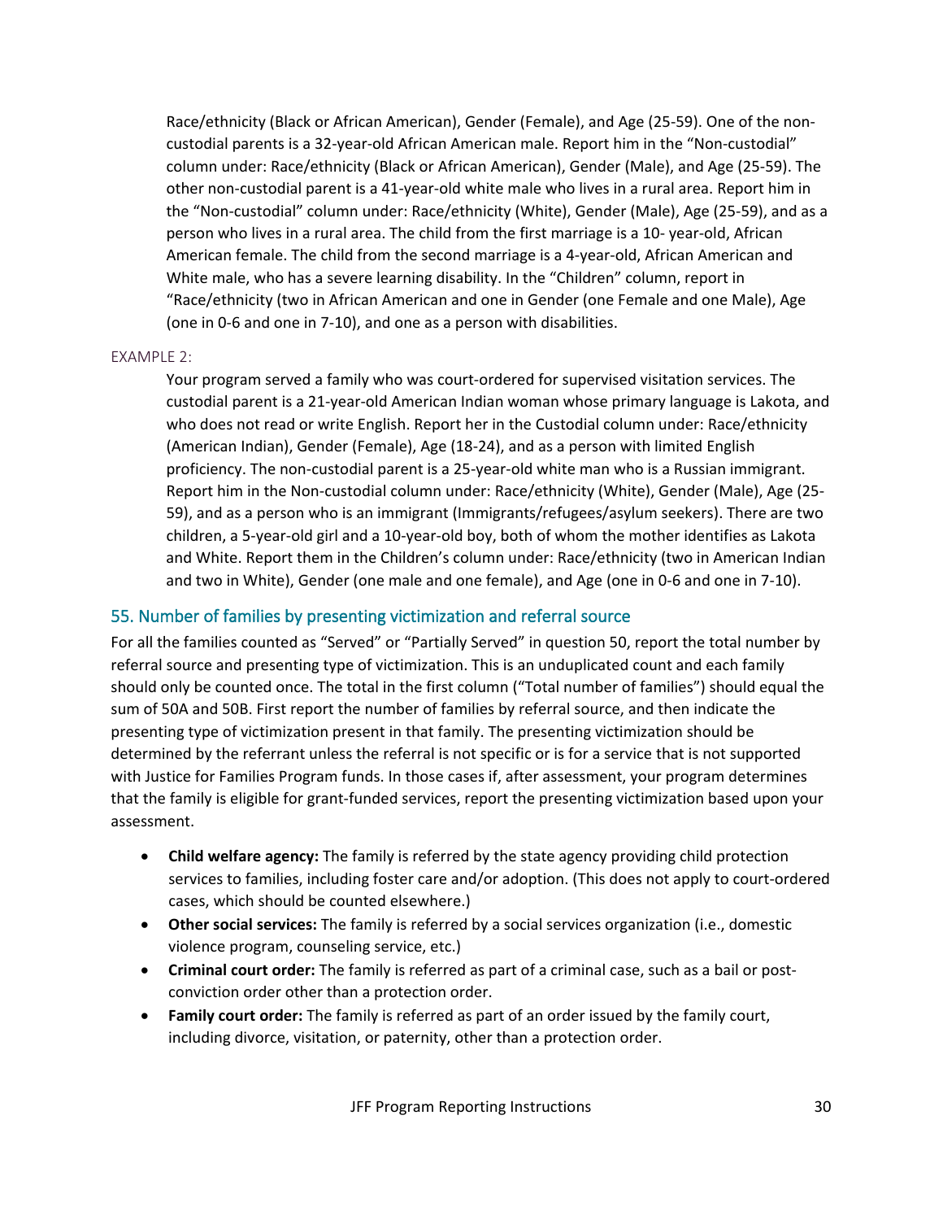Race/ethnicity (Black or African American), Gender (Female), and Age (25-59). One of the non-custodial parents is a 32-year-old African American male. Report him in the "Non-custodial" column under: Race/ethnicity (Black or African American), Gender (Male), and Age (25-59). The other non-custodial parent is a 41-year-old white male who lives in a rural area. Report him in the "Non-custodial" column under: Race/ethnicity (White), Gender (Male), Age (25-59), and as a person who lives in a rural area. The child from the first marriage is a 10- year-old, African American female. The child from the second marriage is a 4-year-old, African American and White male, who has a severe learning disability. In the "Children" column, report in "Race/ethnicity (two in African American and one in Gender (one Female and one Male), Age (one in 0-6 and one in 7-10), and one as a person with disabilities.

EXAMPLE 2:

Your program served a family who was court-ordered for supervised visitation services. The custodial parent is a 21-year-old American Indian woman whose primary language is Lakota, and who does not read or write English. Report her in the Custodial column under: Race/ethnicity (American Indian), Gender (Female), Age (18-24), and as a person with limited English proficiency. The non-custodial parent is a 25-year-old white man who is a Russian immigrant. Report him in the Non-custodial column under: Race/ethnicity (White), Gender (Male), Age (25-59), and as a person who is an immigrant (Immigrants/refugees/asylum seekers). There are two children, a 5-year-old girl and a 10-year-old boy, both of whom the mother identifies as Lakota and White. Report them in the Children's column under: Race/ethnicity (two in American Indian and two in White), Gender (one male and one female), and Age (one in 0-6 and one in 7-10).

## 55. Number of families by presenting victimization and referral source

For all the families counted as "Served" or "Partially Served" in question 50, report the total number by referral source and presenting type of victimization. This is an unduplicated count and each family should only be counted once. The total in the first column ("Total number of families") should equal the sum of 50A and 50B. First report the number of families by referral source, and then indicate the presenting type of victimization present in that family. The presenting victimization should be determined by the referrant unless the referral is not specific or is for a service that is not supported with Justice for Families Program funds. In those cases if, after assessment, your program determines that the family is eligible for grant-funded services, report the presenting victimization based upon your assessment.

- **Child welfare agency:** The family is referred by the state agency providing child protection services to families, including foster care and/or adoption. (This does not apply to court-ordered cases, which should be counted elsewhere.)
- **Other social services:** The family is referred by a social services organization (i.e., domestic violence program, counseling service, etc.)
- **Criminal court order:** The family is referred as part of a criminal case, such as a bail or post-conviction order other than a protection order.
- **Family court order:** The family is referred as part of an order issued by the family court, including divorce, visitation, or paternity, other than a protection order.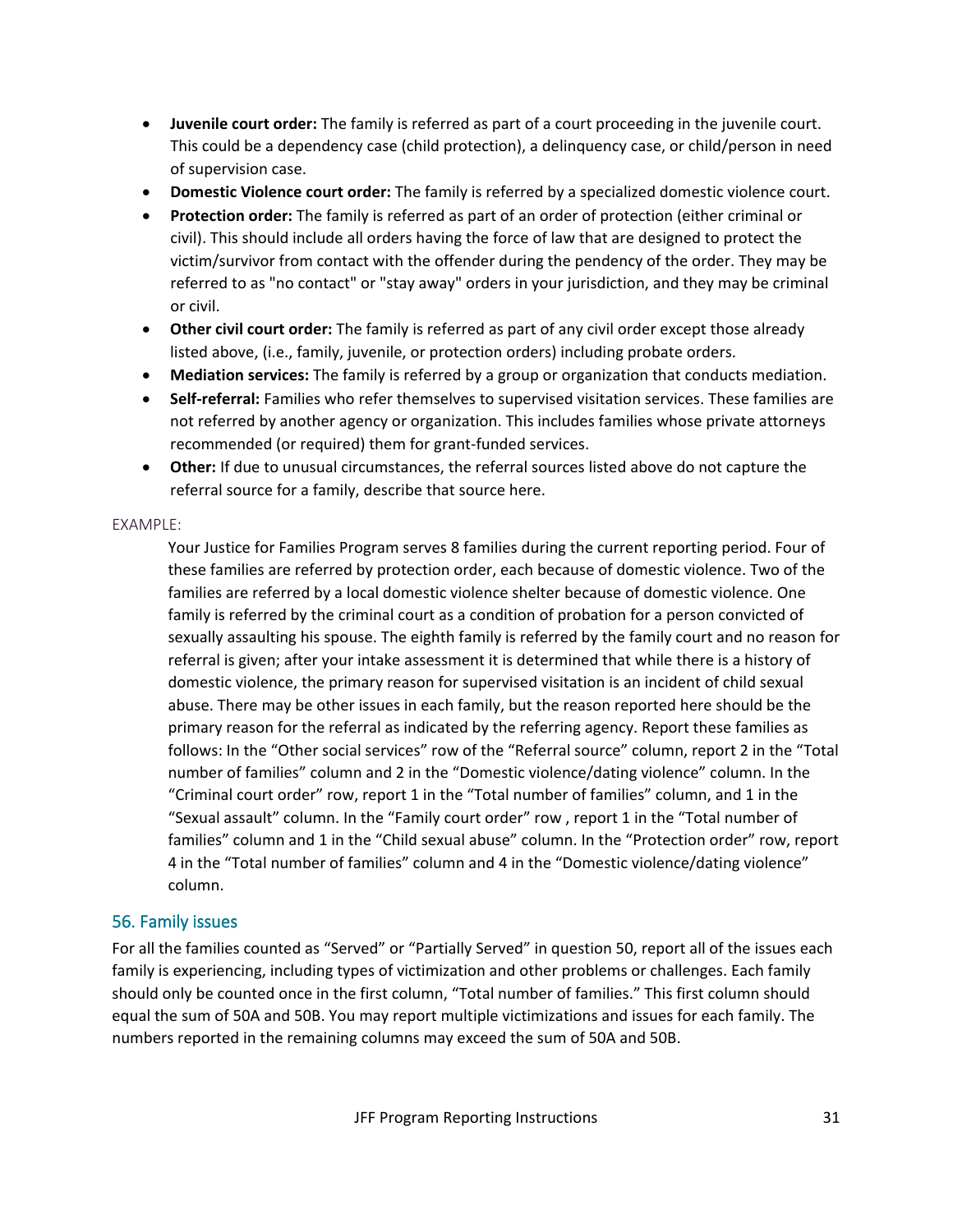- **Juvenile court order:** The family is referred as part of a court proceeding in the juvenile court. This could be a dependency case (child protection), a delinquency case, or child/person in need of supervision case.
- **Domestic Violence court order:** The family is referred by a specialized domestic violence court.
- **Protection order:** The family is referred as part of an order of protection (either criminal or civil). This should include all orders having the force of law that are designed to protect the victim/survivor from contact with the offender during the pendency of the order. They may be referred to as "no contact" or "stay away" orders in your jurisdiction, and they may be criminal or civil.
- **Other civil court order:** The family is referred as part of any civil order except those already listed above, (i.e., family, juvenile, or protection orders) including probate orders.
- **Mediation services:** The family is referred by a group or organization that conducts mediation.
- **Self-referral:** Families who refer themselves to supervised visitation services. These families are not referred by another agency or organization. This includes families whose private attorneys recommended (or required) them for grant-funded services.
- **Other:** If due to unusual circumstances, the referral sources listed above do not capture the referral source for a family, describe that source here.

EXAMPLE:

> Your Justice for Families Program serves 8 families during the current reporting period. Four of these families are referred by protection order, each because of domestic violence. Two of the families are referred by a local domestic violence shelter because of domestic violence. One family is referred by the criminal court as a condition of probation for a person convicted of sexually assaulting his spouse. The eighth family is referred by the family court and no reason for referral is given; after your intake assessment it is determined that while there is a history of domestic violence, the primary reason for supervised visitation is an incident of child sexual abuse. There may be other issues in each family, but the reason reported here should be the primary reason for the referral as indicated by the referring agency. Report these families as follows: In the "Other social services" row of the "Referral source" column, report 2 in the "Total number of families" column and 2 in the "Domestic violence/dating violence" column. In the "Criminal court order" row, report 1 in the "Total number of families" column, and 1 in the "Sexual assault" column. In the "Family court order" row , report 1 in the "Total number of families" column and 1 in the "Child sexual abuse" column. In the "Protection order" row, report 4 in the "Total number of families" column and 4 in the "Domestic violence/dating violence" column.

## 56. Family issues

For all the families counted as "Served" or "Partially Served" in question 50, report all of the issues each family is experiencing, including types of victimization and other problems or challenges. Each family should only be counted once in the first column, "Total number of families." This first column should equal the sum of 50A and 50B. You may report multiple victimizations and issues for each family. The numbers reported in the remaining columns may exceed the sum of 50A and 50B.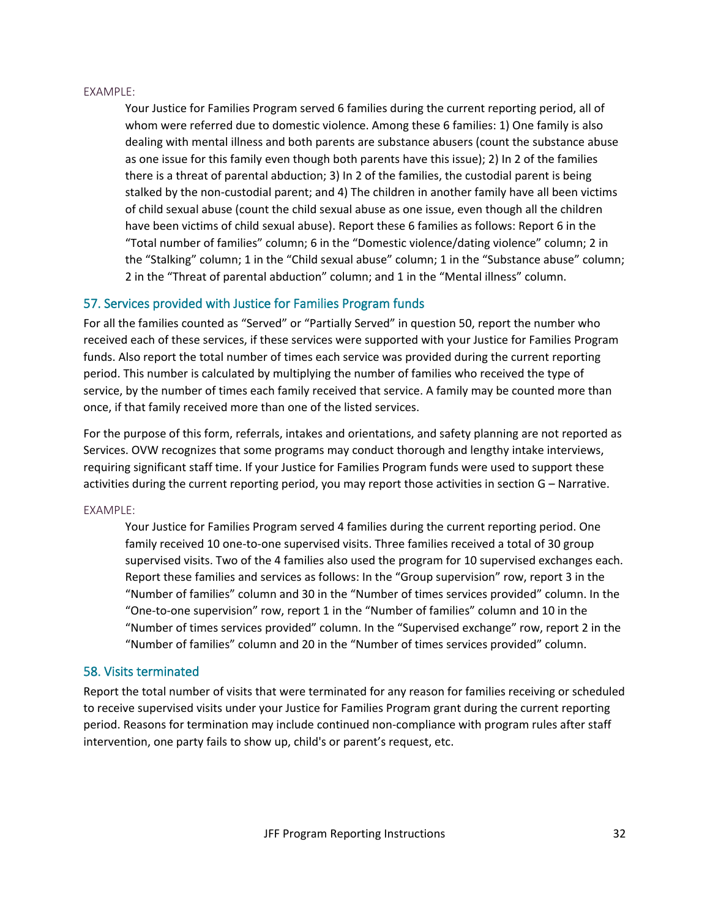EXAMPLE:

> Your Justice for Families Program served 6 families during the current reporting period, all of whom were referred due to domestic violence. Among these 6 families: 1) One family is also dealing with mental illness and both parents are substance abusers (count the substance abuse as one issue for this family even though both parents have this issue); 2) In 2 of the families there is a threat of parental abduction; 3) In 2 of the families, the custodial parent is being stalked by the non-custodial parent; and 4) The children in another family have all been victims of child sexual abuse (count the child sexual abuse as one issue, even though all the children have been victims of child sexual abuse). Report these 6 families as follows: Report 6 in the "Total number of families" column; 6 in the "Domestic violence/dating violence" column; 2 in the "Stalking" column; 1 in the "Child sexual abuse" column; 1 in the "Substance abuse" column; 2 in the "Threat of parental abduction" column; and 1 in the "Mental illness" column.

## 57. Services provided with Justice for Families Program funds

For all the families counted as "Served" or "Partially Served" in question 50, report the number who received each of these services, if these services were supported with your Justice for Families Program funds. Also report the total number of times each service was provided during the current reporting period. This number is calculated by multiplying the number of families who received the type of service, by the number of times each family received that service. A family may be counted more than once, if that family received more than one of the listed services.

For the purpose of this form, referrals, intakes and orientations, and safety planning are not reported as Services. OVW recognizes that some programs may conduct thorough and lengthy intake interviews, requiring significant staff time. If your Justice for Families Program funds were used to support these activities during the current reporting period, you may report those activities in section G – Narrative.

EXAMPLE:

> Your Justice for Families Program served 4 families during the current reporting period. One family received 10 one-to-one supervised visits. Three families received a total of 30 group supervised visits. Two of the 4 families also used the program for 10 supervised exchanges each. Report these families and services as follows: In the "Group supervision" row, report 3 in the "Number of families" column and 30 in the "Number of times services provided" column. In the "One-to-one supervision" row, report 1 in the "Number of families" column and 10 in the "Number of times services provided" column. In the "Supervised exchange" row, report 2 in the "Number of families" column and 20 in the "Number of times services provided" column.

## 58. Visits terminated

Report the total number of visits that were terminated for any reason for families receiving or scheduled to receive supervised visits under your Justice for Families Program grant during the current reporting period. Reasons for termination may include continued non-compliance with program rules after staff intervention, one party fails to show up, child's or parent's request, etc.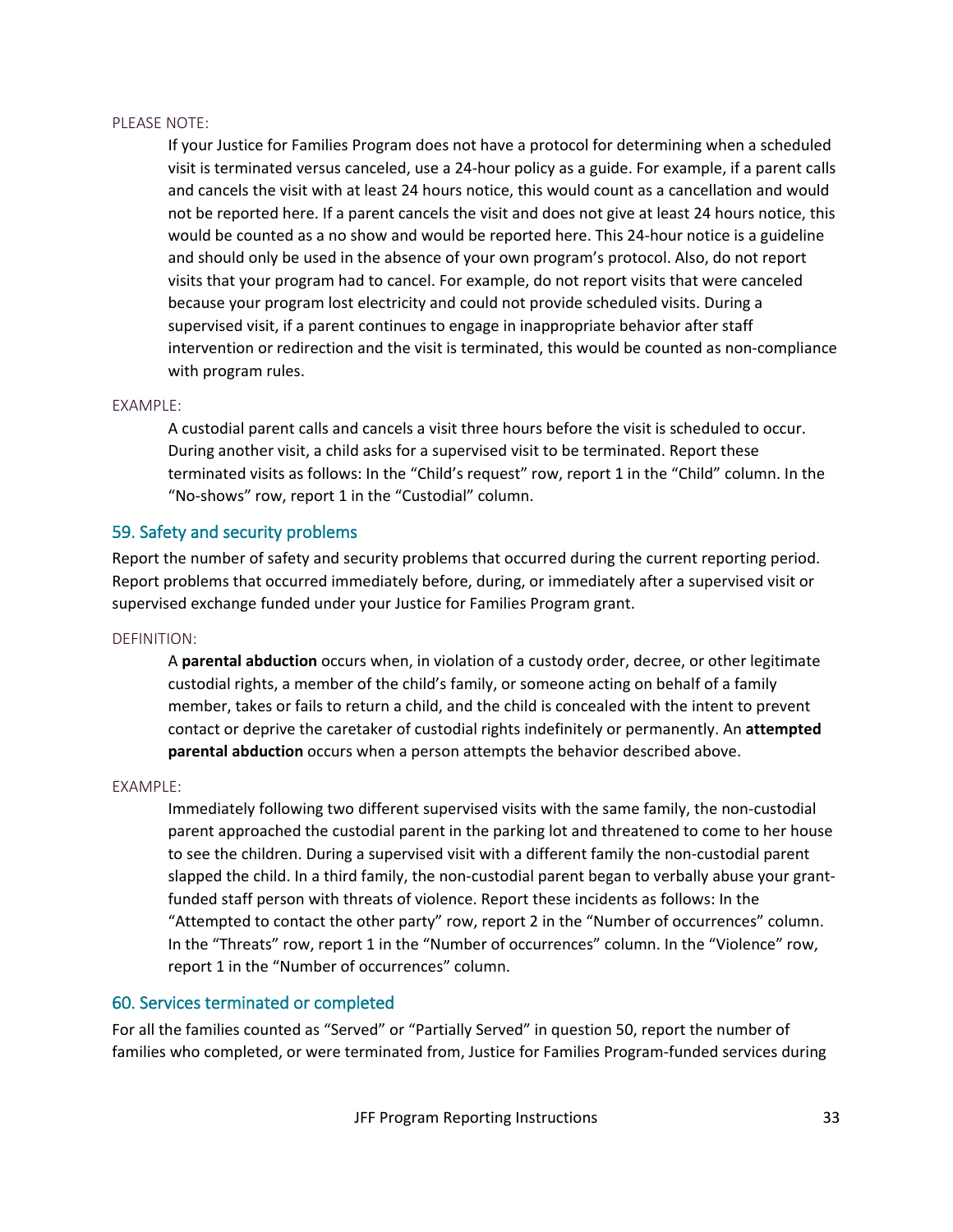PLEASE NOTE:

> If your Justice for Families Program does not have a protocol for determining when a scheduled visit is terminated versus canceled, use a 24-hour policy as a guide. For example, if a parent calls and cancels the visit with at least 24 hours notice, this would count as a cancellation and would not be reported here. If a parent cancels the visit and does not give at least 24 hours notice, this would be counted as a no show and would be reported here. This 24-hour notice is a guideline and should only be used in the absence of your own program's protocol. Also, do not report visits that your program had to cancel. For example, do not report visits that were canceled because your program lost electricity and could not provide scheduled visits. During a supervised visit, if a parent continues to engage in inappropriate behavior after staff intervention or redirection and the visit is terminated, this would be counted as non-compliance with program rules.

EXAMPLE:

> A custodial parent calls and cancels a visit three hours before the visit is scheduled to occur. During another visit, a child asks for a supervised visit to be terminated. Report these terminated visits as follows: In the "Child's request" row, report 1 in the "Child" column. In the "No-shows" row, report 1 in the "Custodial" column.

## 59. Safety and security problems

Report the number of safety and security problems that occurred during the current reporting period. Report problems that occurred immediately before, during, or immediately after a supervised visit or supervised exchange funded under your Justice for Families Program grant.

DEFINITION:

> A **parental abduction** occurs when, in violation of a custody order, decree, or other legitimate custodial rights, a member of the child's family, or someone acting on behalf of a family member, takes or fails to return a child, and the child is concealed with the intent to prevent contact or deprive the caretaker of custodial rights indefinitely or permanently. An **attempted parental abduction** occurs when a person attempts the behavior described above.

EXAMPLE:

> Immediately following two different supervised visits with the same family, the non-custodial parent approached the custodial parent in the parking lot and threatened to come to her house to see the children. During a supervised visit with a different family the non-custodial parent slapped the child. In a third family, the non-custodial parent began to verbally abuse your grant-funded staff person with threats of violence. Report these incidents as follows: In the "Attempted to contact the other party" row, report 2 in the "Number of occurrences" column. In the "Threats" row, report 1 in the "Number of occurrences" column. In the "Violence" row, report 1 in the "Number of occurrences" column.

## 60. Services terminated or completed

For all the families counted as "Served" or "Partially Served" in question 50, report the number of families who completed, or were terminated from, Justice for Families Program-funded services during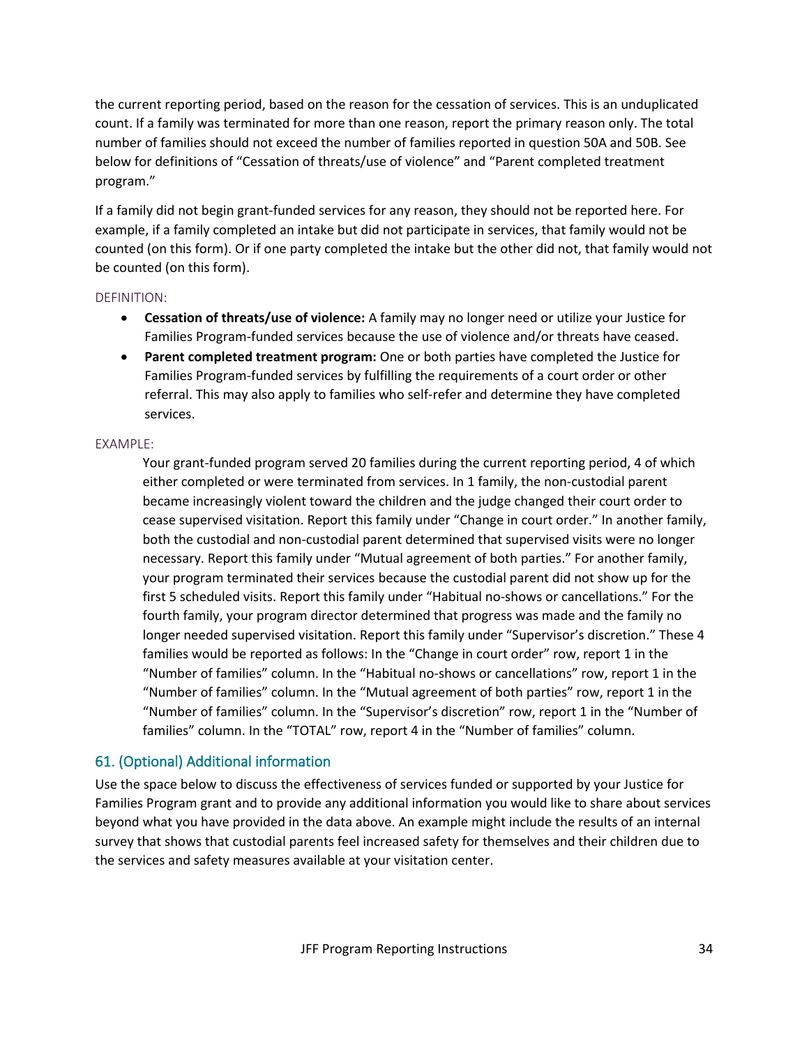the current reporting period, based on the reason for the cessation of services. This is an unduplicated count. If a family was terminated for more than one reason, report the primary reason only. The total number of families should not exceed the number of families reported in question 50A and 50B. See below for definitions of "Cessation of threats/use of violence" and "Parent completed treatment program."

If a family did not begin grant-funded services for any reason, they should not be reported here. For example, if a family completed an intake but did not participate in services, that family would not be counted (on this form). Or if one party completed the intake but the other did not, that family would not be counted (on this form).

DEFINITION:

- **Cessation of threats/use of violence:** A family may no longer need or utilize your Justice for Families Program-funded services because the use of violence and/or threats have ceased.
- **Parent completed treatment program:** One or both parties have completed the Justice for Families Program-funded services by fulfilling the requirements of a court order or other referral. This may also apply to families who self-refer and determine they have completed services.

EXAMPLE:

Your grant-funded program served 20 families during the current reporting period, 4 of which either completed or were terminated from services. In 1 family, the non-custodial parent became increasingly violent toward the children and the judge changed their court order to cease supervised visitation. Report this family under "Change in court order." In another family, both the custodial and non-custodial parent determined that supervised visits were no longer necessary. Report this family under "Mutual agreement of both parties." For another family, your program terminated their services because the custodial parent did not show up for the first 5 scheduled visits. Report this family under "Habitual no-shows or cancellations." For the fourth family, your program director determined that progress was made and the family no longer needed supervised visitation. Report this family under "Supervisor's discretion." These 4 families would be reported as follows: In the "Change in court order" row, report 1 in the "Number of families" column. In the "Habitual no-shows or cancellations" row, report 1 in the "Number of families" column. In the "Mutual agreement of both parties" row, report 1 in the "Number of families" column. In the "Supervisor's discretion" row, report 1 in the "Number of families" column. In the "TOTAL" row, report 4 in the "Number of families" column.

## 61. (Optional) Additional information

Use the space below to discuss the effectiveness of services funded or supported by your Justice for Families Program grant and to provide any additional information you would like to share about services beyond what you have provided in the data above. An example might include the results of an internal survey that shows that custodial parents feel increased safety for themselves and their children due to the services and safety measures available at your visitation center.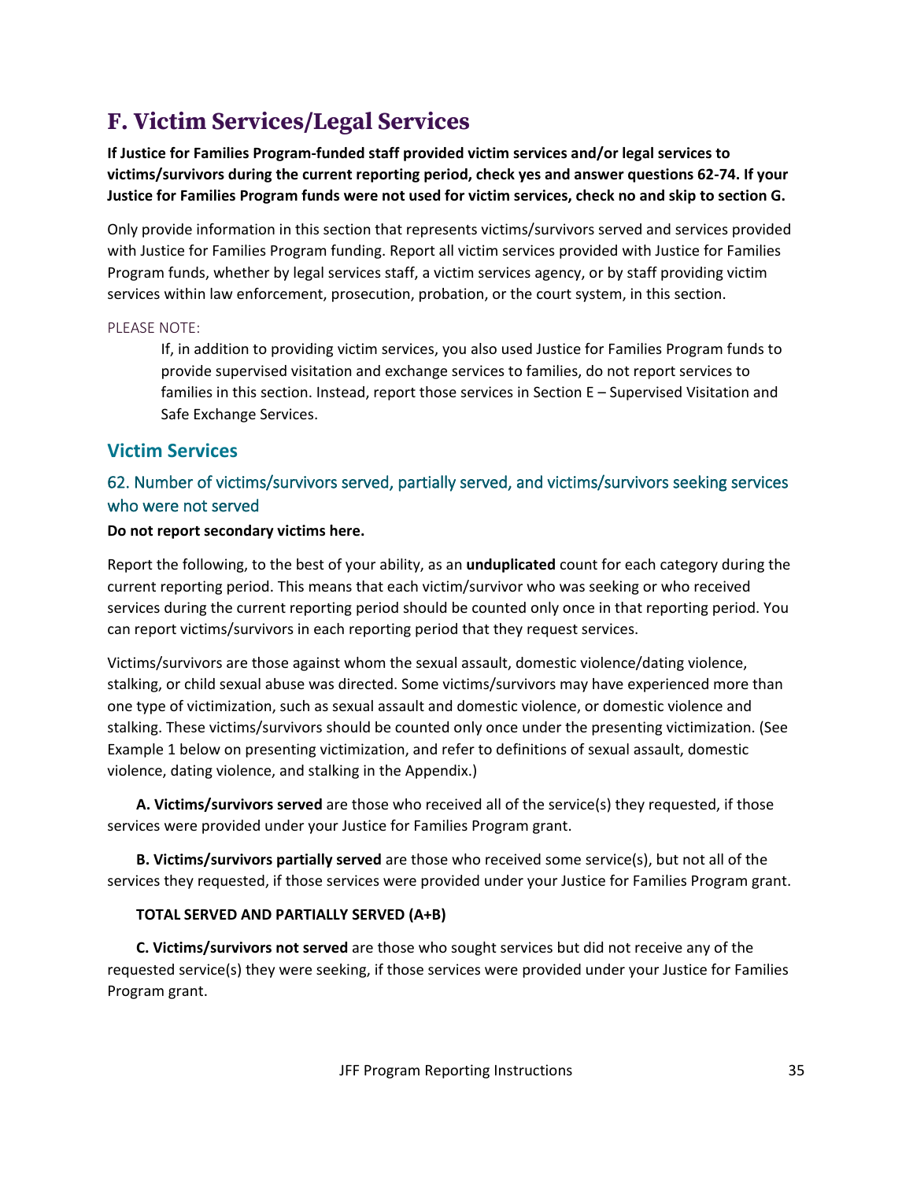# F. Victim Services/Legal Services

**If Justice for Families Program-funded staff provided victim services and/or legal services to victims/survivors during the current reporting period, check yes and answer questions 62-74. If your Justice for Families Program funds were not used for victim services, check no and skip to section G.**

Only provide information in this section that represents victims/survivors served and services provided with Justice for Families Program funding. Report all victim services provided with Justice for Families Program funds, whether by legal services staff, a victim services agency, or by staff providing victim services within law enforcement, prosecution, probation, or the court system, in this section.

PLEASE NOTE:

> If, in addition to providing victim services, you also used Justice for Families Program funds to provide supervised visitation and exchange services to families, do not report services to families in this section. Instead, report those services in Section E – Supervised Visitation and Safe Exchange Services.

## Victim Services

### 62. Number of victims/survivors served, partially served, and victims/survivors seeking services who were not served

**Do not report secondary victims here.**

Report the following, to the best of your ability, as an **unduplicated** count for each category during the current reporting period. This means that each victim/survivor who was seeking or who received services during the current reporting period should be counted only once in that reporting period. You can report victims/survivors in each reporting period that they request services.

Victims/survivors are those against whom the sexual assault, domestic violence/dating violence, stalking, or child sexual abuse was directed. Some victims/survivors may have experienced more than one type of victimization, such as sexual assault and domestic violence, or domestic violence and stalking. These victims/survivors should be counted only once under the presenting victimization. (See Example 1 below on presenting victimization, and refer to definitions of sexual assault, domestic violence, dating violence, and stalking in the Appendix.)

**A. Victims/survivors served** are those who received all of the service(s) they requested, if those services were provided under your Justice for Families Program grant.

**B. Victims/survivors partially served** are those who received some service(s), but not all of the services they requested, if those services were provided under your Justice for Families Program grant.

**TOTAL SERVED AND PARTIALLY SERVED (A+B)**

**C. Victims/survivors not served** are those who sought services but did not receive any of the requested service(s) they were seeking, if those services were provided under your Justice for Families Program grant.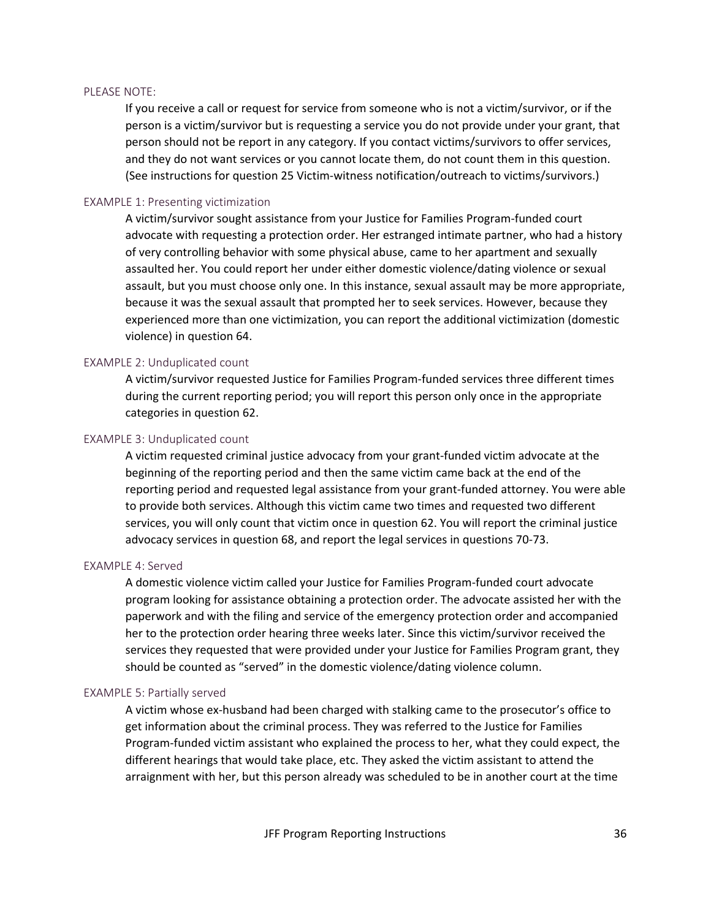PLEASE NOTE:

If you receive a call or request for service from someone who is not a victim/survivor, or if the person is a victim/survivor but is requesting a service you do not provide under your grant, that person should not be report in any category. If you contact victims/survivors to offer services, and they do not want services or you cannot locate them, do not count them in this question. (See instructions for question 25 Victim-witness notification/outreach to victims/survivors.)

EXAMPLE 1: Presenting victimization

A victim/survivor sought assistance from your Justice for Families Program-funded court advocate with requesting a protection order. Her estranged intimate partner, who had a history of very controlling behavior with some physical abuse, came to her apartment and sexually assaulted her. You could report her under either domestic violence/dating violence or sexual assault, but you must choose only one. In this instance, sexual assault may be more appropriate, because it was the sexual assault that prompted her to seek services. However, because they experienced more than one victimization, you can report the additional victimization (domestic violence) in question 64.

EXAMPLE 2: Unduplicated count

A victim/survivor requested Justice for Families Program-funded services three different times during the current reporting period; you will report this person only once in the appropriate categories in question 62.

EXAMPLE 3: Unduplicated count

A victim requested criminal justice advocacy from your grant-funded victim advocate at the beginning of the reporting period and then the same victim came back at the end of the reporting period and requested legal assistance from your grant-funded attorney. You were able to provide both services. Although this victim came two times and requested two different services, you will only count that victim once in question 62. You will report the criminal justice advocacy services in question 68, and report the legal services in questions 70-73.

EXAMPLE 4: Served

A domestic violence victim called your Justice for Families Program-funded court advocate program looking for assistance obtaining a protection order. The advocate assisted her with the paperwork and with the filing and service of the emergency protection order and accompanied her to the protection order hearing three weeks later. Since this victim/survivor received the services they requested that were provided under your Justice for Families Program grant, they should be counted as "served" in the domestic violence/dating violence column.

EXAMPLE 5: Partially served

A victim whose ex-husband had been charged with stalking came to the prosecutor's office to get information about the criminal process. They was referred to the Justice for Families Program-funded victim assistant who explained the process to her, what they could expect, the different hearings that would take place, etc. They asked the victim assistant to attend the arraignment with her, but this person already was scheduled to be in another court at the time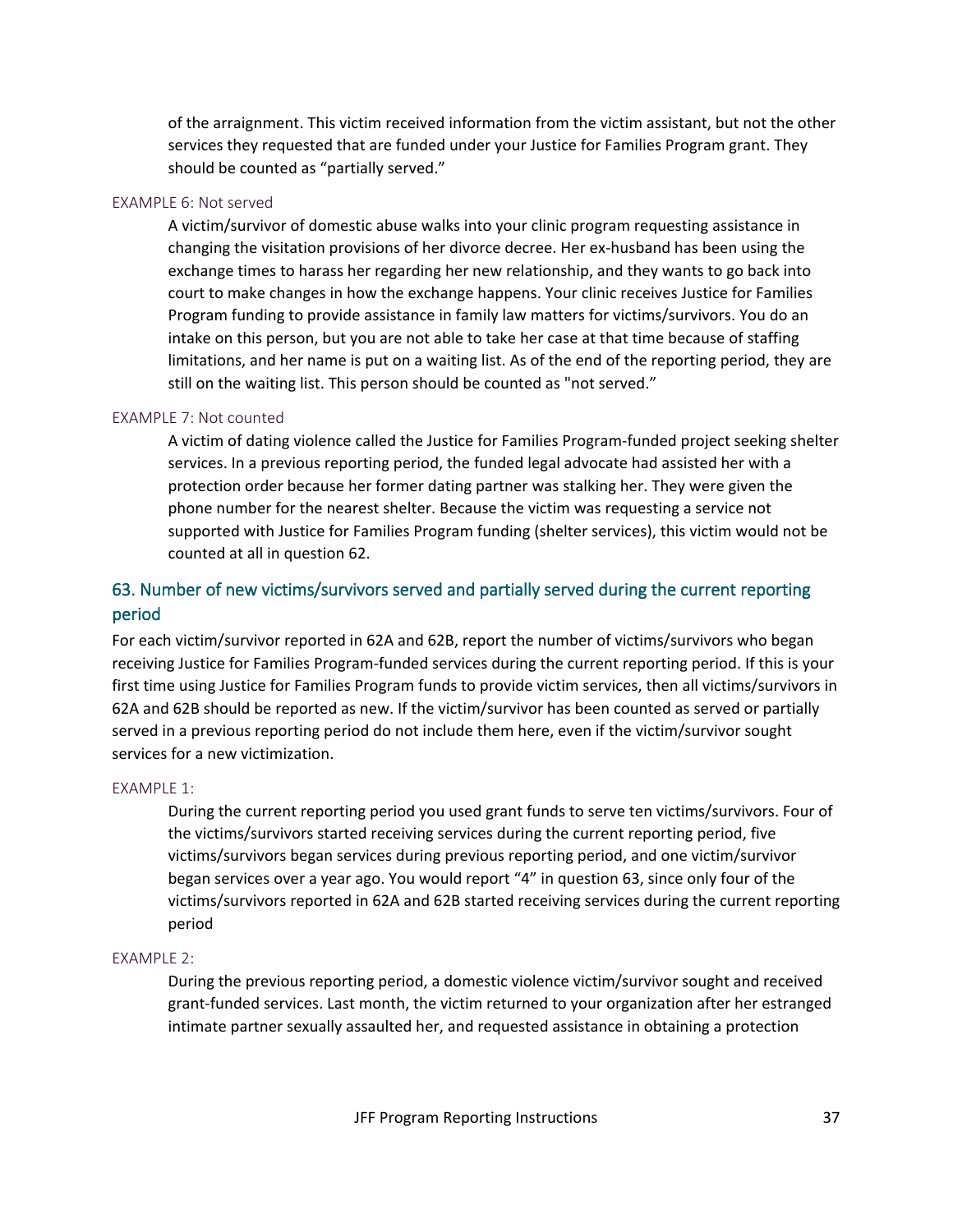of the arraignment. This victim received information from the victim assistant, but not the other services they requested that are funded under your Justice for Families Program grant. They should be counted as "partially served."

#### EXAMPLE 6: Not served

A victim/survivor of domestic abuse walks into your clinic program requesting assistance in changing the visitation provisions of her divorce decree. Her ex-husband has been using the exchange times to harass her regarding her new relationship, and they wants to go back into court to make changes in how the exchange happens. Your clinic receives Justice for Families Program funding to provide assistance in family law matters for victims/survivors. You do an intake on this person, but you are not able to take her case at that time because of staffing limitations, and her name is put on a waiting list. As of the end of the reporting period, they are still on the waiting list. This person should be counted as "not served."

#### EXAMPLE 7: Not counted

A victim of dating violence called the Justice for Families Program-funded project seeking shelter services. In a previous reporting period, the funded legal advocate had assisted her with a protection order because her former dating partner was stalking her. They were given the phone number for the nearest shelter. Because the victim was requesting a service not supported with Justice for Families Program funding (shelter services), this victim would not be counted at all in question 62.

### 63. Number of new victims/survivors served and partially served during the current reporting period

For each victim/survivor reported in 62A and 62B, report the number of victims/survivors who began receiving Justice for Families Program-funded services during the current reporting period. If this is your first time using Justice for Families Program funds to provide victim services, then all victims/survivors in 62A and 62B should be reported as new. If the victim/survivor has been counted as served or partially served in a previous reporting period do not include them here, even if the victim/survivor sought services for a new victimization.

#### EXAMPLE 1:

During the current reporting period you used grant funds to serve ten victims/survivors. Four of the victims/survivors started receiving services during the current reporting period, five victims/survivors began services during previous reporting period, and one victim/survivor began services over a year ago. You would report "4" in question 63, since only four of the victims/survivors reported in 62A and 62B started receiving services during the current reporting period

#### EXAMPLE 2:

During the previous reporting period, a domestic violence victim/survivor sought and received grant-funded services. Last month, the victim returned to your organization after her estranged intimate partner sexually assaulted her, and requested assistance in obtaining a protection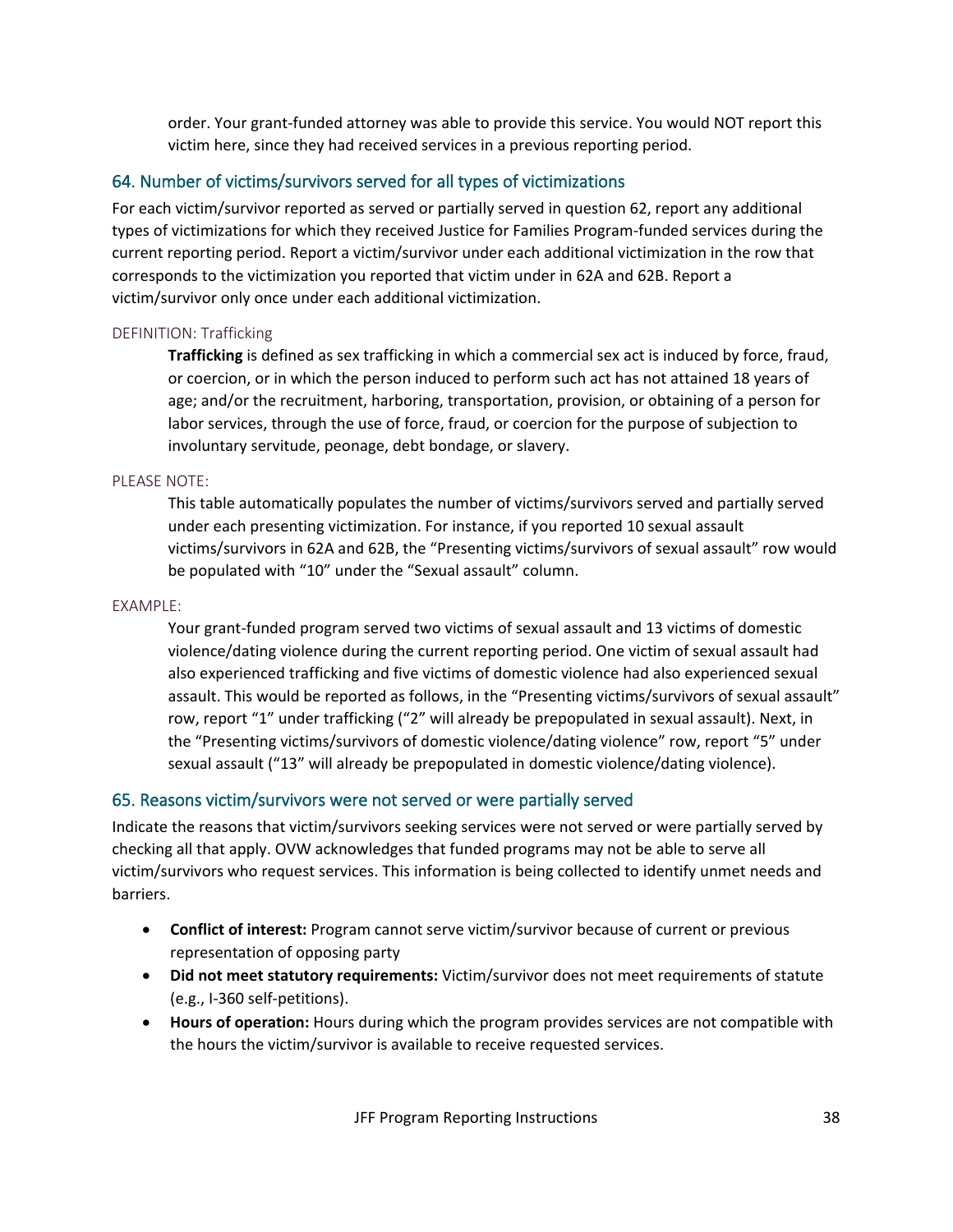order. Your grant-funded attorney was able to provide this service. You would NOT report this victim here, since they had received services in a previous reporting period.

## 64. Number of victims/survivors served for all types of victimizations

For each victim/survivor reported as served or partially served in question 62, report any additional types of victimizations for which they received Justice for Families Program-funded services during the current reporting period. Report a victim/survivor under each additional victimization in the row that corresponds to the victimization you reported that victim under in 62A and 62B. Report a victim/survivor only once under each additional victimization.

### DEFINITION: Trafficking

**Trafficking** is defined as sex trafficking in which a commercial sex act is induced by force, fraud, or coercion, or in which the person induced to perform such act has not attained 18 years of age; and/or the recruitment, harboring, transportation, provision, or obtaining of a person for labor services, through the use of force, fraud, or coercion for the purpose of subjection to involuntary servitude, peonage, debt bondage, or slavery.

### PLEASE NOTE:

This table automatically populates the number of victims/survivors served and partially served under each presenting victimization. For instance, if you reported 10 sexual assault victims/survivors in 62A and 62B, the "Presenting victims/survivors of sexual assault" row would be populated with "10" under the "Sexual assault" column.

### EXAMPLE:

Your grant-funded program served two victims of sexual assault and 13 victims of domestic violence/dating violence during the current reporting period. One victim of sexual assault had also experienced trafficking and five victims of domestic violence had also experienced sexual assault. This would be reported as follows, in the "Presenting victims/survivors of sexual assault" row, report "1" under trafficking ("2" will already be prepopulated in sexual assault). Next, in the "Presenting victims/survivors of domestic violence/dating violence" row, report "5" under sexual assault ("13" will already be prepopulated in domestic violence/dating violence).

## 65. Reasons victim/survivors were not served or were partially served

Indicate the reasons that victim/survivors seeking services were not served or were partially served by checking all that apply. OVW acknowledges that funded programs may not be able to serve all victim/survivors who request services. This information is being collected to identify unmet needs and barriers.

- **Conflict of interest:** Program cannot serve victim/survivor because of current or previous representation of opposing party
- **Did not meet statutory requirements:** Victim/survivor does not meet requirements of statute (e.g., I-360 self-petitions).
- **Hours of operation:** Hours during which the program provides services are not compatible with the hours the victim/survivor is available to receive requested services.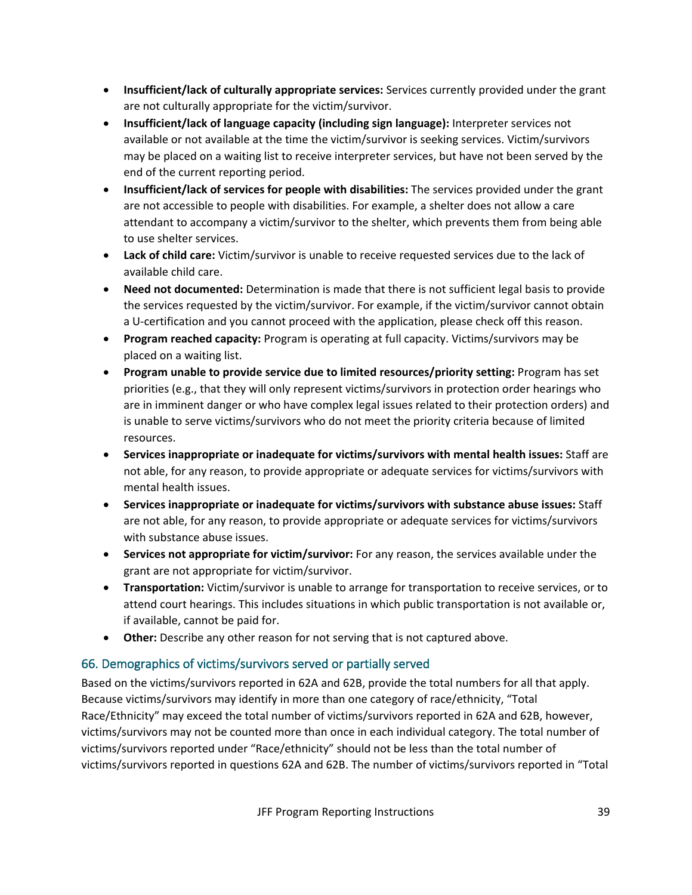- **Insufficient/lack of culturally appropriate services:** Services currently provided under the grant are not culturally appropriate for the victim/survivor.
- **Insufficient/lack of language capacity (including sign language):** Interpreter services not available or not available at the time the victim/survivor is seeking services. Victim/survivors may be placed on a waiting list to receive interpreter services, but have not been served by the end of the current reporting period.
- **Insufficient/lack of services for people with disabilities:** The services provided under the grant are not accessible to people with disabilities. For example, a shelter does not allow a care attendant to accompany a victim/survivor to the shelter, which prevents them from being able to use shelter services.
- **Lack of child care:** Victim/survivor is unable to receive requested services due to the lack of available child care.
- **Need not documented:** Determination is made that there is not sufficient legal basis to provide the services requested by the victim/survivor. For example, if the victim/survivor cannot obtain a U-certification and you cannot proceed with the application, please check off this reason.
- **Program reached capacity:** Program is operating at full capacity. Victims/survivors may be placed on a waiting list.
- **Program unable to provide service due to limited resources/priority setting:** Program has set priorities (e.g., that they will only represent victims/survivors in protection order hearings who are in imminent danger or who have complex legal issues related to their protection orders) and is unable to serve victims/survivors who do not meet the priority criteria because of limited resources.
- **Services inappropriate or inadequate for victims/survivors with mental health issues:** Staff are not able, for any reason, to provide appropriate or adequate services for victims/survivors with mental health issues.
- **Services inappropriate or inadequate for victims/survivors with substance abuse issues:** Staff are not able, for any reason, to provide appropriate or adequate services for victims/survivors with substance abuse issues.
- **Services not appropriate for victim/survivor:** For any reason, the services available under the grant are not appropriate for victim/survivor.
- **Transportation:** Victim/survivor is unable to arrange for transportation to receive services, or to attend court hearings. This includes situations in which public transportation is not available or, if available, cannot be paid for.
- **Other:** Describe any other reason for not serving that is not captured above.

## 66. Demographics of victims/survivors served or partially served

Based on the victims/survivors reported in 62A and 62B, provide the total numbers for all that apply. Because victims/survivors may identify in more than one category of race/ethnicity, "Total Race/Ethnicity" may exceed the total number of victims/survivors reported in 62A and 62B, however, victims/survivors may not be counted more than once in each individual category. The total number of victims/survivors reported under "Race/ethnicity" should not be less than the total number of victims/survivors reported in questions 62A and 62B. The number of victims/survivors reported in "Total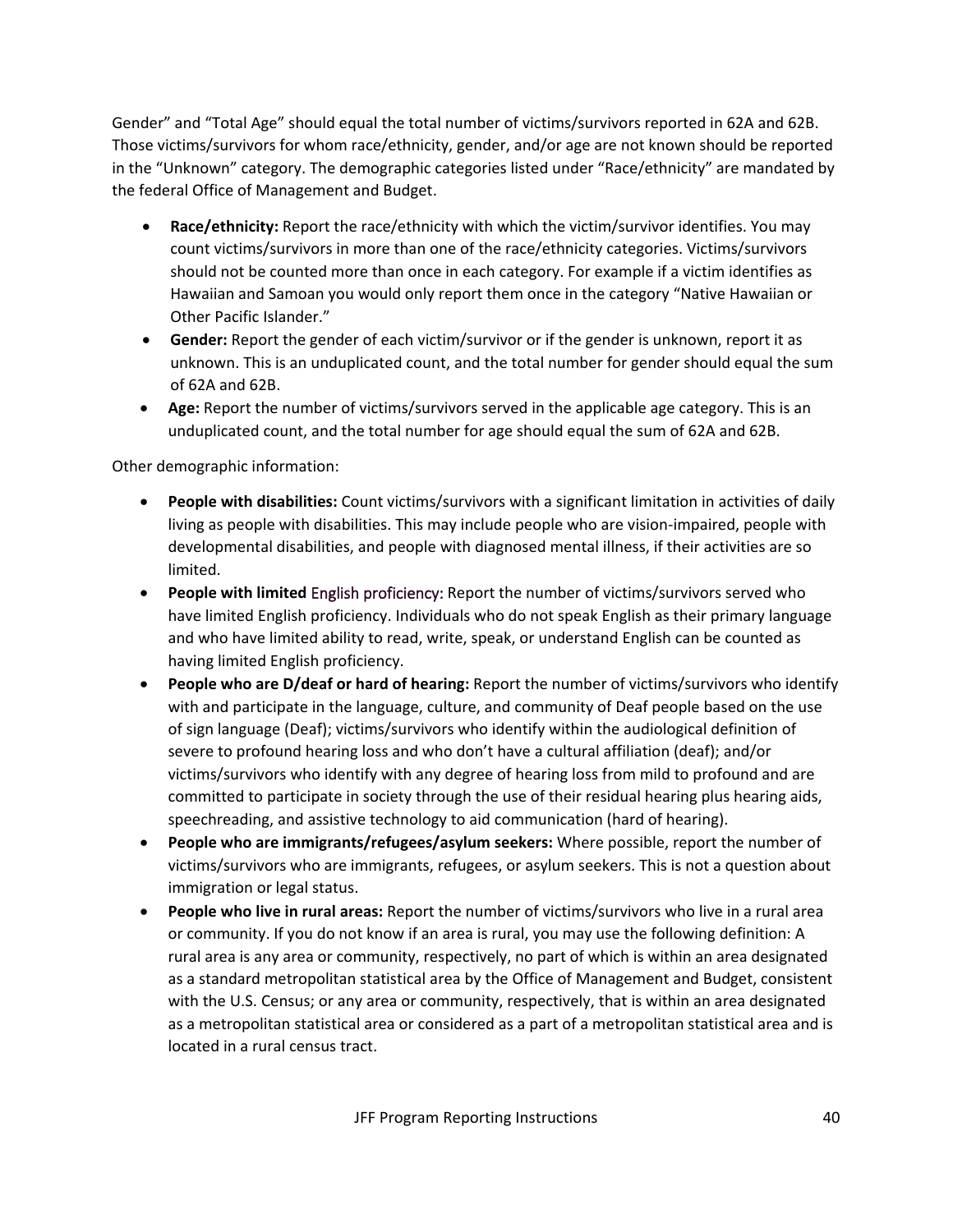Gender" and "Total Age" should equal the total number of victims/survivors reported in 62A and 62B. Those victims/survivors for whom race/ethnicity, gender, and/or age are not known should be reported in the "Unknown" category. The demographic categories listed under "Race/ethnicity" are mandated by the federal Office of Management and Budget.

- **Race/ethnicity:** Report the race/ethnicity with which the victim/survivor identifies. You may count victims/survivors in more than one of the race/ethnicity categories. Victims/survivors should not be counted more than once in each category. For example if a victim identifies as Hawaiian and Samoan you would only report them once in the category "Native Hawaiian or Other Pacific Islander."
- **Gender:** Report the gender of each victim/survivor or if the gender is unknown, report it as unknown. This is an unduplicated count, and the total number for gender should equal the sum of 62A and 62B.
- **Age:** Report the number of victims/survivors served in the applicable age category. This is an unduplicated count, and the total number for age should equal the sum of 62A and 62B.

Other demographic information:

- **People with disabilities:** Count victims/survivors with a significant limitation in activities of daily living as people with disabilities. This may include people who are vision-impaired, people with developmental disabilities, and people with diagnosed mental illness, if their activities are so limited.
- **People with limited** English proficiency: Report the number of victims/survivors served who have limited English proficiency. Individuals who do not speak English as their primary language and who have limited ability to read, write, speak, or understand English can be counted as having limited English proficiency.
- **People who are D/deaf or hard of hearing:** Report the number of victims/survivors who identify with and participate in the language, culture, and community of Deaf people based on the use of sign language (Deaf); victims/survivors who identify within the audiological definition of severe to profound hearing loss and who don't have a cultural affiliation (deaf); and/or victims/survivors who identify with any degree of hearing loss from mild to profound and are committed to participate in society through the use of their residual hearing plus hearing aids, speechreading, and assistive technology to aid communication (hard of hearing).
- **People who are immigrants/refugees/asylum seekers:** Where possible, report the number of victims/survivors who are immigrants, refugees, or asylum seekers. This is not a question about immigration or legal status.
- **People who live in rural areas:** Report the number of victims/survivors who live in a rural area or community. If you do not know if an area is rural, you may use the following definition: A rural area is any area or community, respectively, no part of which is within an area designated as a standard metropolitan statistical area by the Office of Management and Budget, consistent with the U.S. Census; or any area or community, respectively, that is within an area designated as a metropolitan statistical area or considered as a part of a metropolitan statistical area and is located in a rural census tract.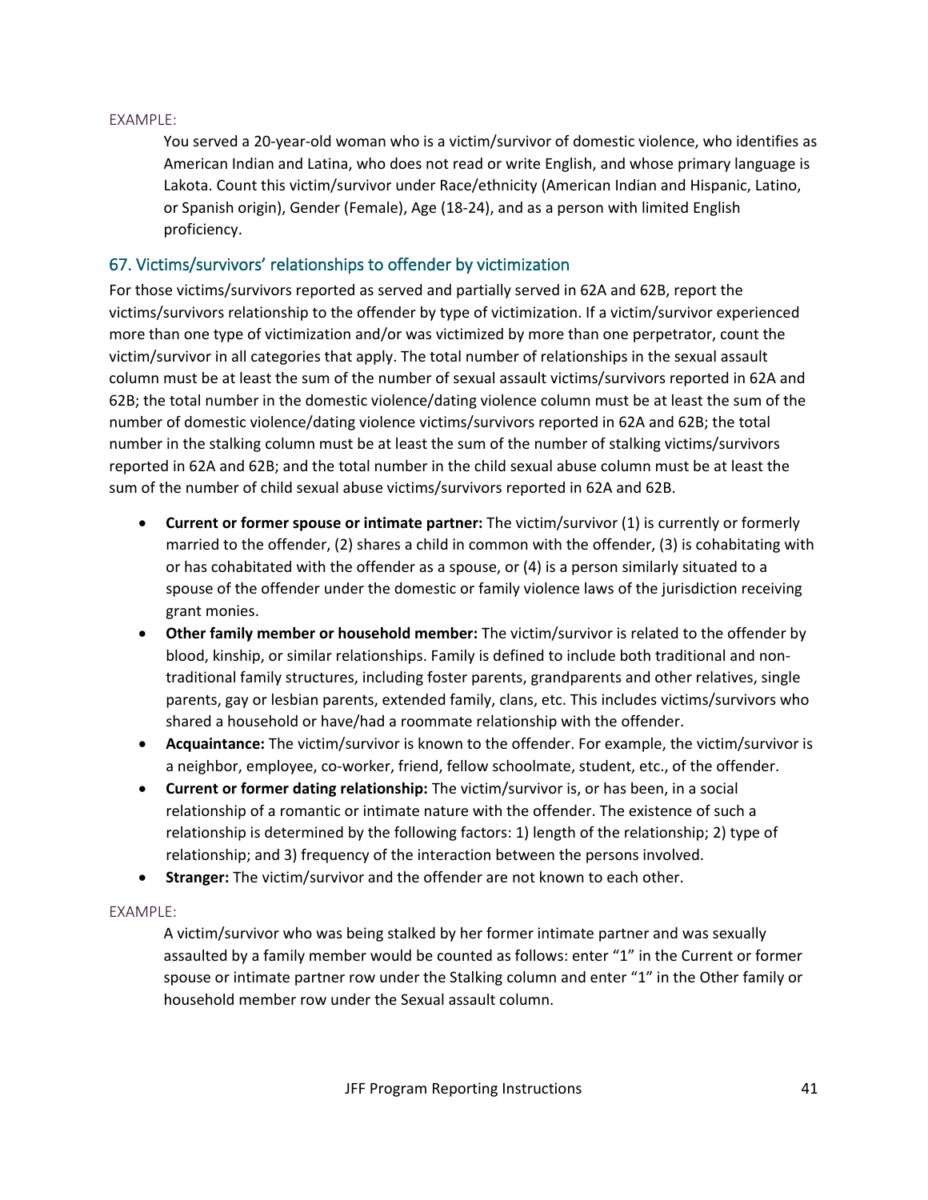EXAMPLE:

> You served a 20-year-old woman who is a victim/survivor of domestic violence, who identifies as American Indian and Latina, who does not read or write English, and whose primary language is Lakota. Count this victim/survivor under Race/ethnicity (American Indian and Hispanic, Latino, or Spanish origin), Gender (Female), Age (18-24), and as a person with limited English proficiency.

## 67. Victims/survivors' relationships to offender by victimization

For those victims/survivors reported as served and partially served in 62A and 62B, report the victims/survivors relationship to the offender by type of victimization. If a victim/survivor experienced more than one type of victimization and/or was victimized by more than one perpetrator, count the victim/survivor in all categories that apply. The total number of relationships in the sexual assault column must be at least the sum of the number of sexual assault victims/survivors reported in 62A and 62B; the total number in the domestic violence/dating violence column must be at least the sum of the number of domestic violence/dating violence victims/survivors reported in 62A and 62B; the total number in the stalking column must be at least the sum of the number of stalking victims/survivors reported in 62A and 62B; and the total number in the child sexual abuse column must be at least the sum of the number of child sexual abuse victims/survivors reported in 62A and 62B.

- **Current or former spouse or intimate partner:** The victim/survivor (1) is currently or formerly married to the offender, (2) shares a child in common with the offender, (3) is cohabitating with or has cohabitated with the offender as a spouse, or (4) is a person similarly situated to a spouse of the offender under the domestic or family violence laws of the jurisdiction receiving grant monies.
- **Other family member or household member:** The victim/survivor is related to the offender by blood, kinship, or similar relationships. Family is defined to include both traditional and non-traditional family structures, including foster parents, grandparents and other relatives, single parents, gay or lesbian parents, extended family, clans, etc. This includes victims/survivors who shared a household or have/had a roommate relationship with the offender.
- **Acquaintance:** The victim/survivor is known to the offender. For example, the victim/survivor is a neighbor, employee, co-worker, friend, fellow schoolmate, student, etc., of the offender.
- **Current or former dating relationship:** The victim/survivor is, or has been, in a social relationship of a romantic or intimate nature with the offender. The existence of such a relationship is determined by the following factors: 1) length of the relationship; 2) type of relationship; and 3) frequency of the interaction between the persons involved.
- **Stranger:** The victim/survivor and the offender are not known to each other.

EXAMPLE:

> A victim/survivor who was being stalked by her former intimate partner and was sexually assaulted by a family member would be counted as follows: enter "1" in the Current or former spouse or intimate partner row under the Stalking column and enter "1" in the Other family or household member row under the Sexual assault column.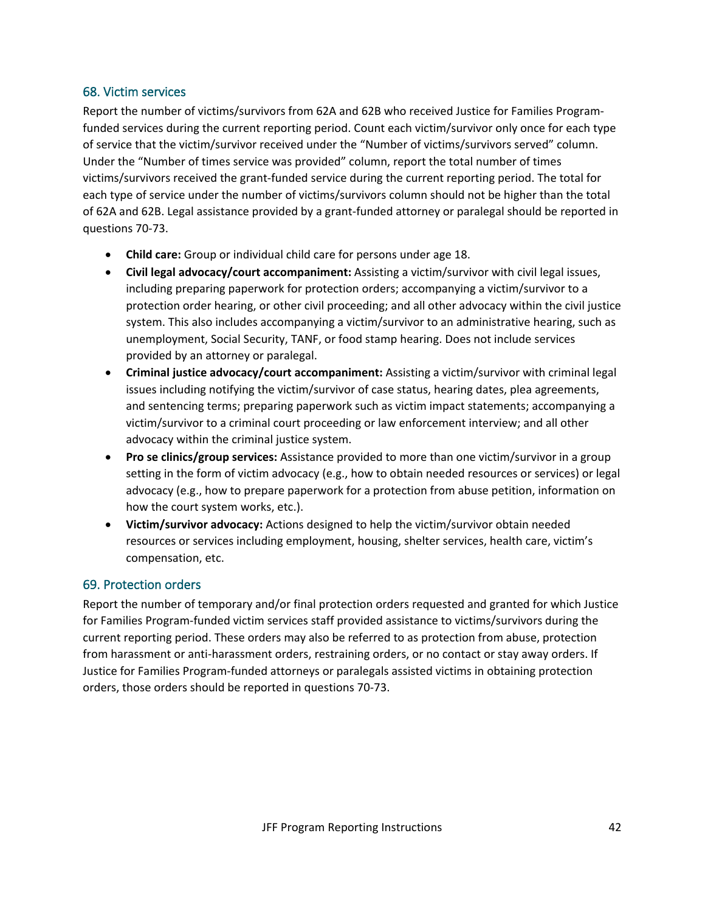## 68. Victim services

Report the number of victims/survivors from 62A and 62B who received Justice for Families Program-funded services during the current reporting period. Count each victim/survivor only once for each type of service that the victim/survivor received under the "Number of victims/survivors served" column. Under the "Number of times service was provided" column, report the total number of times victims/survivors received the grant-funded service during the current reporting period. The total for each type of service under the number of victims/survivors column should not be higher than the total of 62A and 62B. Legal assistance provided by a grant-funded attorney or paralegal should be reported in questions 70-73.

- **Child care:** Group or individual child care for persons under age 18.
- **Civil legal advocacy/court accompaniment:** Assisting a victim/survivor with civil legal issues, including preparing paperwork for protection orders; accompanying a victim/survivor to a protection order hearing, or other civil proceeding; and all other advocacy within the civil justice system. This also includes accompanying a victim/survivor to an administrative hearing, such as unemployment, Social Security, TANF, or food stamp hearing. Does not include services provided by an attorney or paralegal.
- **Criminal justice advocacy/court accompaniment:** Assisting a victim/survivor with criminal legal issues including notifying the victim/survivor of case status, hearing dates, plea agreements, and sentencing terms; preparing paperwork such as victim impact statements; accompanying a victim/survivor to a criminal court proceeding or law enforcement interview; and all other advocacy within the criminal justice system.
- **Pro se clinics/group services:** Assistance provided to more than one victim/survivor in a group setting in the form of victim advocacy (e.g., how to obtain needed resources or services) or legal advocacy (e.g., how to prepare paperwork for a protection from abuse petition, information on how the court system works, etc.).
- **Victim/survivor advocacy:** Actions designed to help the victim/survivor obtain needed resources or services including employment, housing, shelter services, health care, victim's compensation, etc.

## 69. Protection orders

Report the number of temporary and/or final protection orders requested and granted for which Justice for Families Program-funded victim services staff provided assistance to victims/survivors during the current reporting period. These orders may also be referred to as protection from abuse, protection from harassment or anti-harassment orders, restraining orders, or no contact or stay away orders. If Justice for Families Program-funded attorneys or paralegals assisted victims in obtaining protection orders, those orders should be reported in questions 70-73.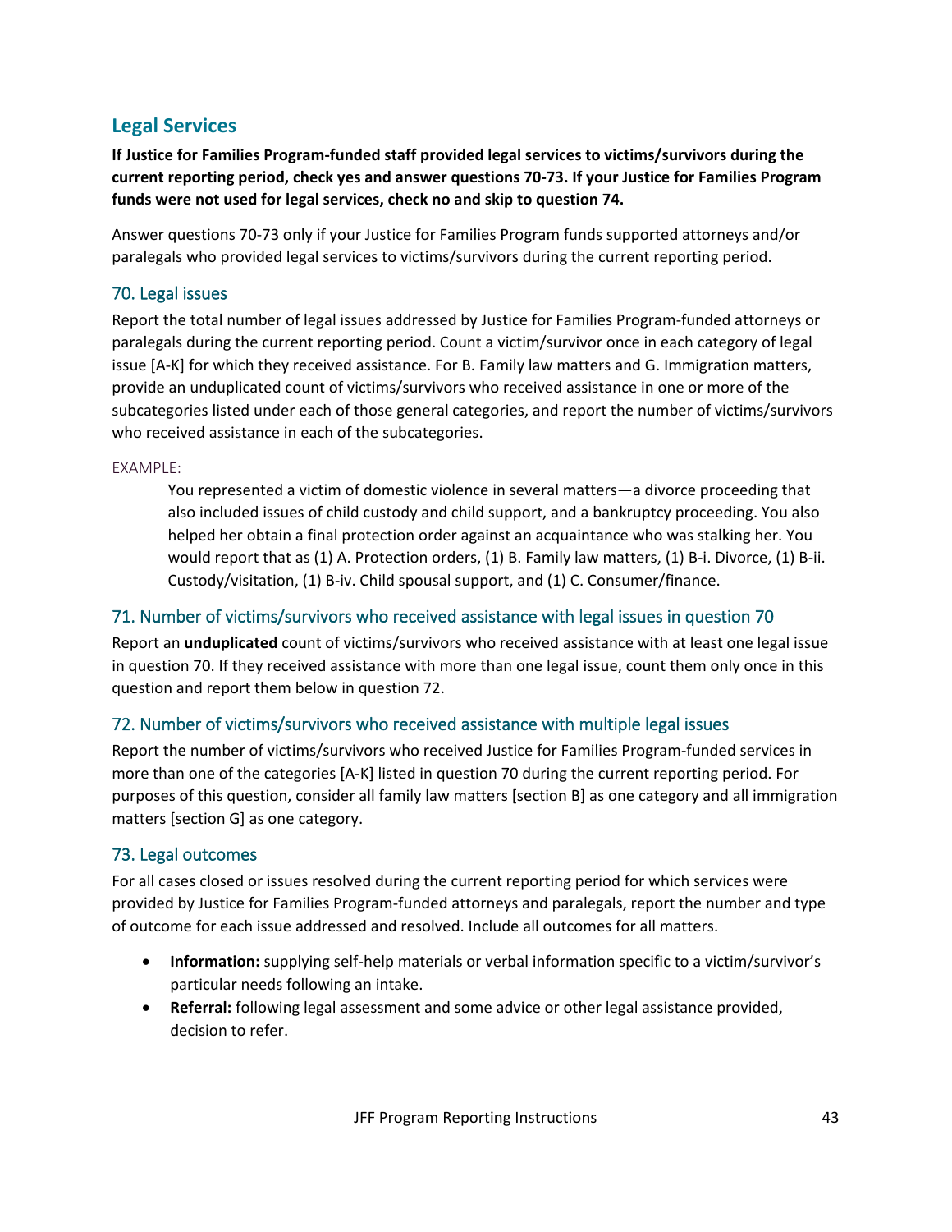## Legal Services

**If Justice for Families Program-funded staff provided legal services to victims/survivors during the current reporting period, check yes and answer questions 70-73. If your Justice for Families Program funds were not used for legal services, check no and skip to question 74.**

Answer questions 70-73 only if your Justice for Families Program funds supported attorneys and/or paralegals who provided legal services to victims/survivors during the current reporting period.

### 70. Legal issues

Report the total number of legal issues addressed by Justice for Families Program-funded attorneys or paralegals during the current reporting period. Count a victim/survivor once in each category of legal issue [A-K] for which they received assistance. For B. Family law matters and G. Immigration matters, provide an unduplicated count of victims/survivors who received assistance in one or more of the subcategories listed under each of those general categories, and report the number of victims/survivors who received assistance in each of the subcategories.

EXAMPLE:

> You represented a victim of domestic violence in several matters—a divorce proceeding that also included issues of child custody and child support, and a bankruptcy proceeding. You also helped her obtain a final protection order against an acquaintance who was stalking her. You would report that as (1) A. Protection orders, (1) B. Family law matters, (1) B-i. Divorce, (1) B-ii. Custody/visitation, (1) B-iv. Child spousal support, and (1) C. Consumer/finance.

### 71. Number of victims/survivors who received assistance with legal issues in question 70

Report an **unduplicated** count of victims/survivors who received assistance with at least one legal issue in question 70. If they received assistance with more than one legal issue, count them only once in this question and report them below in question 72.

### 72. Number of victims/survivors who received assistance with multiple legal issues

Report the number of victims/survivors who received Justice for Families Program-funded services in more than one of the categories [A-K] listed in question 70 during the current reporting period. For purposes of this question, consider all family law matters [section B] as one category and all immigration matters [section G] as one category.

### 73. Legal outcomes

For all cases closed or issues resolved during the current reporting period for which services were provided by Justice for Families Program-funded attorneys and paralegals, report the number and type of outcome for each issue addressed and resolved. Include all outcomes for all matters.

- **Information:** supplying self-help materials or verbal information specific to a victim/survivor's particular needs following an intake.
- **Referral:** following legal assessment and some advice or other legal assistance provided, decision to refer.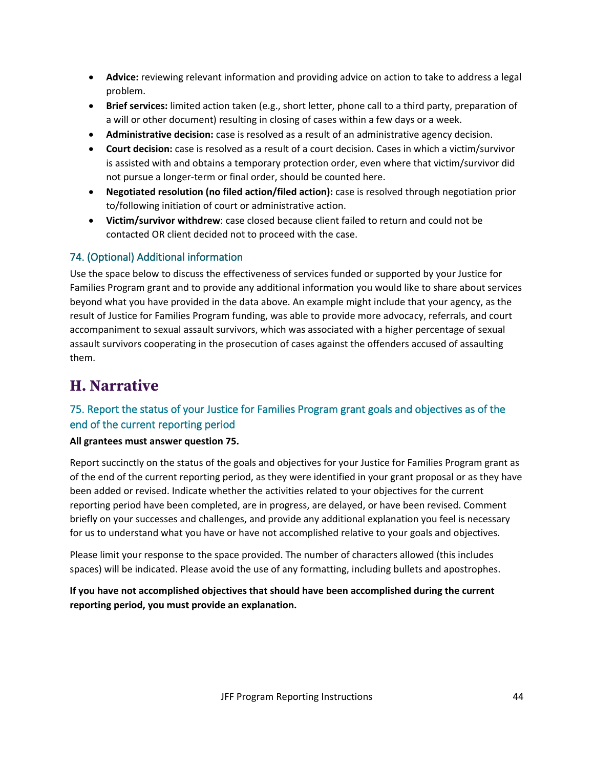- **Advice:** reviewing relevant information and providing advice on action to take to address a legal problem.
- **Brief services:** limited action taken (e.g., short letter, phone call to a third party, preparation of a will or other document) resulting in closing of cases within a few days or a week.
- **Administrative decision:** case is resolved as a result of an administrative agency decision.
- **Court decision:** case is resolved as a result of a court decision. Cases in which a victim/survivor is assisted with and obtains a temporary protection order, even where that victim/survivor did not pursue a longer-term or final order, should be counted here.
- **Negotiated resolution (no filed action/filed action):** case is resolved through negotiation prior to/following initiation of court or administrative action.
- **Victim/survivor withdrew**: case closed because client failed to return and could not be contacted OR client decided not to proceed with the case.

### 74. (Optional) Additional information

Use the space below to discuss the effectiveness of services funded or supported by your Justice for Families Program grant and to provide any additional information you would like to share about services beyond what you have provided in the data above. An example might include that your agency, as the result of Justice for Families Program funding, was able to provide more advocacy, referrals, and court accompaniment to sexual assault survivors, which was associated with a higher percentage of sexual assault survivors cooperating in the prosecution of cases against the offenders accused of assaulting them.

## H. Narrative

### 75. Report the status of your Justice for Families Program grant goals and objectives as of the end of the current reporting period

**All grantees must answer question 75.**

Report succinctly on the status of the goals and objectives for your Justice for Families Program grant as of the end of the current reporting period, as they were identified in your grant proposal or as they have been added or revised. Indicate whether the activities related to your objectives for the current reporting period have been completed, are in progress, are delayed, or have been revised. Comment briefly on your successes and challenges, and provide any additional explanation you feel is necessary for us to understand what you have or have not accomplished relative to your goals and objectives.

Please limit your response to the space provided. The number of characters allowed (this includes spaces) will be indicated. Please avoid the use of any formatting, including bullets and apostrophes.

**If you have not accomplished objectives that should have been accomplished during the current reporting period, you must provide an explanation.**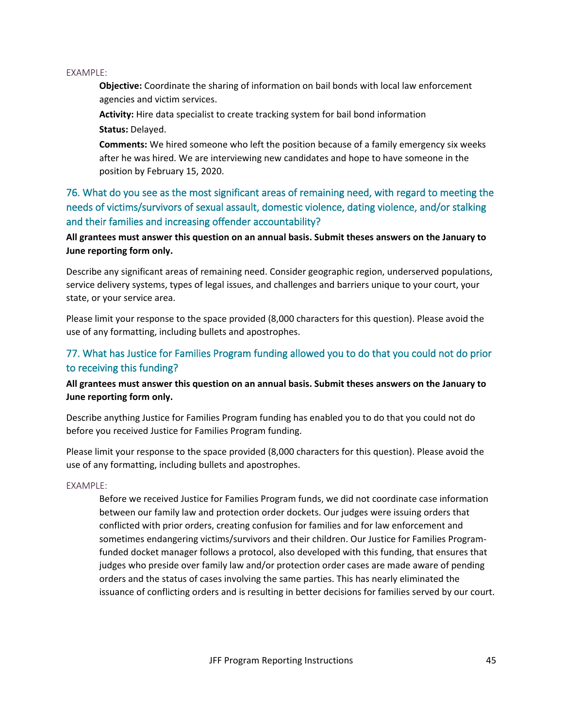EXAMPLE:

> **Objective:** Coordinate the sharing of information on bail bonds with local law enforcement agencies and victim services.
>
> **Activity:** Hire data specialist to create tracking system for bail bond information
>
> **Status:** Delayed.
>
> **Comments:** We hired someone who left the position because of a family emergency six weeks after he was hired. We are interviewing new candidates and hope to have someone in the position by February 15, 2020.

## 76. What do you see as the most significant areas of remaining need, with regard to meeting the needs of victims/survivors of sexual assault, domestic violence, dating violence, and/or stalking and their families and increasing offender accountability?

**All grantees must answer this question on an annual basis. Submit theses answers on the January to June reporting form only.**

Describe any significant areas of remaining need. Consider geographic region, underserved populations, service delivery systems, types of legal issues, and challenges and barriers unique to your court, your state, or your service area.

Please limit your response to the space provided (8,000 characters for this question). Please avoid the use of any formatting, including bullets and apostrophes.

## 77. What has Justice for Families Program funding allowed you to do that you could not do prior to receiving this funding?

**All grantees must answer this question on an annual basis. Submit theses answers on the January to June reporting form only.**

Describe anything Justice for Families Program funding has enabled you to do that you could not do before you received Justice for Families Program funding.

Please limit your response to the space provided (8,000 characters for this question). Please avoid the use of any formatting, including bullets and apostrophes.

EXAMPLE:

> Before we received Justice for Families Program funds, we did not coordinate case information between our family law and protection order dockets. Our judges were issuing orders that conflicted with prior orders, creating confusion for families and for law enforcement and sometimes endangering victims/survivors and their children. Our Justice for Families Program-funded docket manager follows a protocol, also developed with this funding, that ensures that judges who preside over family law and/or protection order cases are made aware of pending orders and the status of cases involving the same parties. This has nearly eliminated the issuance of conflicting orders and is resulting in better decisions for families served by our court.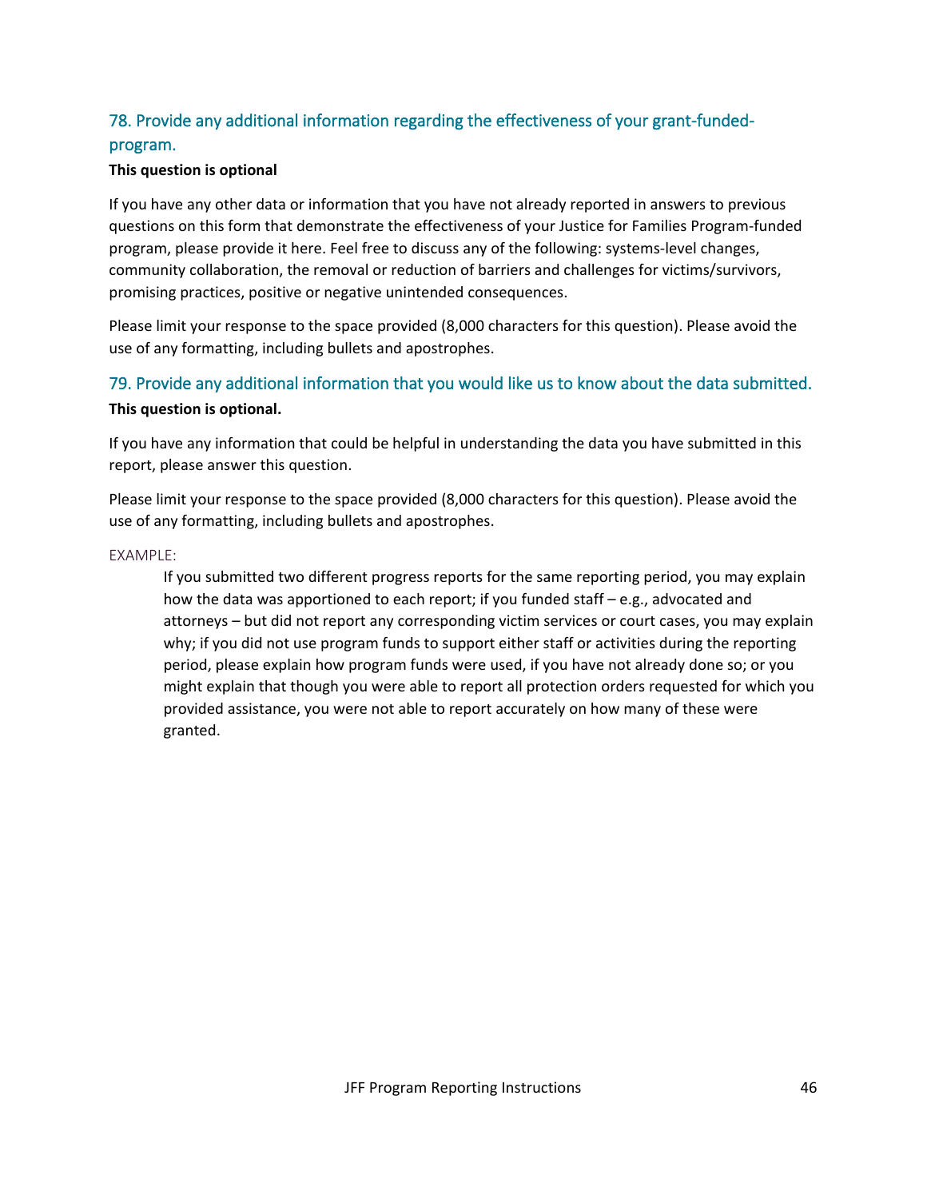## 78. Provide any additional information regarding the effectiveness of your grant-funded-program.

**This question is optional**

If you have any other data or information that you have not already reported in answers to previous questions on this form that demonstrate the effectiveness of your Justice for Families Program-funded program, please provide it here. Feel free to discuss any of the following: systems-level changes, community collaboration, the removal or reduction of barriers and challenges for victims/survivors, promising practices, positive or negative unintended consequences.

Please limit your response to the space provided (8,000 characters for this question). Please avoid the use of any formatting, including bullets and apostrophes.

## 79. Provide any additional information that you would like us to know about the data submitted.

**This question is optional.**

If you have any information that could be helpful in understanding the data you have submitted in this report, please answer this question.

Please limit your response to the space provided (8,000 characters for this question). Please avoid the use of any formatting, including bullets and apostrophes.

EXAMPLE:

> If you submitted two different progress reports for the same reporting period, you may explain how the data was apportioned to each report; if you funded staff – e.g., advocated and attorneys – but did not report any corresponding victim services or court cases, you may explain why; if you did not use program funds to support either staff or activities during the reporting period, please explain how program funds were used, if you have not already done so; or you might explain that though you were able to report all protection orders requested for which you provided assistance, you were not able to report accurately on how many of these were granted.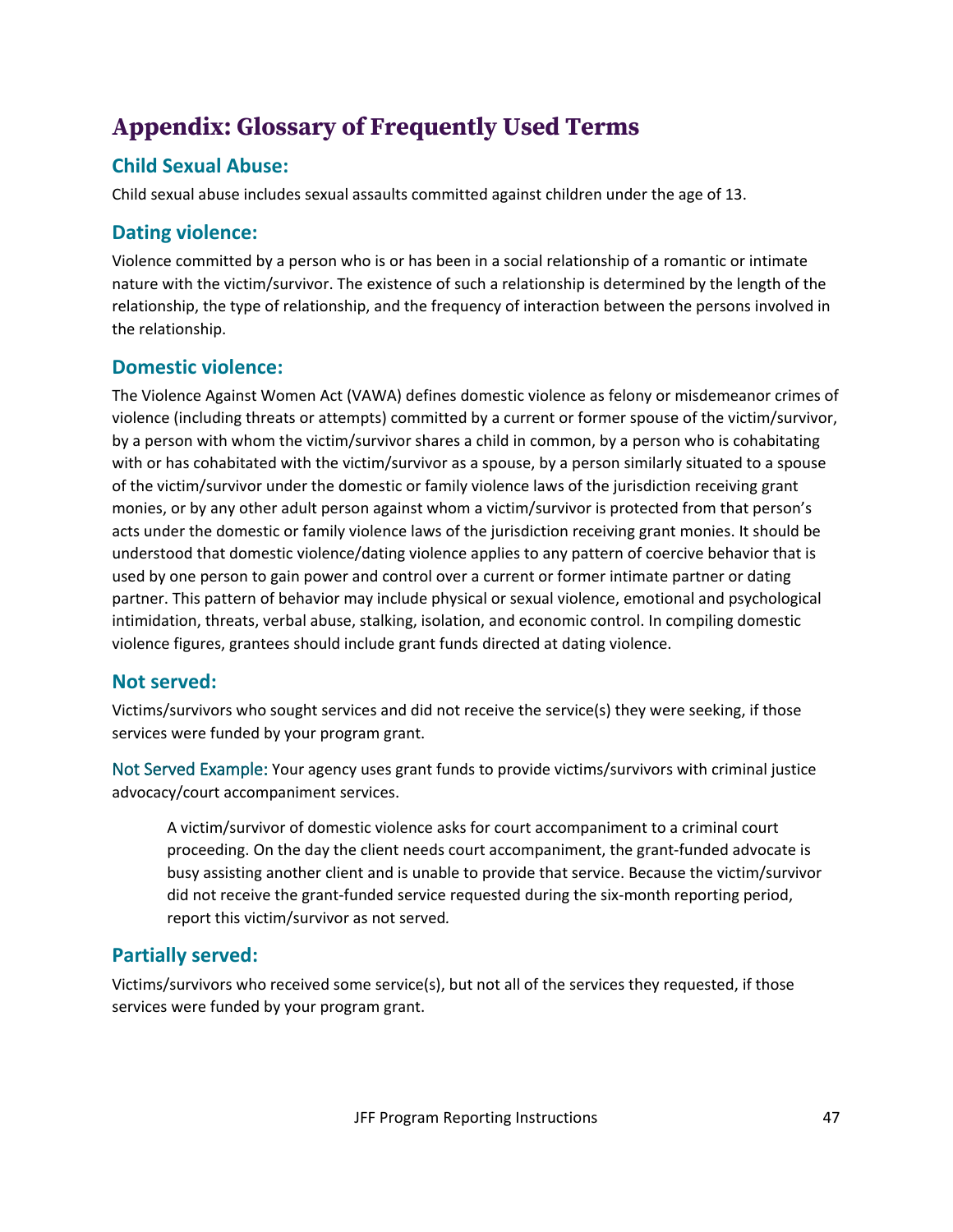# Appendix: Glossary of Frequently Used Terms

## Child Sexual Abuse:

Child sexual abuse includes sexual assaults committed against children under the age of 13.

## Dating violence:

Violence committed by a person who is or has been in a social relationship of a romantic or intimate nature with the victim/survivor. The existence of such a relationship is determined by the length of the relationship, the type of relationship, and the frequency of interaction between the persons involved in the relationship.

## Domestic violence:

The Violence Against Women Act (VAWA) defines domestic violence as felony or misdemeanor crimes of violence (including threats or attempts) committed by a current or former spouse of the victim/survivor, by a person with whom the victim/survivor shares a child in common, by a person who is cohabitating with or has cohabitated with the victim/survivor as a spouse, by a person similarly situated to a spouse of the victim/survivor under the domestic or family violence laws of the jurisdiction receiving grant monies, or by any other adult person against whom a victim/survivor is protected from that person's acts under the domestic or family violence laws of the jurisdiction receiving grant monies. It should be understood that domestic violence/dating violence applies to any pattern of coercive behavior that is used by one person to gain power and control over a current or former intimate partner or dating partner. This pattern of behavior may include physical or sexual violence, emotional and psychological intimidation, threats, verbal abuse, stalking, isolation, and economic control. In compiling domestic violence figures, grantees should include grant funds directed at dating violence.

## Not served:

Victims/survivors who sought services and did not receive the service(s) they were seeking, if those services were funded by your program grant.

Not Served Example: Your agency uses grant funds to provide victims/survivors with criminal justice advocacy/court accompaniment services.

> A victim/survivor of domestic violence asks for court accompaniment to a criminal court proceeding. On the day the client needs court accompaniment, the grant-funded advocate is busy assisting another client and is unable to provide that service. Because the victim/survivor did not receive the grant-funded service requested during the six-month reporting period, report this victim/survivor as not served.

## Partially served:

Victims/survivors who received some service(s), but not all of the services they requested, if those services were funded by your program grant.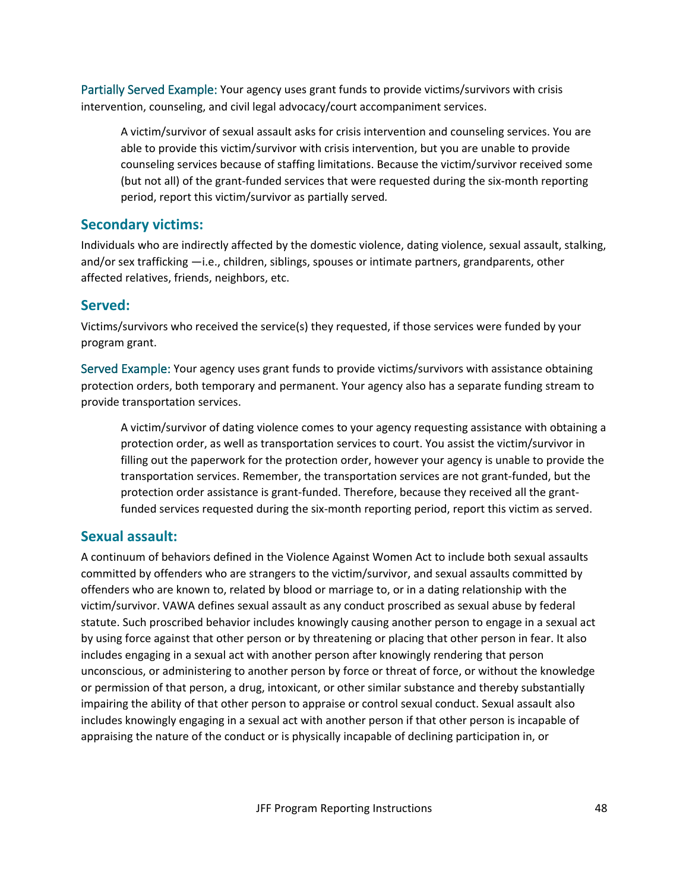Partially Served Example: Your agency uses grant funds to provide victims/survivors with crisis intervention, counseling, and civil legal advocacy/court accompaniment services.

> A victim/survivor of sexual assault asks for crisis intervention and counseling services. You are able to provide this victim/survivor with crisis intervention, but you are unable to provide counseling services because of staffing limitations. Because the victim/survivor received some (but not all) of the grant-funded services that were requested during the six-month reporting period, report this victim/survivor as partially served.

## Secondary victims:

Individuals who are indirectly affected by the domestic violence, dating violence, sexual assault, stalking, and/or sex trafficking —i.e., children, siblings, spouses or intimate partners, grandparents, other affected relatives, friends, neighbors, etc.

## Served:

Victims/survivors who received the service(s) they requested, if those services were funded by your program grant.

Served Example: Your agency uses grant funds to provide victims/survivors with assistance obtaining protection orders, both temporary and permanent. Your agency also has a separate funding stream to provide transportation services.

> A victim/survivor of dating violence comes to your agency requesting assistance with obtaining a protection order, as well as transportation services to court. You assist the victim/survivor in filling out the paperwork for the protection order, however your agency is unable to provide the transportation services. Remember, the transportation services are not grant-funded, but the protection order assistance is grant-funded. Therefore, because they received all the grant-funded services requested during the six-month reporting period, report this victim as served.

## Sexual assault:

A continuum of behaviors defined in the Violence Against Women Act to include both sexual assaults committed by offenders who are strangers to the victim/survivor, and sexual assaults committed by offenders who are known to, related by blood or marriage to, or in a dating relationship with the victim/survivor. VAWA defines sexual assault as any conduct proscribed as sexual abuse by federal statute. Such proscribed behavior includes knowingly causing another person to engage in a sexual act by using force against that other person or by threatening or placing that other person in fear. It also includes engaging in a sexual act with another person after knowingly rendering that person unconscious, or administering to another person by force or threat of force, or without the knowledge or permission of that person, a drug, intoxicant, or other similar substance and thereby substantially impairing the ability of that other person to appraise or control sexual conduct. Sexual assault also includes knowingly engaging in a sexual act with another person if that other person is incapable of appraising the nature of the conduct or is physically incapable of declining participation in, or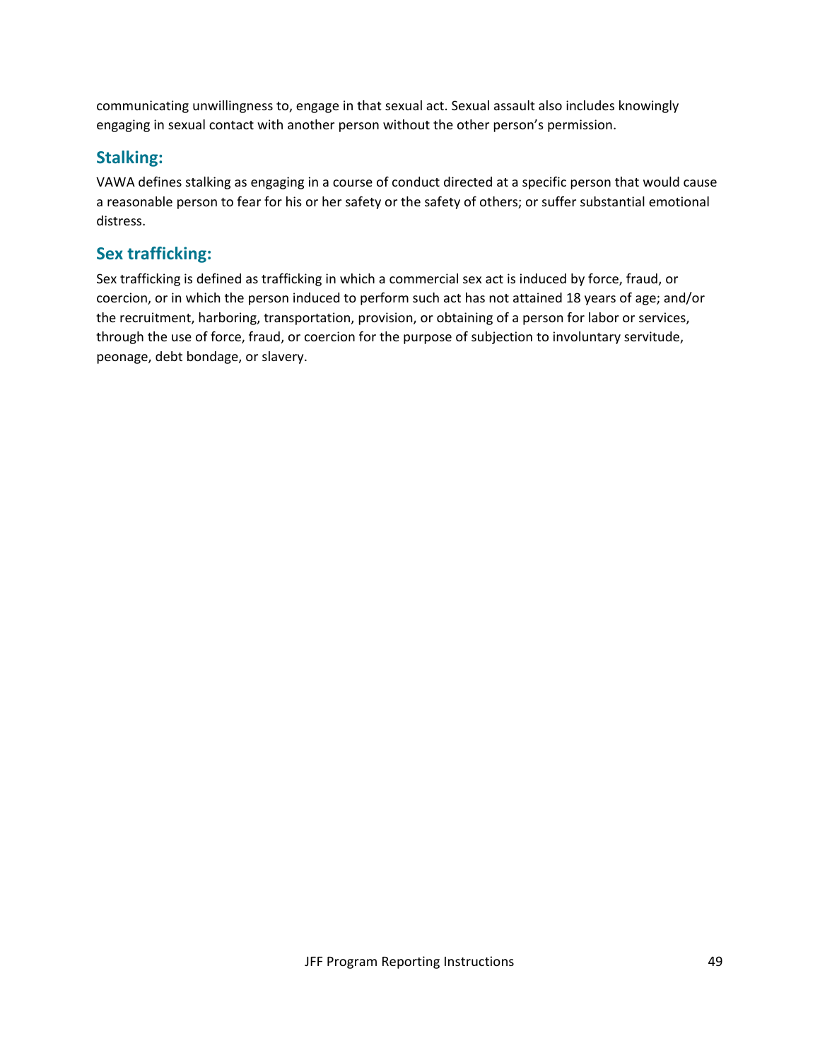communicating unwillingness to, engage in that sexual act. Sexual assault also includes knowingly engaging in sexual contact with another person without the other person's permission.

## Stalking:

VAWA defines stalking as engaging in a course of conduct directed at a specific person that would cause a reasonable person to fear for his or her safety or the safety of others; or suffer substantial emotional distress.

## Sex trafficking:

Sex trafficking is defined as trafficking in which a commercial sex act is induced by force, fraud, or coercion, or in which the person induced to perform such act has not attained 18 years of age; and/or the recruitment, harboring, transportation, provision, or obtaining of a person for labor or services, through the use of force, fraud, or coercion for the purpose of subjection to involuntary servitude, peonage, debt bondage, or slavery.